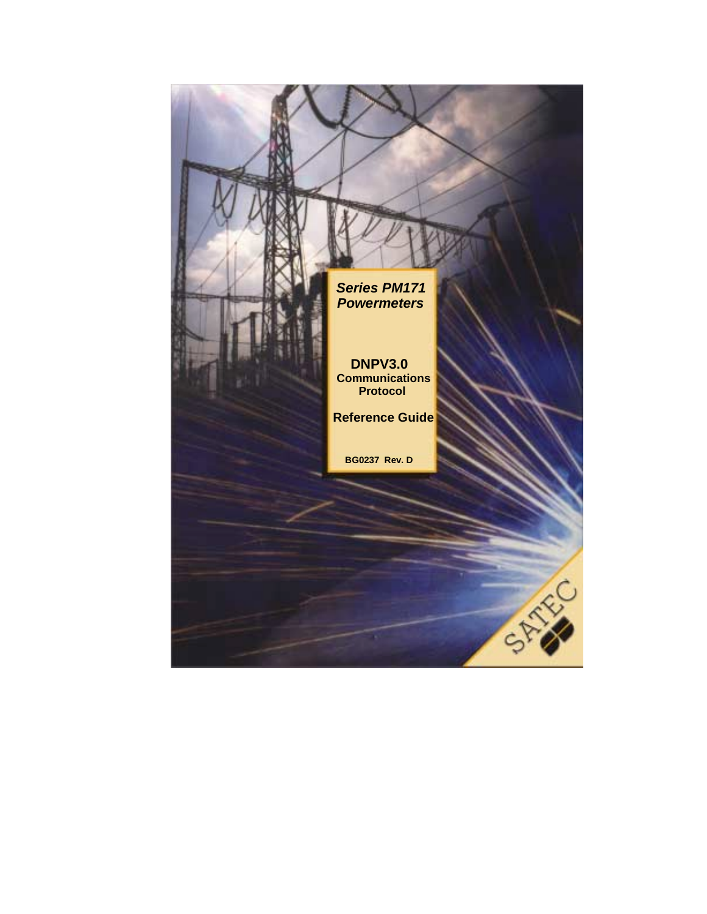# *Series PM171 Powermeters*

## DNPV3.0

**Communications Protocol**

**Reference Guide**

**BG0237 Rev. D**

SATEC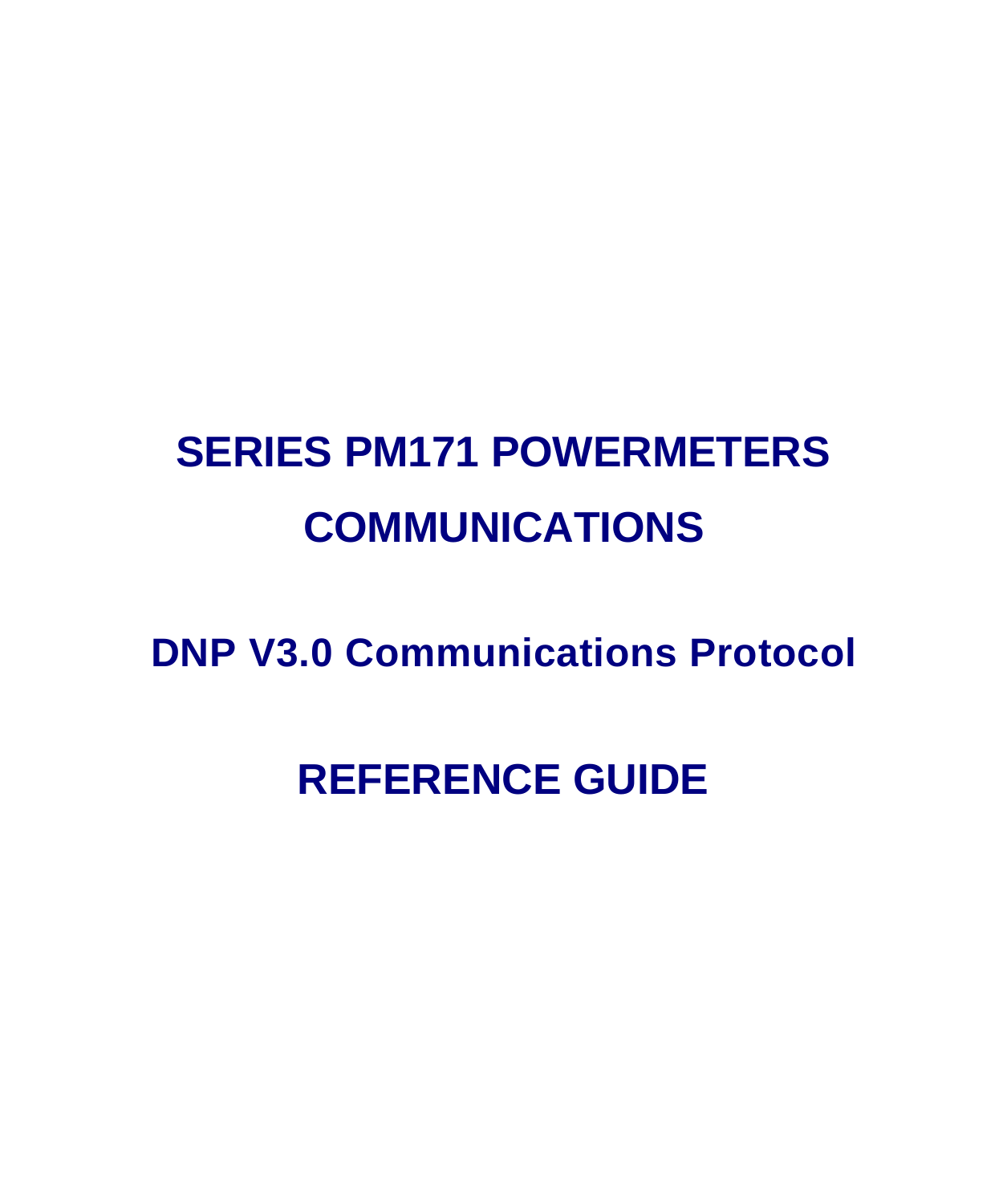# SERIES PM171 POWERMETERS

# COMMUNICATIONS

## DNP V3.0 Communications Protocol

# REFERENCE GUIDE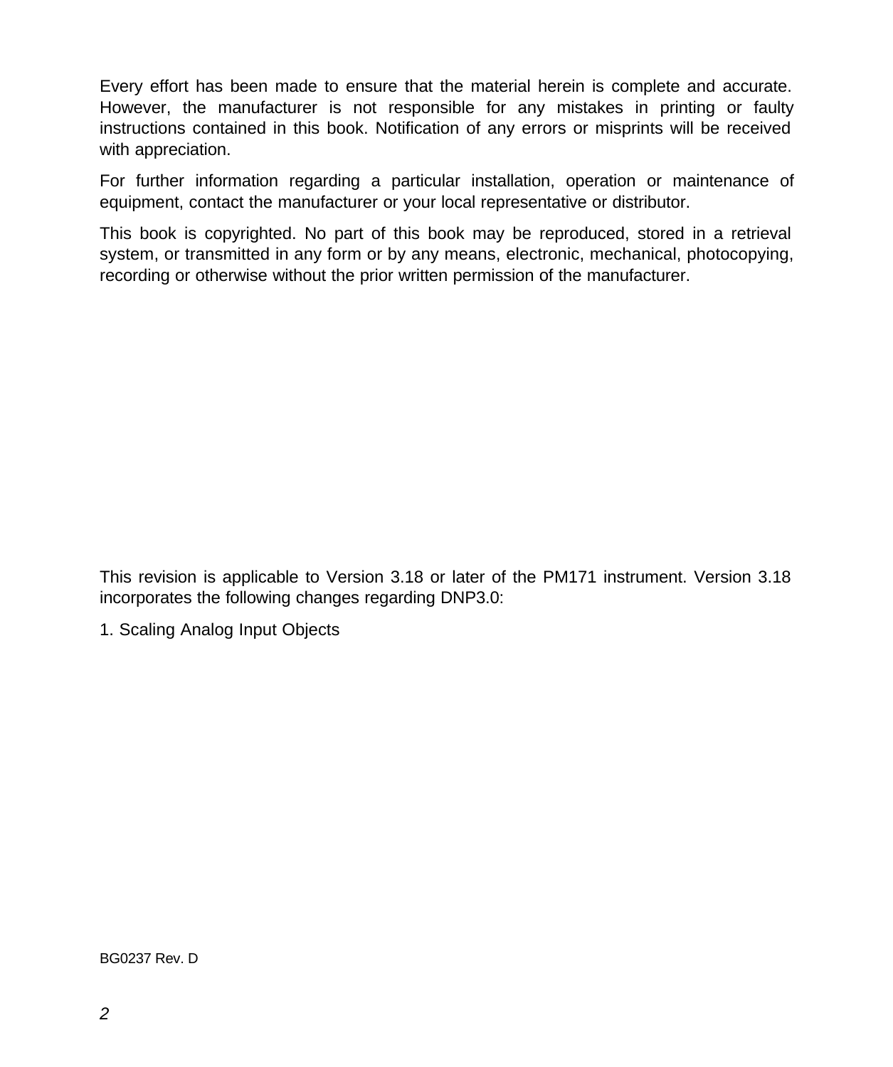Every effort has been made to ensure that the material herein is complete and accurate. However, the manufacturer is not responsible for any mistakes in printing or faulty instructions contained in this book. Notification of any errors or misprints will be received with appreciation.

For further information regarding a particular installation, operation or maintenance of equipment, contact the manufacturer or your local representative or distributor.

This book is copyrighted. No part of this book may be reproduced, stored in a retrieval system, or transmitted in any form or by any means, electronic, mechanical, photocopying, recording or otherwise without the prior written permission of the manufacturer.

This revision is applicable to Version 3.18 or later of the PM171 instrument. Version 3.18 incorporates the following changes regarding DNP3.0:

1. Scaling Analog Input Objects

BG0237 Rev. D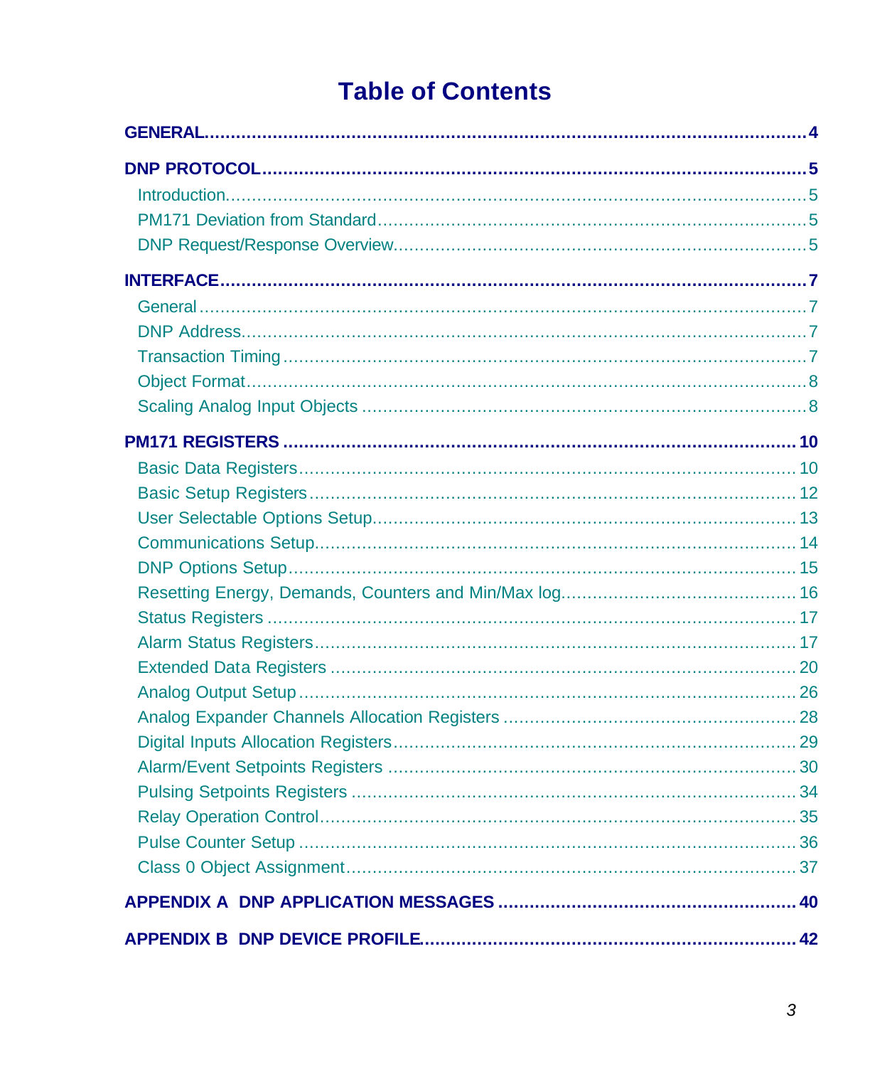# Table of Contents

**GENERAL** .......... 4

**DNP PROTOCOL** .......... 5

- Introduction .......... 5
- PM171 Deviation from Standard .......... 5
- DNP Request/Response Overview .......... 5

**INTERFACE** .......... 7

- General .......... 7
- DNP Address .......... 7
- Transaction Timing .......... 7
- Object Format .......... 8
- Scaling Analog Input Objects .......... 8

**PM171 REGISTERS** .......... 10

- Basic Data Registers .......... 10
- Basic Setup Registers .......... 12
- User Selectable Options Setup .......... 13
- Communications Setup .......... 14
- DNP Options Setup .......... 15
- Resetting Energy, Demands, Counters and Min/Max log .......... 16
- Status Registers .......... 17
- Alarm Status Registers .......... 17
- Extended Data Registers .......... 20
- Analog Output Setup .......... 26
- Analog Expander Channels Allocation Registers .......... 28
- Digital Inputs Allocation Registers .......... 29
- Alarm/Event Setpoints Registers .......... 30
- Pulsing Setpoints Registers .......... 34
- Relay Operation Control .......... 35
- Pulse Counter Setup .......... 36
- Class 0 Object Assignment .......... 37

**APPENDIX A DNP APPLICATION MESSAGES** .......... 40

**APPENDIX B DNP DEVICE PROFILE** .......... 42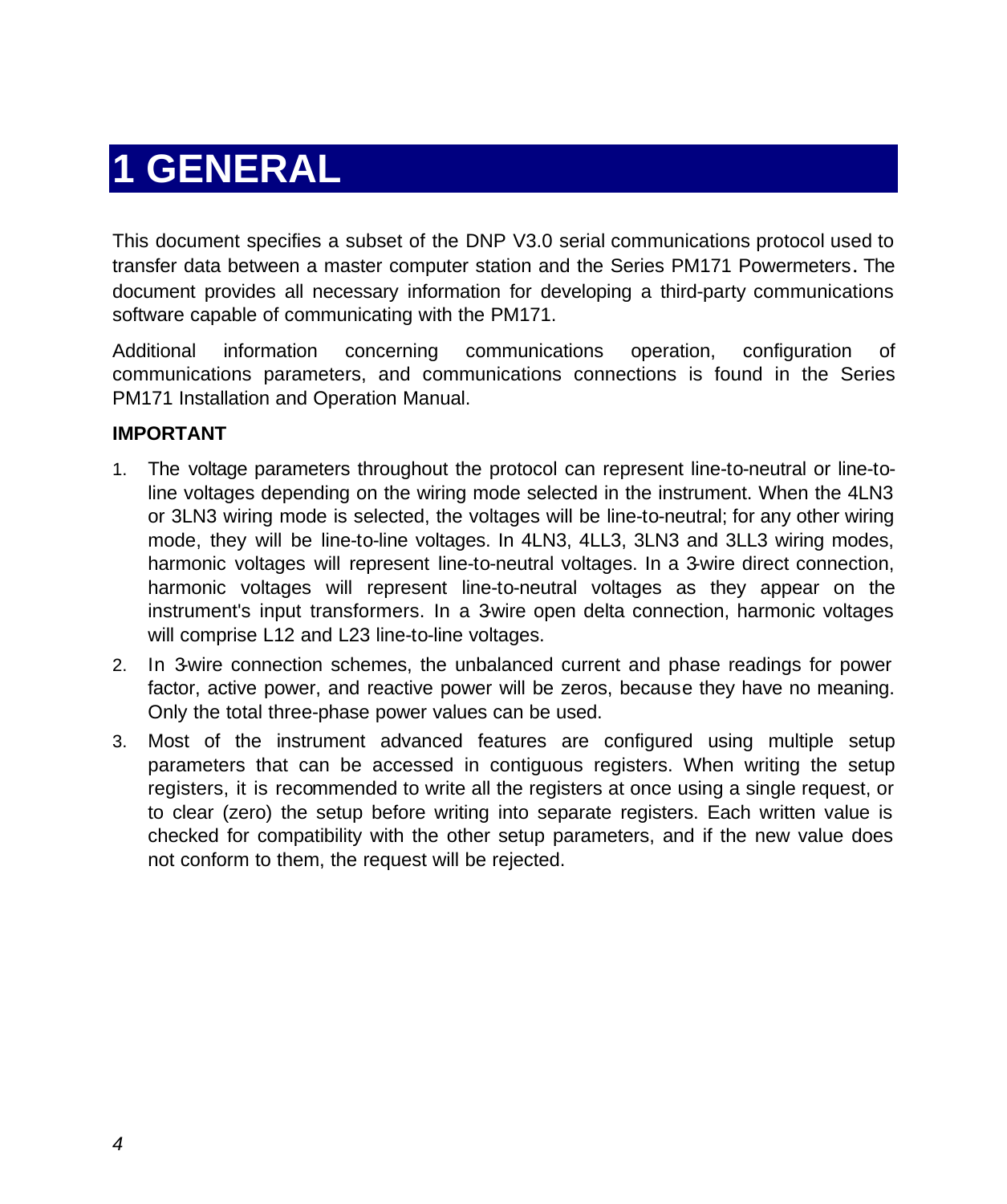# 1 GENERAL

This document specifies a subset of the DNP V3.0 serial communications protocol used to transfer data between a master computer station and the Series PM171 Powermeters. The document provides all necessary information for developing a third-party communications software capable of communicating with the PM171.

Additional information concerning communications operation, configuration of communications parameters, and communications connections is found in the Series PM171 Installation and Operation Manual.

**IMPORTANT**

1. The voltage parameters throughout the protocol can represent line-to-neutral or line-to-line voltages depending on the wiring mode selected in the instrument. When the 4LN3 or 3LN3 wiring mode is selected, the voltages will be line-to-neutral; for any other wiring mode, they will be line-to-line voltages. In 4LN3, 4LL3, 3LN3 and 3LL3 wiring modes, harmonic voltages will represent line-to-neutral voltages. In a 3-wire direct connection, harmonic voltages will represent line-to-neutral voltages as they appear on the instrument's input transformers. In a 3-wire open delta connection, harmonic voltages will comprise L12 and L23 line-to-line voltages.
2. In 3-wire connection schemes, the unbalanced current and phase readings for power factor, active power, and reactive power will be zeros, because they have no meaning. Only the total three-phase power values can be used.
3. Most of the instrument advanced features are configured using multiple setup parameters that can be accessed in contiguous registers. When writing the setup registers, it is recommended to write all the registers at once using a single request, or to clear (zero) the setup before writing into separate registers. Each written value is checked for compatibility with the other setup parameters, and if the new value does not conform to them, the request will be rejected.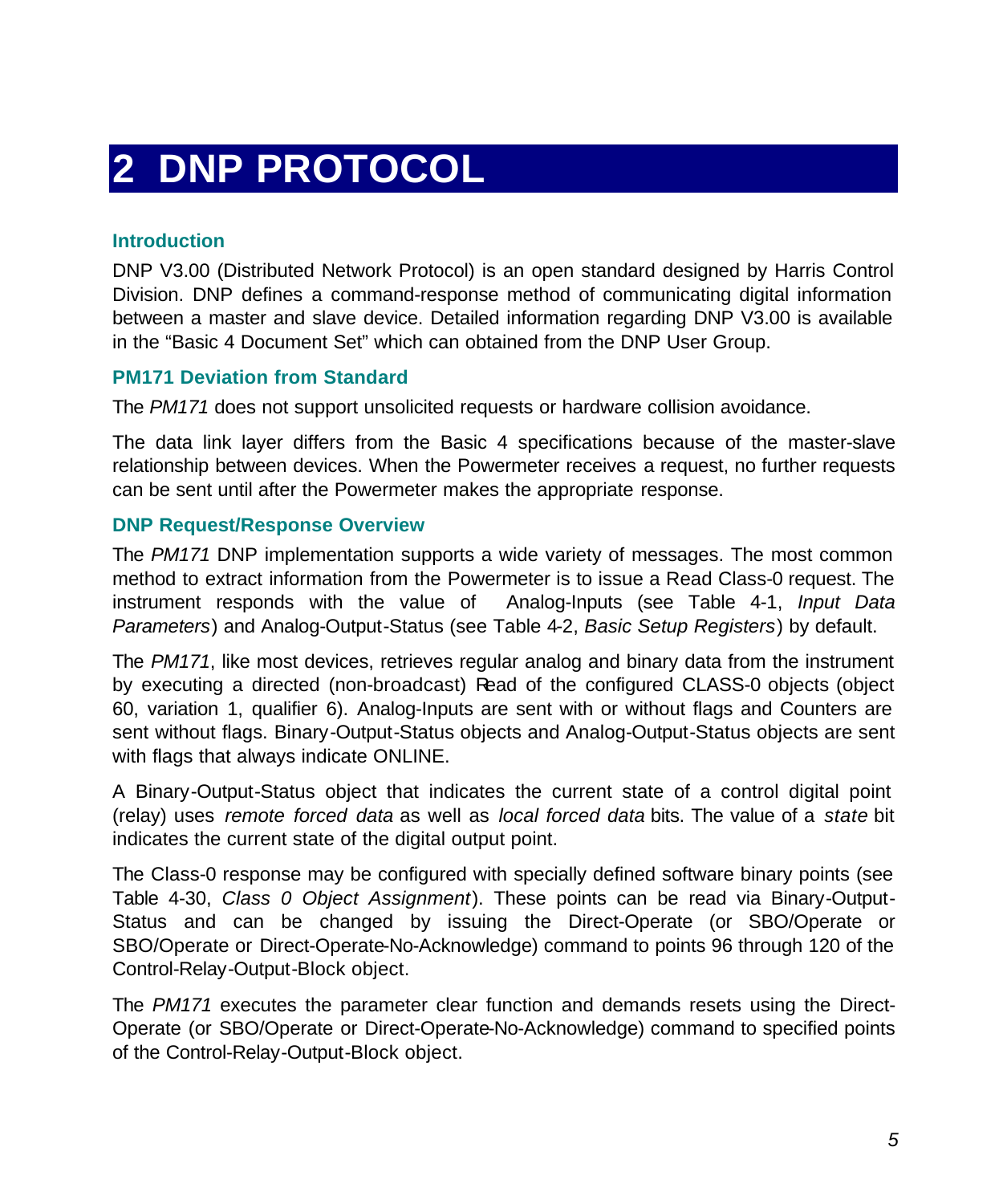# 2 DNP PROTOCOL

### Introduction

DNP V3.00 (Distributed Network Protocol) is an open standard designed by Harris Control Division. DNP defines a command-response method of communicating digital information between a master and slave device. Detailed information regarding DNP V3.00 is available in the "Basic 4 Document Set" which can obtained from the DNP User Group.

### PM171 Deviation from Standard

The *PM171* does not support unsolicited requests or hardware collision avoidance.

The data link layer differs from the Basic 4 specifications because of the master-slave relationship between devices. When the Powermeter receives a request, no further requests can be sent until after the Powermeter makes the appropriate response.

### DNP Request/Response Overview

The *PM171* DNP implementation supports a wide variety of messages. The most common method to extract information from the Powermeter is to issue a Read Class-0 request. The instrument responds with the value of Analog-Inputs (see Table 4-1, *Input Data Parameters*) and Analog-Output-Status (see Table 4-2, *Basic Setup Registers*) by default.

The *PM171*, like most devices, retrieves regular analog and binary data from the instrument by executing a directed (non-broadcast) Read of the configured CLASS-0 objects (object 60, variation 1, qualifier 6). Analog-Inputs are sent with or without flags and Counters are sent without flags. Binary-Output-Status objects and Analog-Output-Status objects are sent with flags that always indicate ONLINE.

A Binary-Output-Status object that indicates the current state of a control digital point (relay) uses *remote forced data* as well as *local forced data* bits. The value of a *state* bit indicates the current state of the digital output point.

The Class-0 response may be configured with specially defined software binary points (see Table 4-30, *Class 0 Object Assignment*). These points can be read via Binary-Output-Status and can be changed by issuing the Direct-Operate (or SBO/Operate or SBO/Operate or Direct-Operate-No-Acknowledge) command to points 96 through 120 of the Control-Relay-Output-Block object.

The *PM171* executes the parameter clear function and demands resets using the Direct-Operate (or SBO/Operate or Direct-Operate-No-Acknowledge) command to specified points of the Control-Relay-Output-Block object.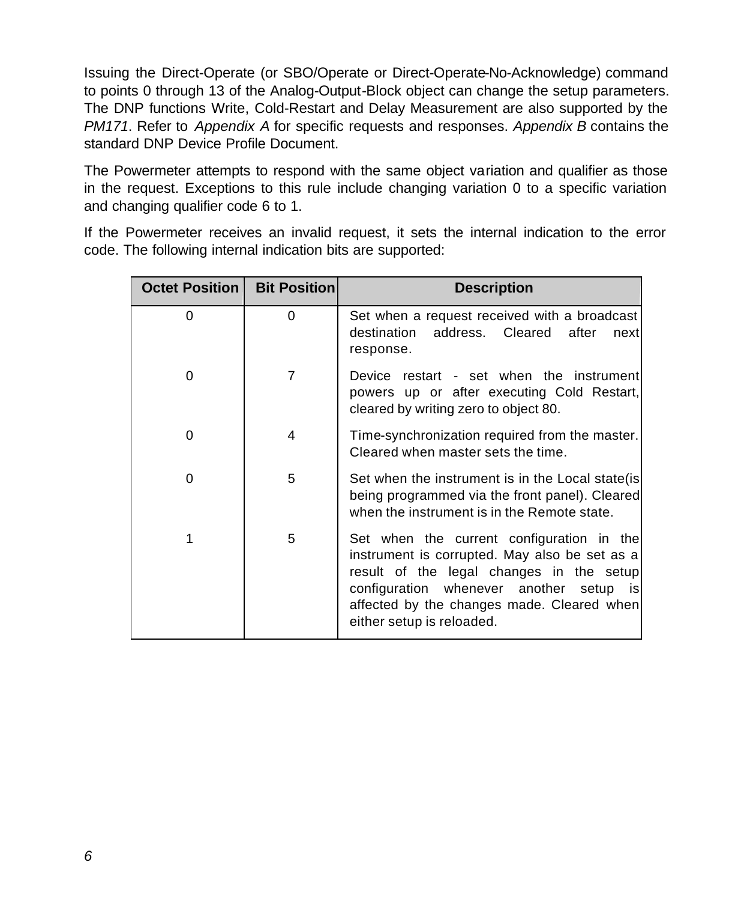Issuing the Direct-Operate (or SBO/Operate or Direct-Operate-No-Acknowledge) command to points 0 through 13 of the Analog-Output-Block object can change the setup parameters. The DNP functions Write, Cold-Restart and Delay Measurement are also supported by the *PM171*. Refer to *Appendix A* for specific requests and responses. *Appendix B* contains the standard DNP Device Profile Document.

The Powermeter attempts to respond with the same object variation and qualifier as those in the request. Exceptions to this rule include changing variation 0 to a specific variation and changing qualifier code 6 to 1.

If the Powermeter receives an invalid request, it sets the internal indication to the error code. The following internal indication bits are supported:

| Octet Position | Bit Position | Description |
|---|---|---|
| 0 | 0 | Set when a request received with a broadcast destination address. Cleared after next response. |
| 0 | 7 | Device restart - set when the instrument powers up or after executing Cold Restart, cleared by writing zero to object 80. |
| 0 | 4 | Time-synchronization required from the master. Cleared when master sets the time. |
| 0 | 5 | Set when the instrument is in the Local state(is being programmed via the front panel). Cleared when the instrument is in the Remote state. |
| 1 | 5 | Set when the current configuration in the instrument is corrupted. May also be set as a result of the legal changes in the setup configuration whenever another setup is affected by the changes made. Cleared when either setup is reloaded. |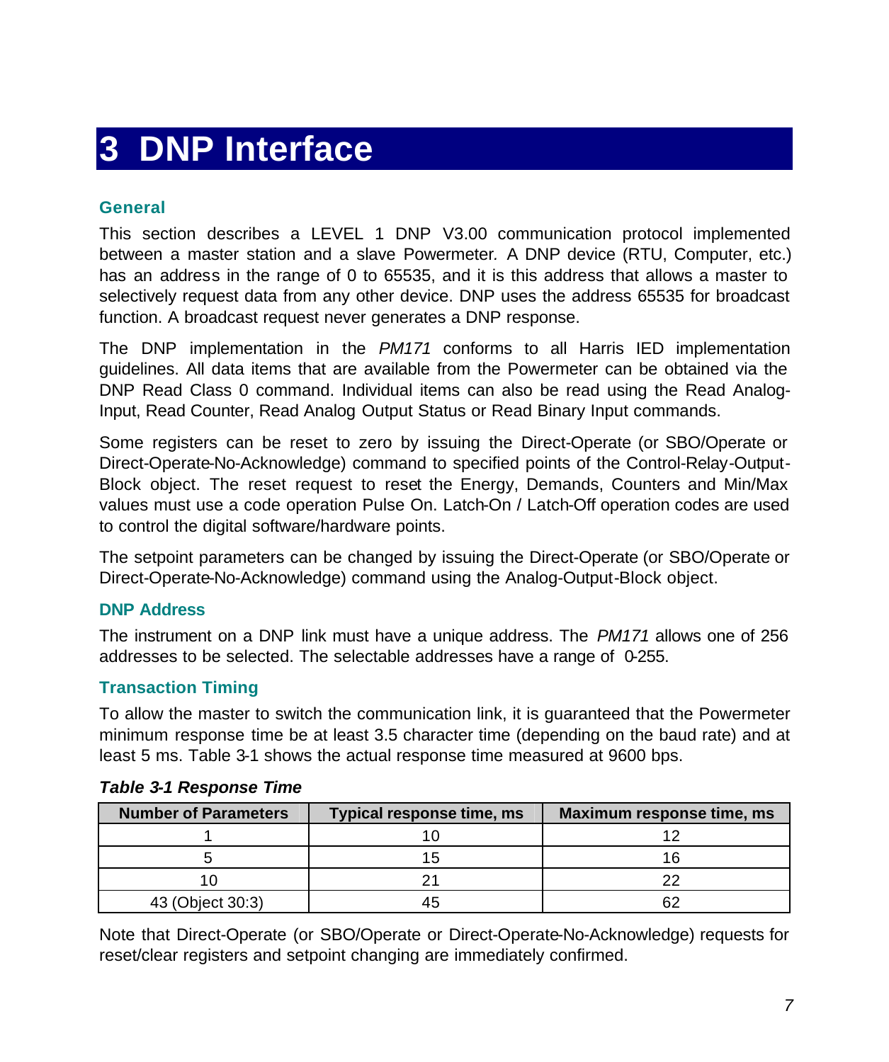# 3 DNP Interface

### General

This section describes a LEVEL 1 DNP V3.00 communication protocol implemented between a master station and a slave Powermeter. A DNP device (RTU, Computer, etc.) has an address in the range of 0 to 65535, and it is this address that allows a master to selectively request data from any other device. DNP uses the address 65535 for broadcast function. A broadcast request never generates a DNP response.

The DNP implementation in the *PM171* conforms to all Harris IED implementation guidelines. All data items that are available from the Powermeter can be obtained via the DNP Read Class 0 command. Individual items can also be read using the Read Analog-Input, Read Counter, Read Analog Output Status or Read Binary Input commands.

Some registers can be reset to zero by issuing the Direct-Operate (or SBO/Operate or Direct-Operate-No-Acknowledge) command to specified points of the Control-Relay-Output-Block object. The reset request to reset the Energy, Demands, Counters and Min/Max values must use a code operation Pulse On. Latch-On / Latch-Off operation codes are used to control the digital software/hardware points.

The setpoint parameters can be changed by issuing the Direct-Operate (or SBO/Operate or Direct-Operate-No-Acknowledge) command using the Analog-Output-Block object.

### DNP Address

The instrument on a DNP link must have a unique address. The *PM171* allows one of 256 addresses to be selected. The selectable addresses have a range of 0-255.

### Transaction Timing

To allow the master to switch the communication link, it is guaranteed that the Powermeter minimum response time be at least 3.5 character time (depending on the baud rate) and at least 5 ms. Table 3-1 shows the actual response time measured at 9600 bps.

***Table 3-1 Response Time***

| Number of Parameters | Typical response time, ms | Maximum response time, ms |
|---|---|---|
| 1 | 10 | 12 |
| 5 | 15 | 16 |
| 10 | 21 | 22 |
| 43 (Object 30:3) | 45 | 62 |

Note that Direct-Operate (or SBO/Operate or Direct-Operate-No-Acknowledge) requests for reset/clear registers and setpoint changing are immediately confirmed.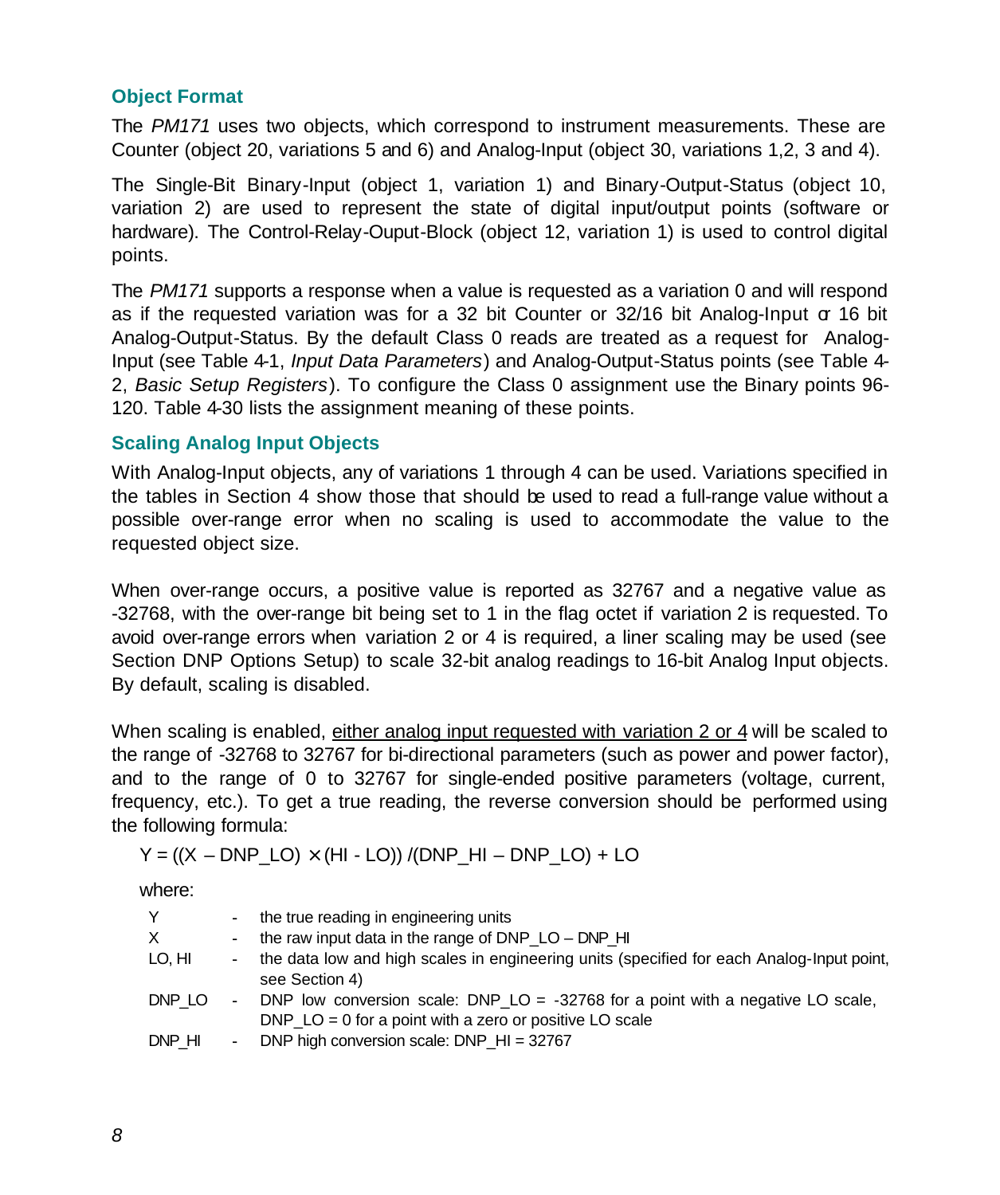### Object Format

The *PM171* uses two objects, which correspond to instrument measurements. These are Counter (object 20, variations 5 and 6) and Analog-Input (object 30, variations 1,2, 3 and 4).

The Single-Bit Binary-Input (object 1, variation 1) and Binary-Output-Status (object 10, variation 2) are used to represent the state of digital input/output points (software or hardware). The Control-Relay-Ouput-Block (object 12, variation 1) is used to control digital points.

The *PM171* supports a response when a value is requested as a variation 0 and will respond as if the requested variation was for a 32 bit Counter or 32/16 bit Analog-Input or 16 bit Analog-Output-Status. By the default Class 0 reads are treated as a request for Analog-Input (see Table 4-1, *Input Data Parameters*) and Analog-Output-Status points (see Table 4-2, *Basic Setup Registers*). To configure the Class 0 assignment use the Binary points 96-120. Table 4-30 lists the assignment meaning of these points.

### Scaling Analog Input Objects

With Analog-Input objects, any of variations 1 through 4 can be used. Variations specified in the tables in Section 4 show those that should be used to read a full-range value without a possible over-range error when no scaling is used to accommodate the value to the requested object size.

When over-range occurs, a positive value is reported as 32767 and a negative value as -32768, with the over-range bit being set to 1 in the flag octet if variation 2 is requested. To avoid over-range errors when variation 2 or 4 is required, a liner scaling may be used (see Section DNP Options Setup) to scale 32-bit analog readings to 16-bit Analog Input objects. By default, scaling is disabled.

When scaling is enabled, <u>either analog input requested with variation 2 or 4</u> will be scaled to the range of -32768 to 32767 for bi-directional parameters (such as power and power factor), and to the range of 0 to 32767 for single-ended positive parameters (voltage, current, frequency, etc.). To get a true reading, the reverse conversion should be performed using the following formula:

$$Y = ((X - DNP\_LO) \times (HI - LO)) / (DNP\_HI - DNP\_LO) + LO$$

where:

| | | |
|---|---|---|
| Y | - | the true reading in engineering units |
| X | - | the raw input data in the range of DNP_LO – DNP_HI |
| LO, HI | - | the data low and high scales in engineering units (specified for each Analog-Input point, see Section 4) |
| DNP_LO | - | DNP low conversion scale: DNP_LO = -32768 for a point with a negative LO scale, DNP_LO = 0 for a point with a zero or positive LO scale |
| DNP_HI | - | DNP high conversion scale: DNP_HI = 32767 |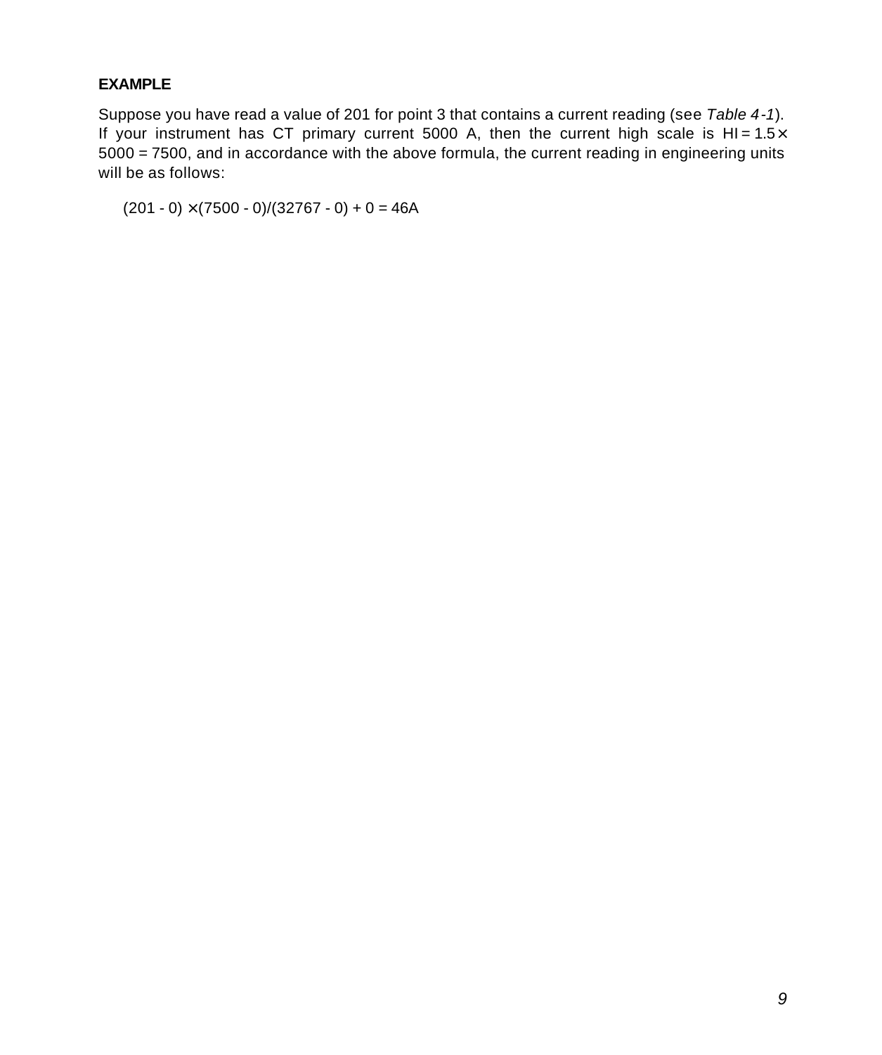**EXAMPLE**

Suppose you have read a value of 201 for point 3 that contains a current reading (see *Table 4-1*). If your instrument has CT primary current 5000 A, then the current high scale is HI = $1.5 \times 5000 = 7500$, and in accordance with the above formula, the current reading in engineering units will be as follows:

$$(201 - 0) \times (7500 - 0)/(32767 - 0) + 0 = 46\text{A}$$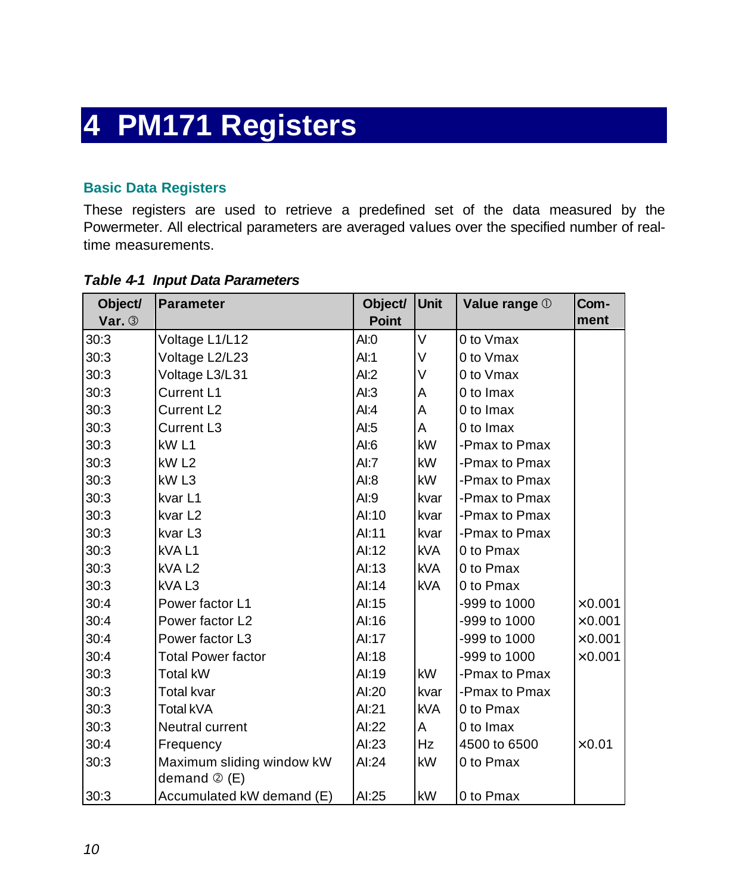# 4 PM171 Registers

### Basic Data Registers

These registers are used to retrieve a predefined set of the data measured by the Powermeter. All electrical parameters are averaged values over the specified number of real-time measurements.

***Table 4-1 Input Data Parameters***

| Object/ Var. ③ | Parameter | Object/ Point | Unit | Value range ① | Com-ment |
|---|---|---|---|---|---|
| 30:3 | Voltage L1/L12 | AI:0 | V | 0 to Vmax | |
| 30:3 | Voltage L2/L23 | AI:1 | V | 0 to Vmax | |
| 30:3 | Voltage L3/L31 | AI:2 | V | 0 to Vmax | |
| 30:3 | Current L1 | AI:3 | A | 0 to Imax | |
| 30:3 | Current L2 | AI:4 | A | 0 to Imax | |
| 30:3 | Current L3 | AI:5 | A | 0 to Imax | |
| 30:3 | kW L1 | AI:6 | kW | -Pmax to Pmax | |
| 30:3 | kW L2 | AI:7 | kW | -Pmax to Pmax | |
| 30:3 | kW L3 | AI:8 | kW | -Pmax to Pmax | |
| 30:3 | kvar L1 | AI:9 | kvar | -Pmax to Pmax | |
| 30:3 | kvar L2 | AI:10 | kvar | -Pmax to Pmax | |
| 30:3 | kvar L3 | AI:11 | kvar | -Pmax to Pmax | |
| 30:3 | kVA L1 | AI:12 | kVA | 0 to Pmax | |
| 30:3 | kVA L2 | AI:13 | kVA | 0 to Pmax | |
| 30:3 | kVA L3 | AI:14 | kVA | 0 to Pmax | |
| 30:4 | Power factor L1 | AI:15 | | -999 to 1000 | ×0.001 |
| 30:4 | Power factor L2 | AI:16 | | -999 to 1000 | ×0.001 |
| 30:4 | Power factor L3 | AI:17 | | -999 to 1000 | ×0.001 |
| 30:4 | Total Power factor | AI:18 | | -999 to 1000 | ×0.001 |
| 30:3 | Total kW | AI:19 | kW | -Pmax to Pmax | |
| 30:3 | Total kvar | AI:20 | kvar | -Pmax to Pmax | |
| 30:3 | Total kVA | AI:21 | kVA | 0 to Pmax | |
| 30:3 | Neutral current | AI:22 | A | 0 to Imax | |
| 30:4 | Frequency | AI:23 | Hz | 4500 to 6500 | ×0.01 |
| 30:3 | Maximum sliding window kW demand ② (E) | AI:24 | kW | 0 to Pmax | |
| 30:3 | Accumulated kW demand (E) | AI:25 | kW | 0 to Pmax | |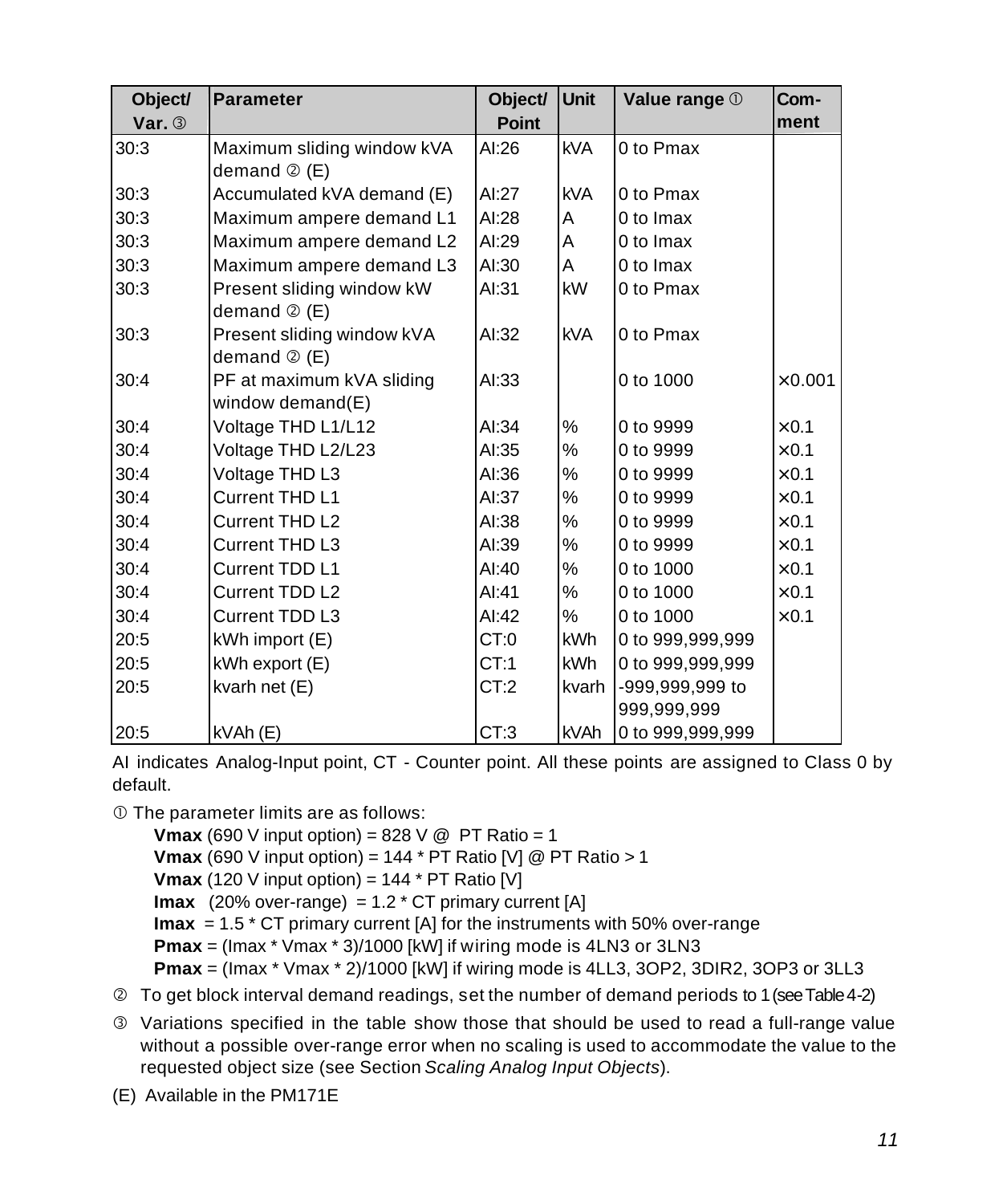| Object/ Var. ③ | Parameter | Object/ Point | Unit | Value range ① | Com-ment |
|---|---|---|---|---|---|
| 30:3 | Maximum sliding window kVA demand ② (E) | AI:26 | kVA | 0 to Pmax | |
| 30:3 | Accumulated kVA demand (E) | AI:27 | kVA | 0 to Pmax | |
| 30:3 | Maximum ampere demand L1 | AI:28 | A | 0 to Imax | |
| 30:3 | Maximum ampere demand L2 | AI:29 | A | 0 to Imax | |
| 30:3 | Maximum ampere demand L3 | AI:30 | A | 0 to Imax | |
| 30:3 | Present sliding window kW demand ② (E) | AI:31 | kW | 0 to Pmax | |
| 30:3 | Present sliding window kVA demand ② (E) | AI:32 | kVA | 0 to Pmax | |
| 30:4 | PF at maximum kVA sliding window demand(E) | AI:33 | | 0 to 1000 | ×0.001 |
| 30:4 | Voltage THD L1/L12 | AI:34 | % | 0 to 9999 | ×0.1 |
| 30:4 | Voltage THD L2/L23 | AI:35 | % | 0 to 9999 | ×0.1 |
| 30:4 | Voltage THD L3 | AI:36 | % | 0 to 9999 | ×0.1 |
| 30:4 | Current THD L1 | AI:37 | % | 0 to 9999 | ×0.1 |
| 30:4 | Current THD L2 | AI:38 | % | 0 to 9999 | ×0.1 |
| 30:4 | Current THD L3 | AI:39 | % | 0 to 9999 | ×0.1 |
| 30:4 | Current TDD L1 | AI:40 | % | 0 to 1000 | ×0.1 |
| 30:4 | Current TDD L2 | AI:41 | % | 0 to 1000 | ×0.1 |
| 30:4 | Current TDD L3 | AI:42 | % | 0 to 1000 | ×0.1 |
| 20:5 | kWh import (E) | CT:0 | kWh | 0 to 999,999,999 | |
| 20:5 | kWh export (E) | CT:1 | kWh | 0 to 999,999,999 | |
| 20:5 | kvarh net (E) | CT:2 | kvarh | -999,999,999 to 999,999,999 | |
| 20:5 | kVAh (E) | CT:3 | kVAh | 0 to 999,999,999 | |

AI indicates Analog-Input point, CT - Counter point. All these points are assigned to Class 0 by default.

① The parameter limits are as follows:

- **Vmax** (690 V input option) = 828 V @ PT Ratio = 1
- **Vmax** (690 V input option) = 144 * PT Ratio [V] @ PT Ratio > 1
- **Vmax** (120 V input option) = 144 * PT Ratio [V]
- **Imax** (20% over-range) = 1.2 * CT primary current [A]
- **Imax** = 1.5 * CT primary current [A] for the instruments with 50% over-range
- **Pmax** = (Imax * Vmax * 3)/1000 [kW] if wiring mode is 4LN3 or 3LN3
- **Pmax** = (Imax * Vmax * 2)/1000 [kW] if wiring mode is 4LL3, 3OP2, 3DIR2, 3OP3 or 3LL3

② To get block interval demand readings, set the number of demand periods to 1 (see Table 4-2)

③ Variations specified in the table show those that should be used to read a full-range value without a possible over-range error when no scaling is used to accommodate the value to the requested object size (see Section *Scaling Analog Input Objects*).

(E) Available in the PM171E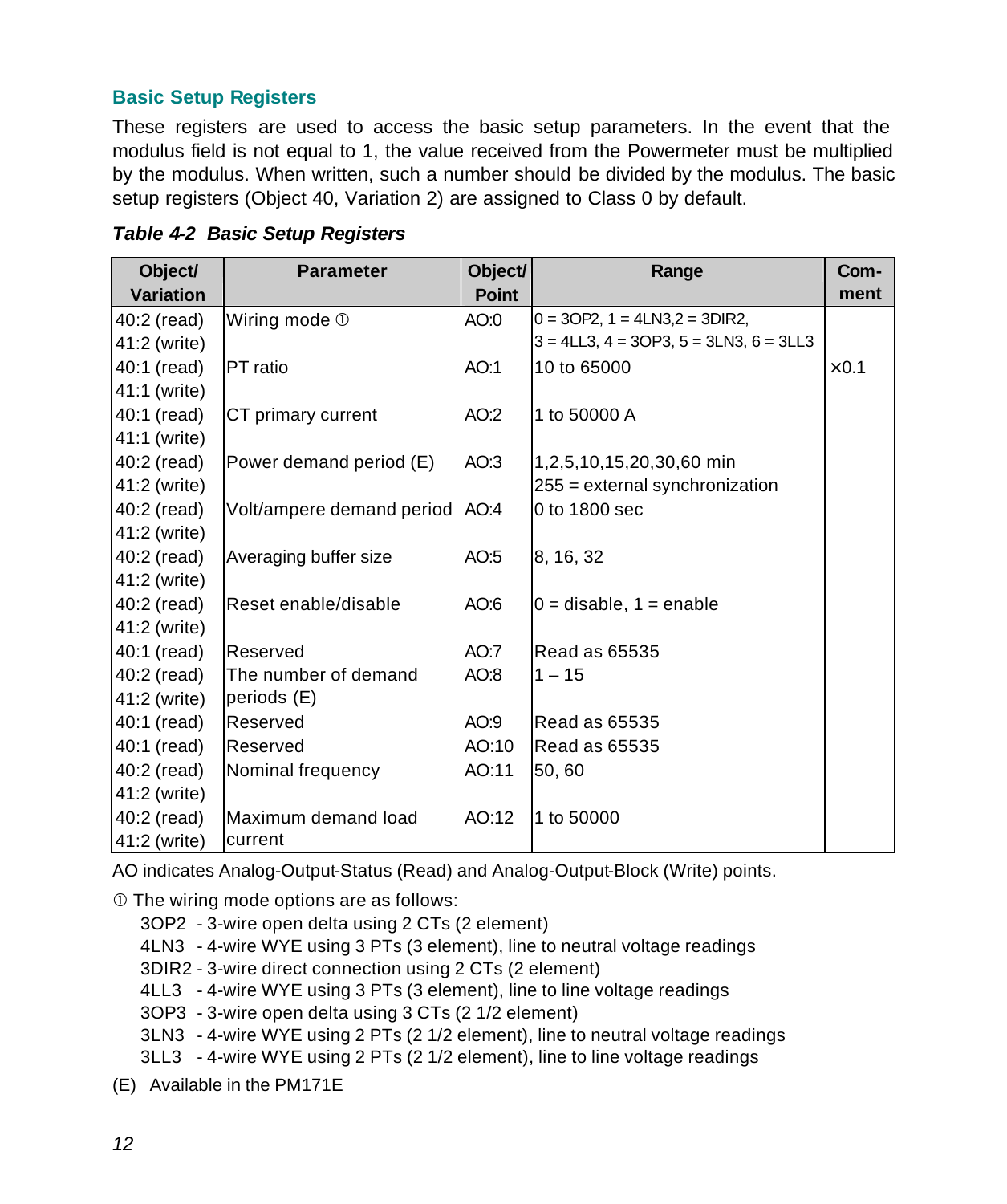## Basic Setup Registers

These registers are used to access the basic setup parameters. In the event that the modulus field is not equal to 1, the value received from the Powermeter must be multiplied by the modulus. When written, such a number should be divided by the modulus. The basic setup registers (Object 40, Variation 2) are assigned to Class 0 by default.

***Table 4-2 Basic Setup Registers***

| Object/ Variation | Parameter | Object/ Point | Range | Com-ment |
|---|---|---|---|---|
| 40:2 (read)<br>41:2 (write) | Wiring mode ① | AO:0 | 0 = 3OP2, 1 = 4LN3,2 = 3DIR2,<br>3 = 4LL3, 4 = 3OP3, 5 = 3LN3, 6 = 3LL3 | |
| 40:1 (read)<br>41:1 (write) | PT ratio | AO:1 | 10 to 65000 | ×0.1 |
| 40:1 (read)<br>41:1 (write) | CT primary current | AO:2 | 1 to 50000 A | |
| 40:2 (read)<br>41:2 (write) | Power demand period (E) | AO:3 | 1,2,5,10,15,20,30,60 min<br>255 = external synchronization | |
| 40:2 (read)<br>41:2 (write) | Volt/ampere demand period | AO:4 | 0 to 1800 sec | |
| 40:2 (read)<br>41:2 (write) | Averaging buffer size | AO:5 | 8, 16, 32 | |
| 40:2 (read)<br>41:2 (write) | Reset enable/disable | AO:6 | 0 = disable, 1 = enable | |
| 40:1 (read) | Reserved | AO:7 | Read as 65535 | |
| 40:2 (read)<br>41:2 (write) | The number of demand periods (E) | AO:8 | 1 – 15 | |
| 40:1 (read) | Reserved | AO:9 | Read as 65535 | |
| 40:1 (read) | Reserved | AO:10 | Read as 65535 | |
| 40:2 (read)<br>41:2 (write) | Nominal frequency | AO:11 | 50, 60 | |
| 40:2 (read)<br>41:2 (write) | Maximum demand load current | AO:12 | 1 to 50000 | |

AO indicates Analog-Output-Status (Read) and Analog-Output-Block (Write) points.

① The wiring mode options are as follows:

- 3OP2 - 3-wire open delta using 2 CTs (2 element)
- 4LN3 - 4-wire WYE using 3 PTs (3 element), line to neutral voltage readings
- 3DIR2 - 3-wire direct connection using 2 CTs (2 element)
- 4LL3 - 4-wire WYE using 3 PTs (3 element), line to line voltage readings
- 3OP3 - 3-wire open delta using 3 CTs (2 1/2 element)
- 3LN3 - 4-wire WYE using 2 PTs (2 1/2 element), line to neutral voltage readings
- 3LL3 - 4-wire WYE using 2 PTs (2 1/2 element), line to line voltage readings

(E) Available in the PM171E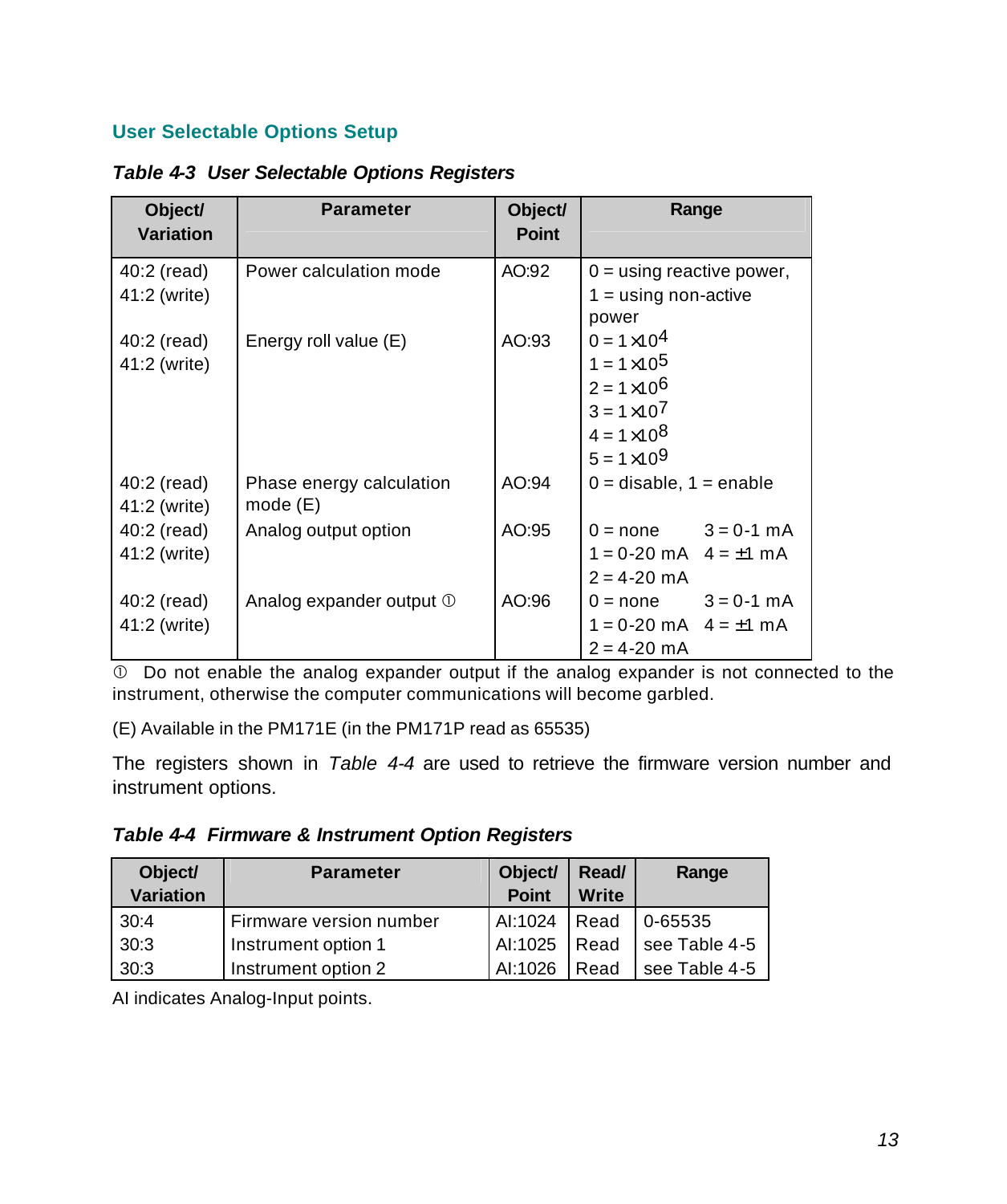### User Selectable Options Setup

***Table 4-3 User Selectable Options Registers***

| Object/ Variation | Parameter | Object/ Point | Range |
|---|---|---|---|
| 40:2 (read)<br>41:2 (write) | Power calculation mode | AO:92 | 0 = using reactive power,<br>1 = using non-active power |
| 40:2 (read)<br>41:2 (write) | Energy roll value (E) | AO:93 | $0 = 1\times10^4$<br>$1 = 1\times10^5$<br>$2 = 1\times10^6$<br>$3 = 1\times10^7$<br>$4 = 1\times10^8$<br>$5 = 1\times10^9$ |
| 40:2 (read)<br>41:2 (write) | Phase energy calculation mode (E) | AO:94 | 0 = disable, 1 = enable |
| 40:2 (read)<br>41:2 (write) | Analog output option | AO:95 | 0 = none 3 = 0-1 mA<br>1 = 0-20 mA 4 = ±1 mA<br>2 = 4-20 mA |
| 40:2 (read)<br>41:2 (write) | Analog expander output ① | AO:96 | 0 = none 3 = 0-1 mA<br>1 = 0-20 mA 4 = ±1 mA<br>2 = 4-20 mA |

① Do not enable the analog expander output if the analog expander is not connected to the instrument, otherwise the computer communications will become garbled.

(E) Available in the PM171E (in the PM171P read as 65535)

The registers shown in *Table 4-4* are used to retrieve the firmware version number and instrument options.

***Table 4-4 Firmware & Instrument Option Registers***

| Object/ Variation | Parameter | Object/ Point | Read/ Write | Range |
|---|---|---|---|---|
| 30:4 | Firmware version number | AI:1024 | Read | 0-65535 |
| 30:3 | Instrument option 1 | AI:1025 | Read | see Table 4-5 |
| 30:3 | Instrument option 2 | AI:1026 | Read | see Table 4-5 |

AI indicates Analog-Input points.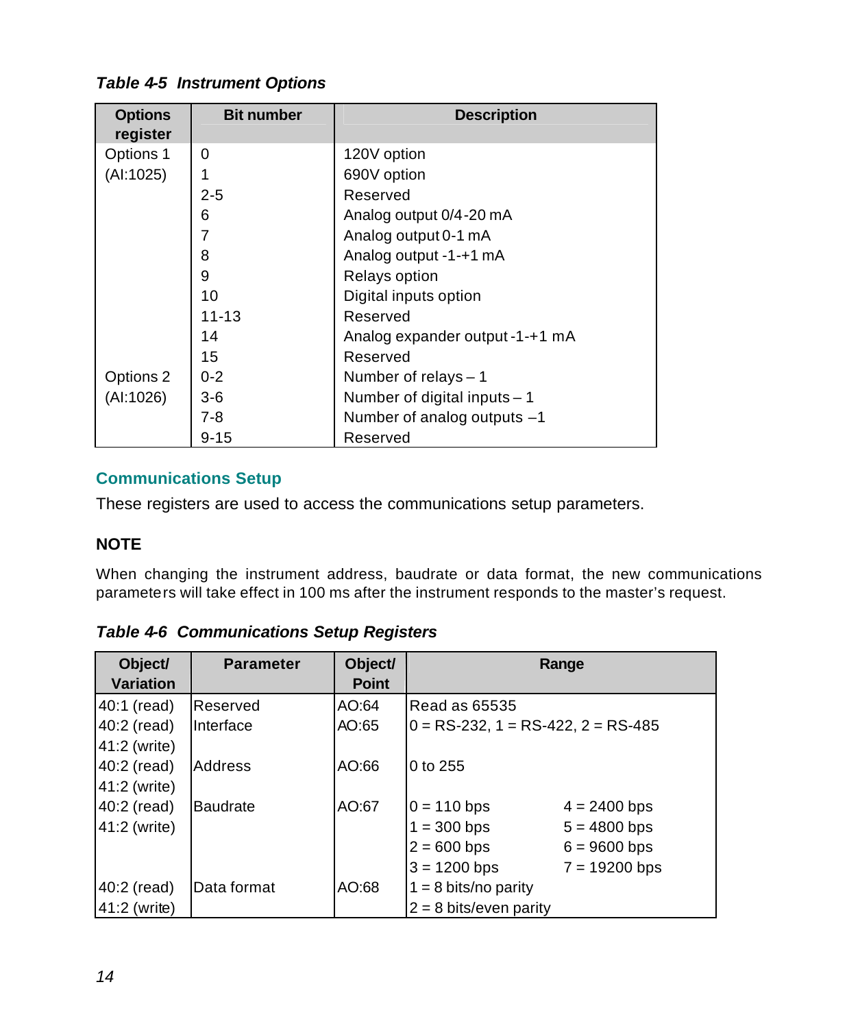***Table 4-5 Instrument Options***

| Options register | Bit number | Description |
|---|---|---|
| Options 1 (AI:1025) | 0 | 120V option |
| | 1 | 690V option |
| | 2-5 | Reserved |
| | 6 | Analog output 0/4-20 mA |
| | 7 | Analog output 0-1 mA |
| | 8 | Analog output -1-+1 mA |
| | 9 | Relays option |
| | 10 | Digital inputs option |
| | 11-13 | Reserved |
| | 14 | Analog expander output -1-+1 mA |
| | 15 | Reserved |
| Options 2 (AI:1026) | 0-2 | Number of relays – 1 |
| | 3-6 | Number of digital inputs – 1 |
| | 7-8 | Number of analog outputs –1 |
| | 9-15 | Reserved |

## Communications Setup

These registers are used to access the communications setup parameters.

**NOTE**

When changing the instrument address, baudrate or data format, the new communications parameters will take effect in 100 ms after the instrument responds to the master's request.

***Table 4-6 Communications Setup Registers***

| Object/ Variation | Parameter | Object/ Point | Range | |
|---|---|---|---|---|
| 40:1 (read) | Reserved | AO:64 | Read as 65535 | |
| 40:2 (read) 41:2 (write) | Interface | AO:65 | 0 = RS-232, 1 = RS-422, 2 = RS-485 | |
| 40:2 (read) 41:2 (write) | Address | AO:66 | 0 to 255 | |
| 40:2 (read) 41:2 (write) | Baudrate | AO:67 | 0 = 110 bps | 4 = 2400 bps |
| | | | 1 = 300 bps | 5 = 4800 bps |
| | | | 2 = 600 bps | 6 = 9600 bps |
| | | | 3 = 1200 bps | 7 = 19200 bps |
| 40:2 (read) 41:2 (write) | Data format | AO:68 | 1 = 8 bits/no parity | |
| | | | 2 = 8 bits/even parity | |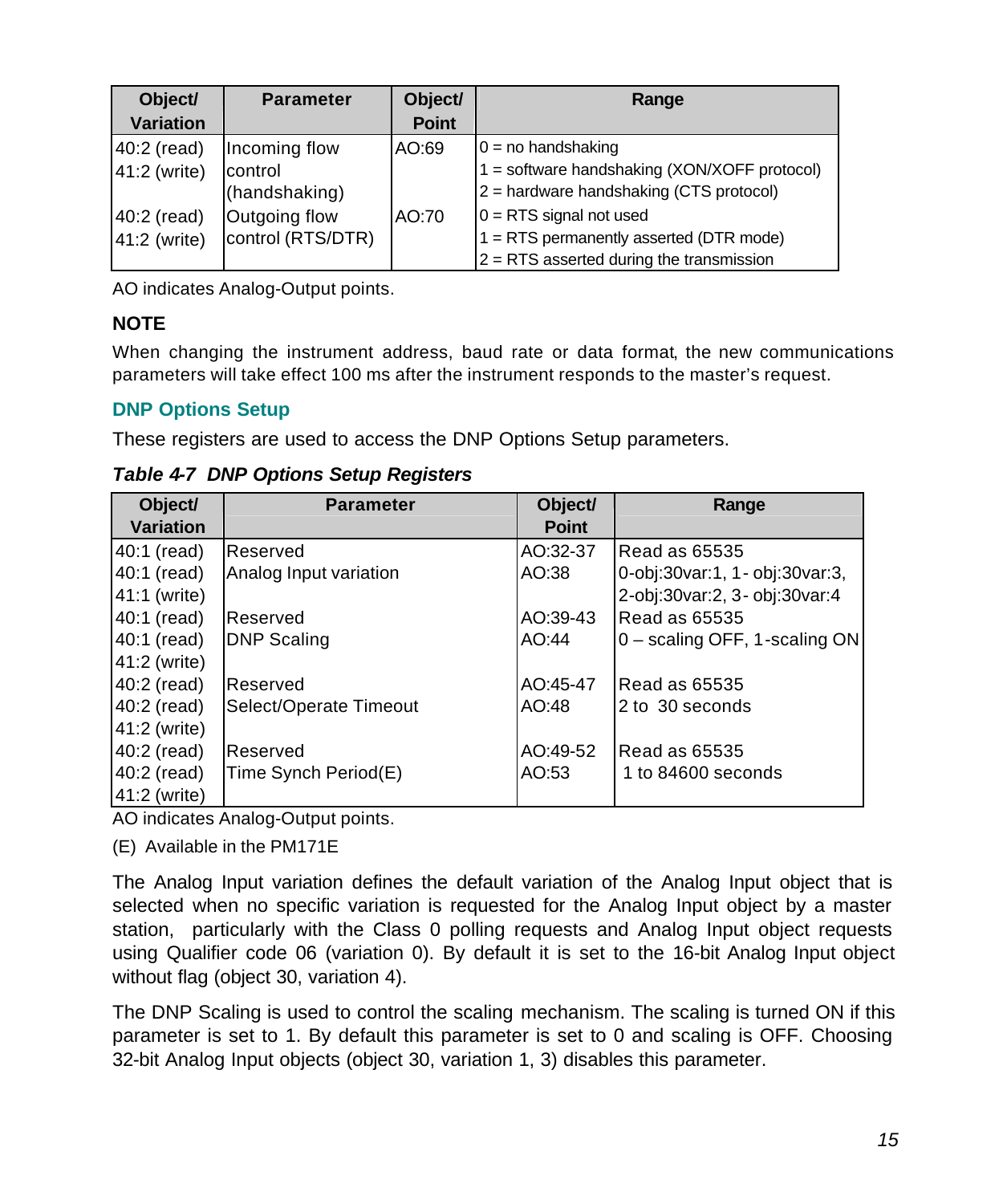| Object/ Variation | Parameter | Object/ Point | Range |
|---|---|---|---|
| 40:2 (read)<br>41:2 (write) | Incoming flow control (handshaking) | AO:69 | 0 = no handshaking<br>1 = software handshaking (XON/XOFF protocol)<br>2 = hardware handshaking (CTS protocol) |
| 40:2 (read)<br>41:2 (write) | Outgoing flow control (RTS/DTR) | AO:70 | 0 = RTS signal not used<br>1 = RTS permanently asserted (DTR mode)<br>2 = RTS asserted during the transmission |

AO indicates Analog-Output points.

**NOTE**

When changing the instrument address, baud rate or data format, the new communications parameters will take effect 100 ms after the instrument responds to the master's request.

## DNP Options Setup

These registers are used to access the DNP Options Setup parameters.

***Table 4-7 DNP Options Setup Registers***

| Object/ Variation | Parameter | Object/ Point | Range |
|---|---|---|---|
| 40:1 (read) | Reserved | AO:32-37 | Read as 65535 |
| 40:1 (read)<br>41:1 (write) | Analog Input variation | AO:38 | 0-obj:30var:1, 1- obj:30var:3,<br>2-obj:30var:2, 3- obj:30var:4 |
| 40:1 (read) | Reserved | AO:39-43 | Read as 65535 |
| 40:1 (read)<br>41:2 (write) | DNP Scaling | AO:44 | 0 – scaling OFF, 1-scaling ON |
| 40:2 (read) | Reserved | AO:45-47 | Read as 65535 |
| 40:2 (read)<br>41:2 (write) | Select/Operate Timeout | AO:48 | 2 to 30 seconds |
| 40:2 (read) | Reserved | AO:49-52 | Read as 65535 |
| 40:2 (read)<br>41:2 (write) | Time Synch Period(E) | AO:53 | 1 to 84600 seconds |

AO indicates Analog-Output points.

(E) Available in the PM171E

The Analog Input variation defines the default variation of the Analog Input object that is selected when no specific variation is requested for the Analog Input object by a master station, particularly with the Class 0 polling requests and Analog Input object requests using Qualifier code 06 (variation 0). By default it is set to the 16-bit Analog Input object without flag (object 30, variation 4).

The DNP Scaling is used to control the scaling mechanism. The scaling is turned ON if this parameter is set to 1. By default this parameter is set to 0 and scaling is OFF. Choosing 32-bit Analog Input objects (object 30, variation 1, 3) disables this parameter.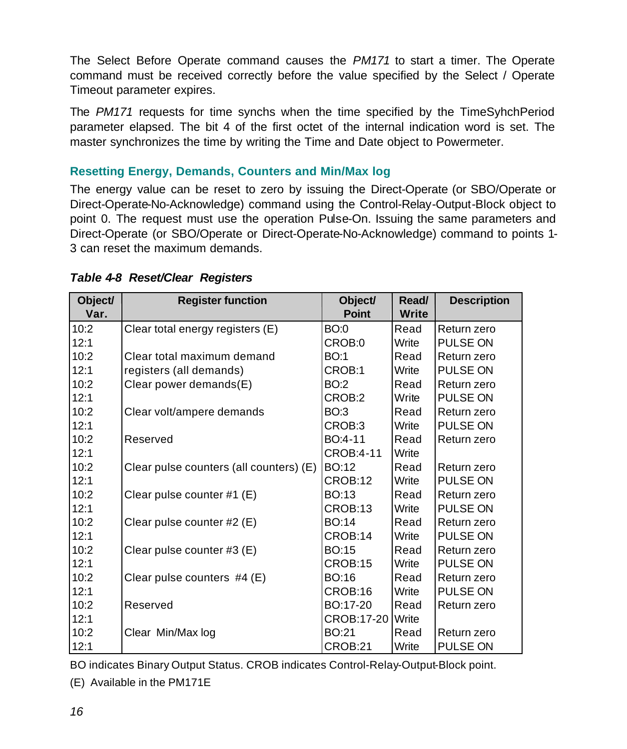The Select Before Operate command causes the *PM171* to start a timer. The Operate command must be received correctly before the value specified by the Select / Operate Timeout parameter expires.

The *PM171* requests for time synchs when the time specified by the TimeSyhchPeriod parameter elapsed. The bit 4 of the first octet of the internal indication word is set. The master synchronizes the time by writing the Time and Date object to Powermeter.

### Resetting Energy, Demands, Counters and Min/Max log

The energy value can be reset to zero by issuing the Direct-Operate (or SBO/Operate or Direct-Operate-No-Acknowledge) command using the Control-Relay-Output-Block object to point 0. The request must use the operation Pulse-On. Issuing the same parameters and Direct-Operate (or SBO/Operate or Direct-Operate-No-Acknowledge) command to points 1-3 can reset the maximum demands.

***Table 4-8 Reset/Clear Registers***

| Object/ Var. | Register function | Object/ Point | Read/ Write | Description |
|---|---|---|---|---|
| 10:2 | Clear total energy registers (E) | BO:0 | Read | Return zero |
| 12:1 | | CROB:0 | Write | PULSE ON |
| 10:2 | Clear total maximum demand | BO:1 | Read | Return zero |
| 12:1 | registers (all demands) | CROB:1 | Write | PULSE ON |
| 10:2 | Clear power demands(E) | BO:2 | Read | Return zero |
| 12:1 | | CROB:2 | Write | PULSE ON |
| 10:2 | Clear volt/ampere demands | BO:3 | Read | Return zero |
| 12:1 | | CROB:3 | Write | PULSE ON |
| 10:2 | Reserved | BO:4-11 | Read | Return zero |
| 12:1 | | CROB:4-11 | Write | |
| 10:2 | Clear pulse counters (all counters) (E) | BO:12 | Read | Return zero |
| 12:1 | | CROB:12 | Write | PULSE ON |
| 10:2 | Clear pulse counter #1 (E) | BO:13 | Read | Return zero |
| 12:1 | | CROB:13 | Write | PULSE ON |
| 10:2 | Clear pulse counter #2 (E) | BO:14 | Read | Return zero |
| 12:1 | | CROB:14 | Write | PULSE ON |
| 10:2 | Clear pulse counter #3 (E) | BO:15 | Read | Return zero |
| 12:1 | | CROB:15 | Write | PULSE ON |
| 10:2 | Clear pulse counters #4 (E) | BO:16 | Read | Return zero |
| 12:1 | | CROB:16 | Write | PULSE ON |
| 10:2 | Reserved | BO:17-20 | Read | Return zero |
| 12:1 | | CROB:17-20 | Write | |
| 10:2 | Clear Min/Max log | BO:21 | Read | Return zero |
| 12:1 | | CROB:21 | Write | PULSE ON |

BO indicates Binary Output Status. CROB indicates Control-Relay-Output-Block point.

(E) Available in the PM171E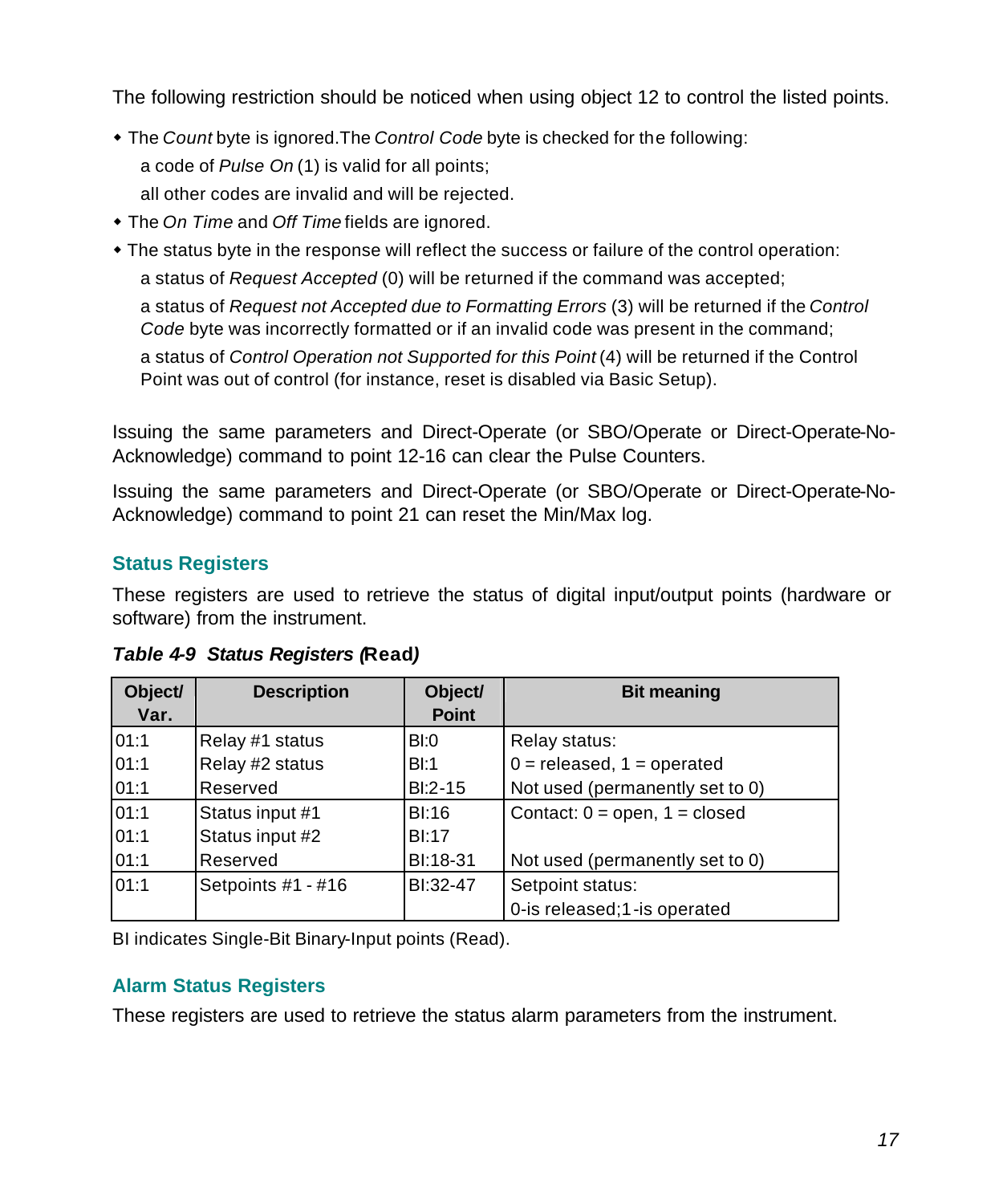The following restriction should be noticed when using object 12 to control the listed points.

- The *Count* byte is ignored.The *Control Code* byte is checked for the following:

  a code of *Pulse On* (1) is valid for all points;

  all other codes are invalid and will be rejected.
- The *On Time* and *Off Time* fields are ignored.
- The status byte in the response will reflect the success or failure of the control operation:

  a status of *Request Accepted* (0) will be returned if the command was accepted;

  a status of *Request not Accepted due to Formatting Errors* (3) will be returned if the *Control Code* byte was incorrectly formatted or if an invalid code was present in the command;

  a status of *Control Operation not Supported for this Point* (4) will be returned if the Control Point was out of control (for instance, reset is disabled via Basic Setup).

Issuing the same parameters and Direct-Operate (or SBO/Operate or Direct-Operate-No-Acknowledge) command to point 12-16 can clear the Pulse Counters.

Issuing the same parameters and Direct-Operate (or SBO/Operate or Direct-Operate-No-Acknowledge) command to point 21 can reset the Min/Max log.

## Status Registers

These registers are used to retrieve the status of digital input/output points (hardware or software) from the instrument.

***Table 4-9 Status Registers (Read)***

| Object/ Var. | Description | Object/ Point | Bit meaning |
|---|---|---|---|
| 01:1 | Relay #1 status | BI:0 | Relay status: |
| 01:1 | Relay #2 status | BI:1 | 0 = released, 1 = operated |
| 01:1 | Reserved | BI:2-15 | Not used (permanently set to 0) |
| 01:1 | Status input #1 | BI:16 | Contact: 0 = open, 1 = closed |
| 01:1 | Status input #2 | BI:17 | |
| 01:1 | Reserved | BI:18-31 | Not used (permanently set to 0) |
| 01:1 | Setpoints #1 - #16 | BI:32-47 | Setpoint status: 0-is released;1-is operated |

BI indicates Single-Bit Binary-Input points (Read).

## Alarm Status Registers

These registers are used to retrieve the status alarm parameters from the instrument.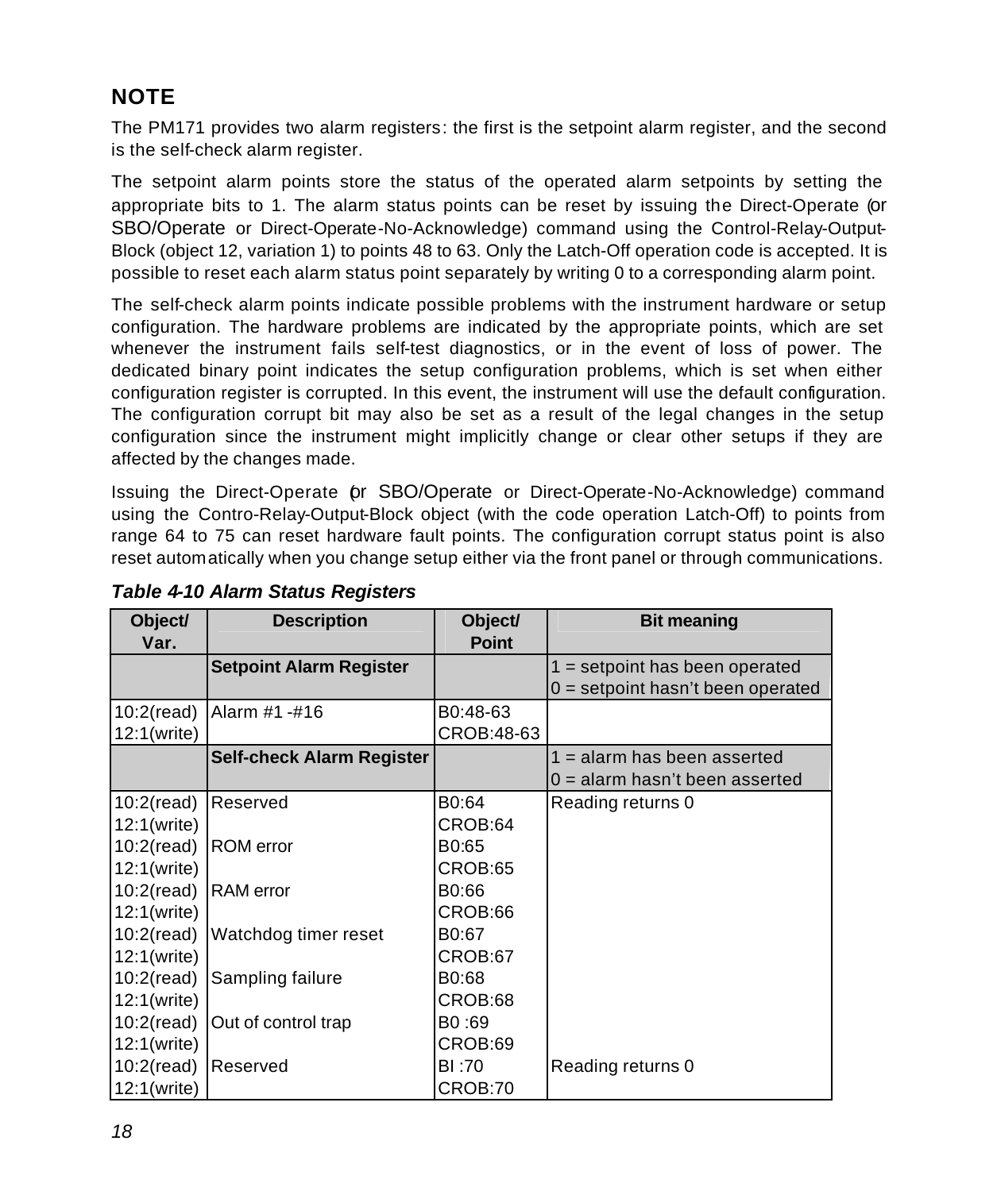## NOTE

The PM171 provides two alarm registers: the first is the setpoint alarm register, and the second is the self-check alarm register.

The setpoint alarm points store the status of the operated alarm setpoints by setting the appropriate bits to 1. The alarm status points can be reset by issuing the Direct-Operate (or SBO/Operate or Direct-Operate-No-Acknowledge) command using the Control-Relay-Output-Block (object 12, variation 1) to points 48 to 63. Only the Latch-Off operation code is accepted. It is possible to reset each alarm status point separately by writing 0 to a corresponding alarm point.

The self-check alarm points indicate possible problems with the instrument hardware or setup configuration. The hardware problems are indicated by the appropriate points, which are set whenever the instrument fails self-test diagnostics, or in the event of loss of power. The dedicated binary point indicates the setup configuration problems, which is set when either configuration register is corrupted. In this event, the instrument will use the default configuration. The configuration corrupt bit may also be set as a result of the legal changes in the setup configuration since the instrument might implicitly change or clear other setups if they are affected by the changes made.

Issuing the Direct-Operate (or SBO/Operate or Direct-Operate-No-Acknowledge) command using the Contro-Relay-Output-Block object (with the code operation Latch-Off) to points from range 64 to 75 can reset hardware fault points. The configuration corrupt status point is also reset automatically when you change setup either via the front panel or through communications.

***Table 4-10 Alarm Status Registers***

| Object/ Var. | Description | Object/ Point | Bit meaning |
|---|---|---|---|
| | **Setpoint Alarm Register** | | 1 = setpoint has been operated<br>0 = setpoint hasn't been operated |
| 10:2(read)<br>12:1(write) | Alarm #1 -#16 | B0:48-63<br>CROB:48-63 | |
| | **Self-check Alarm Register** | | 1 = alarm has been asserted<br>0 = alarm hasn't been asserted |
| 10:2(read)<br>12:1(write) | Reserved | B0:64<br>CROB:64 | Reading returns 0 |
| 10:2(read)<br>12:1(write) | ROM error | B0:65<br>CROB:65 | |
| 10:2(read)<br>12:1(write) | RAM error | B0:66<br>CROB:66 | |
| 10:2(read)<br>12:1(write) | Watchdog timer reset | B0:67<br>CROB:67 | |
| 10:2(read)<br>12:1(write) | Sampling failure | B0:68<br>CROB:68 | |
| 10:2(read)<br>12:1(write) | Out of control trap | B0 :69<br>CROB:69 | |
| 10:2(read)<br>12:1(write) | Reserved | BI :70<br>CROB:70 | Reading returns 0 |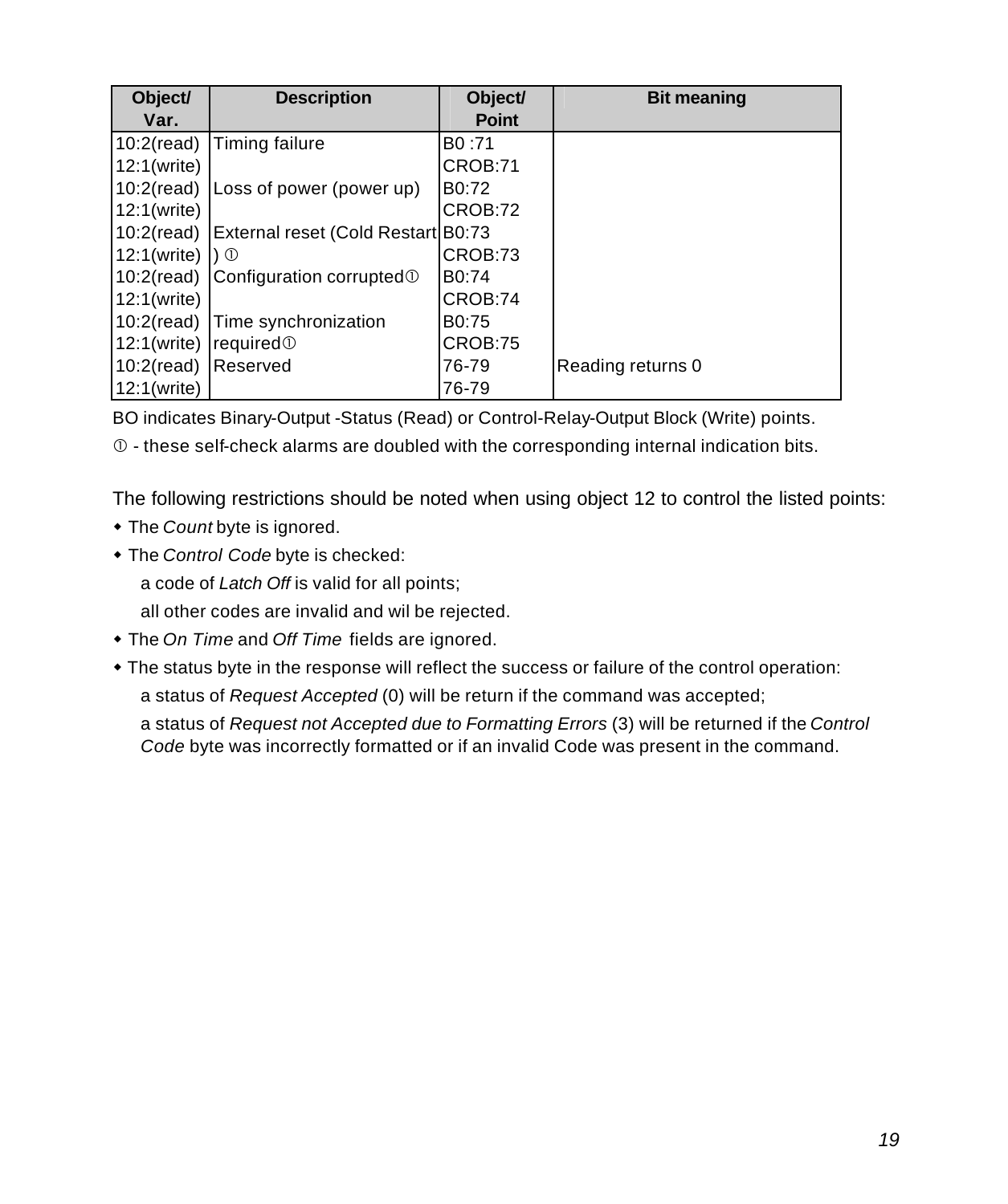| Object/ Var. | Description | Object/ Point | Bit meaning |
|---|---|---|---|
| 10:2(read) 12:1(write) | Timing failure | B0 :71 CROB:71 | |
| 10:2(read) 12:1(write) | Loss of power (power up) | B0:72 CROB:72 | |
| 10:2(read) 12:1(write) | External reset (Cold Restart) ➀ | B0:73 CROB:73 | |
| 10:2(read) 12:1(write) | Configuration corrupted➀ | B0:74 CROB:74 | |
| 10:2(read) 12:1(write) | Time synchronization required➀ | B0:75 CROB:75 | |
| 10:2(read) 12:1(write) | Reserved | 76-79 76-79 | Reading returns 0 |

BO indicates Binary-Output -Status (Read) or Control-Relay-Output Block (Write) points.

➀ - these self-check alarms are doubled with the corresponding internal indication bits.

The following restrictions should be noted when using object 12 to control the listed points:

- The *Count* byte is ignored.
- The *Control Code* byte is checked:
  a code of *Latch Off* is valid for all points;
  all other codes are invalid and wil be rejected.
- The *On Time* and *Off Time* fields are ignored.
- The status byte in the response will reflect the success or failure of the control operation:
  a status of *Request Accepted* (0) will be return if the command was accepted;
  a status of *Request not Accepted due to Formatting Errors* (3) will be returned if the *Control Code* byte was incorrectly formatted or if an invalid Code was present in the command.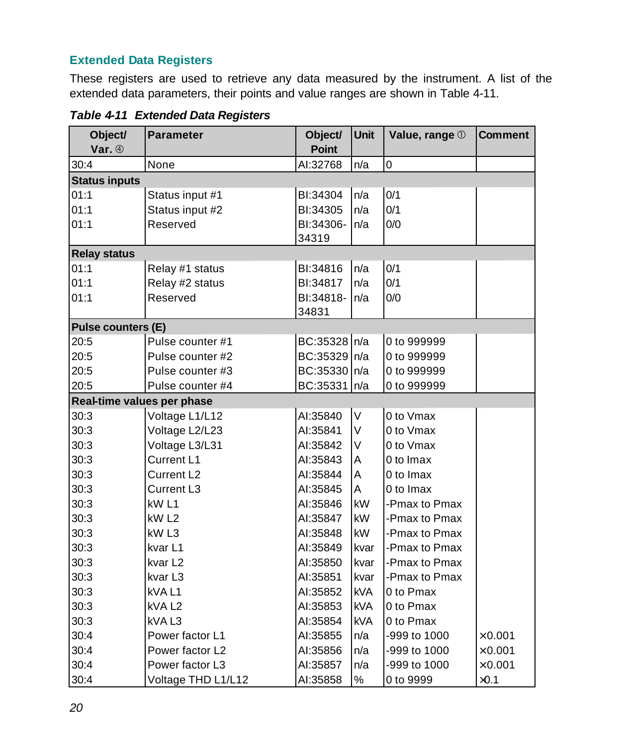### Extended Data Registers

These registers are used to retrieve any data measured by the instrument. A list of the extended data parameters, their points and value ranges are shown in Table 4-11.

***Table 4-11 Extended Data Registers***

| Object/ Var. ④ | Parameter | Object/ Point | Unit | Value, range ① | Comment |
|---|---|---|---|---|---|
| 30:4 | None | AI:32768 | n/a | 0 | |
| **Status inputs** | | | | | |
| 01:1 | Status input #1 | BI:34304 | n/a | 0/1 | |
| 01:1 | Status input #2 | BI:34305 | n/a | 0/1 | |
| 01:1 | Reserved | BI:34306-34319 | n/a | 0/0 | |
| **Relay status** | | | | | |
| 01:1 | Relay #1 status | BI:34816 | n/a | 0/1 | |
| 01:1 | Relay #2 status | BI:34817 | n/a | 0/1 | |
| 01:1 | Reserved | BI:34818-34831 | n/a | 0/0 | |
| **Pulse counters (E)** | | | | | |
| 20:5 | Pulse counter #1 | BC:35328 | n/a | 0 to 999999 | |
| 20:5 | Pulse counter #2 | BC:35329 | n/a | 0 to 999999 | |
| 20:5 | Pulse counter #3 | BC:35330 | n/a | 0 to 999999 | |
| 20:5 | Pulse counter #4 | BC:35331 | n/a | 0 to 999999 | |
| **Real-time values per phase** | | | | | |
| 30:3 | Voltage L1/L12 | AI:35840 | V | 0 to Vmax | |
| 30:3 | Voltage L2/L23 | AI:35841 | V | 0 to Vmax | |
| 30:3 | Voltage L3/L31 | AI:35842 | V | 0 to Vmax | |
| 30:3 | Current L1 | AI:35843 | A | 0 to Imax | |
| 30:3 | Current L2 | AI:35844 | A | 0 to Imax | |
| 30:3 | Current L3 | AI:35845 | A | 0 to Imax | |
| 30:3 | kW L1 | AI:35846 | kW | -Pmax to Pmax | |
| 30:3 | kW L2 | AI:35847 | kW | -Pmax to Pmax | |
| 30:3 | kW L3 | AI:35848 | kW | -Pmax to Pmax | |
| 30:3 | kvar L1 | AI:35849 | kvar | -Pmax to Pmax | |
| 30:3 | kvar L2 | AI:35850 | kvar | -Pmax to Pmax | |
| 30:3 | kvar L3 | AI:35851 | kvar | -Pmax to Pmax | |
| 30:3 | kVA L1 | AI:35852 | kVA | 0 to Pmax | |
| 30:3 | kVA L2 | AI:35853 | kVA | 0 to Pmax | |
| 30:3 | kVA L3 | AI:35854 | kVA | 0 to Pmax | |
| 30:4 | Power factor L1 | AI:35855 | n/a | -999 to 1000 | ×0.001 |
| 30:4 | Power factor L2 | AI:35856 | n/a | -999 to 1000 | ×0.001 |
| 30:4 | Power factor L3 | AI:35857 | n/a | -999 to 1000 | ×0.001 |
| 30:4 | Voltage THD L1/L12 | AI:35858 | % | 0 to 9999 | ×0.1 |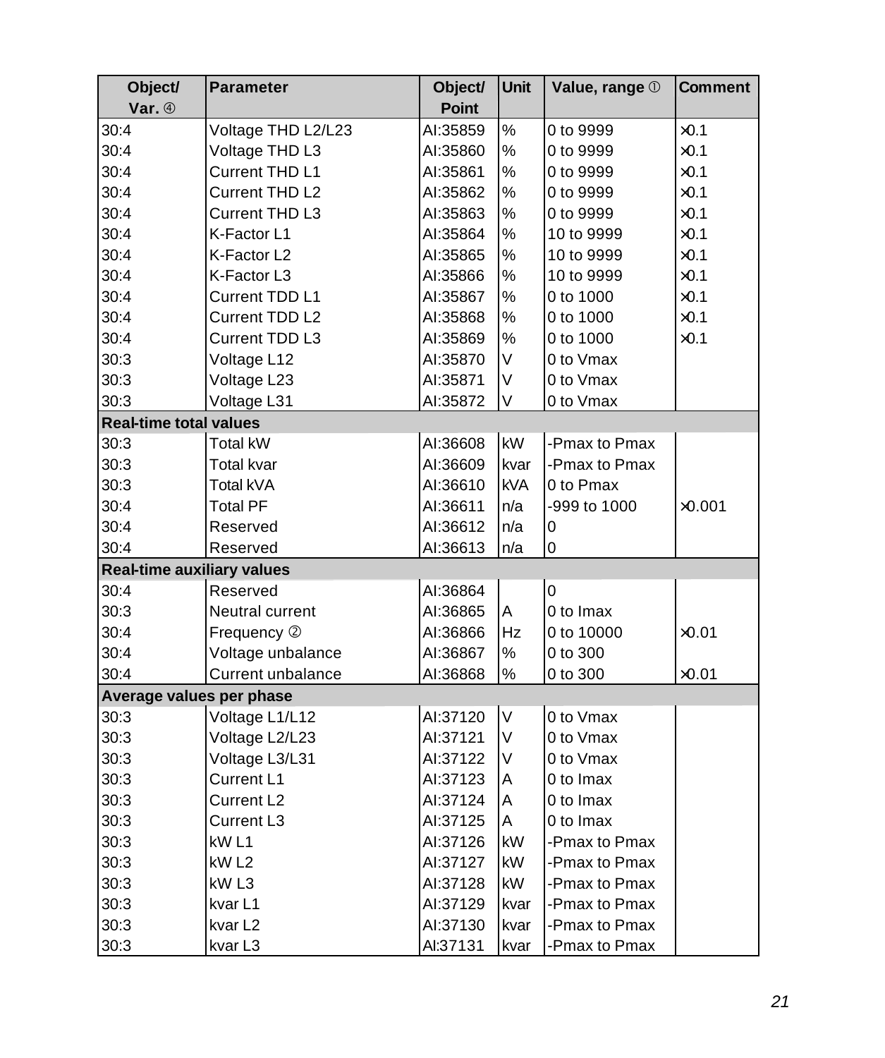| Object/ Var. ④ | Parameter | Object/ Point | Unit | Value, range ① | Comment |
|---|---|---|---|---|---|
| 30:4 | Voltage THD L2/L23 | AI:35859 | % | 0 to 9999 | ×0.1 |
| 30:4 | Voltage THD L3 | AI:35860 | % | 0 to 9999 | ×0.1 |
| 30:4 | Current THD L1 | AI:35861 | % | 0 to 9999 | ×0.1 |
| 30:4 | Current THD L2 | AI:35862 | % | 0 to 9999 | ×0.1 |
| 30:4 | Current THD L3 | AI:35863 | % | 0 to 9999 | ×0.1 |
| 30:4 | K-Factor L1 | AI:35864 | % | 10 to 9999 | ×0.1 |
| 30:4 | K-Factor L2 | AI:35865 | % | 10 to 9999 | ×0.1 |
| 30:4 | K-Factor L3 | AI:35866 | % | 10 to 9999 | ×0.1 |
| 30:4 | Current TDD L1 | AI:35867 | % | 0 to 1000 | ×0.1 |
| 30:4 | Current TDD L2 | AI:35868 | % | 0 to 1000 | ×0.1 |
| 30:4 | Current TDD L3 | AI:35869 | % | 0 to 1000 | ×0.1 |
| 30:3 | Voltage L12 | AI:35870 | V | 0 to Vmax | |
| 30:3 | Voltage L23 | AI:35871 | V | 0 to Vmax | |
| 30:3 | Voltage L31 | AI:35872 | V | 0 to Vmax | |
| **Real-time total values** | | | | | |
| 30:3 | Total kW | AI:36608 | kW | -Pmax to Pmax | |
| 30:3 | Total kvar | AI:36609 | kvar | -Pmax to Pmax | |
| 30:3 | Total kVA | AI:36610 | kVA | 0 to Pmax | |
| 30:4 | Total PF | AI:36611 | n/a | -999 to 1000 | ×0.001 |
| 30:4 | Reserved | AI:36612 | n/a | 0 | |
| 30:4 | Reserved | AI:36613 | n/a | 0 | |
| **Real-time auxiliary values** | | | | | |
| 30:4 | Reserved | AI:36864 | | 0 | |
| 30:3 | Neutral current | AI:36865 | A | 0 to Imax | |
| 30:4 | Frequency ② | AI:36866 | Hz | 0 to 10000 | ×0.01 |
| 30:4 | Voltage unbalance | AI:36867 | % | 0 to 300 | |
| 30:4 | Current unbalance | AI:36868 | % | 0 to 300 | ×0.01 |
| **Average values per phase** | | | | | |
| 30:3 | Voltage L1/L12 | AI:37120 | V | 0 to Vmax | |
| 30:3 | Voltage L2/L23 | AI:37121 | V | 0 to Vmax | |
| 30:3 | Voltage L3/L31 | AI:37122 | V | 0 to Vmax | |
| 30:3 | Current L1 | AI:37123 | A | 0 to Imax | |
| 30:3 | Current L2 | AI:37124 | A | 0 to Imax | |
| 30:3 | Current L3 | AI:37125 | A | 0 to Imax | |
| 30:3 | kW L1 | AI:37126 | kW | -Pmax to Pmax | |
| 30:3 | kW L2 | AI:37127 | kW | -Pmax to Pmax | |
| 30:3 | kW L3 | AI:37128 | kW | -Pmax to Pmax | |
| 30:3 | kvar L1 | AI:37129 | kvar | -Pmax to Pmax | |
| 30:3 | kvar L2 | AI:37130 | kvar | -Pmax to Pmax | |
| 30:3 | kvar L3 | AI:37131 | kvar | -Pmax to Pmax | |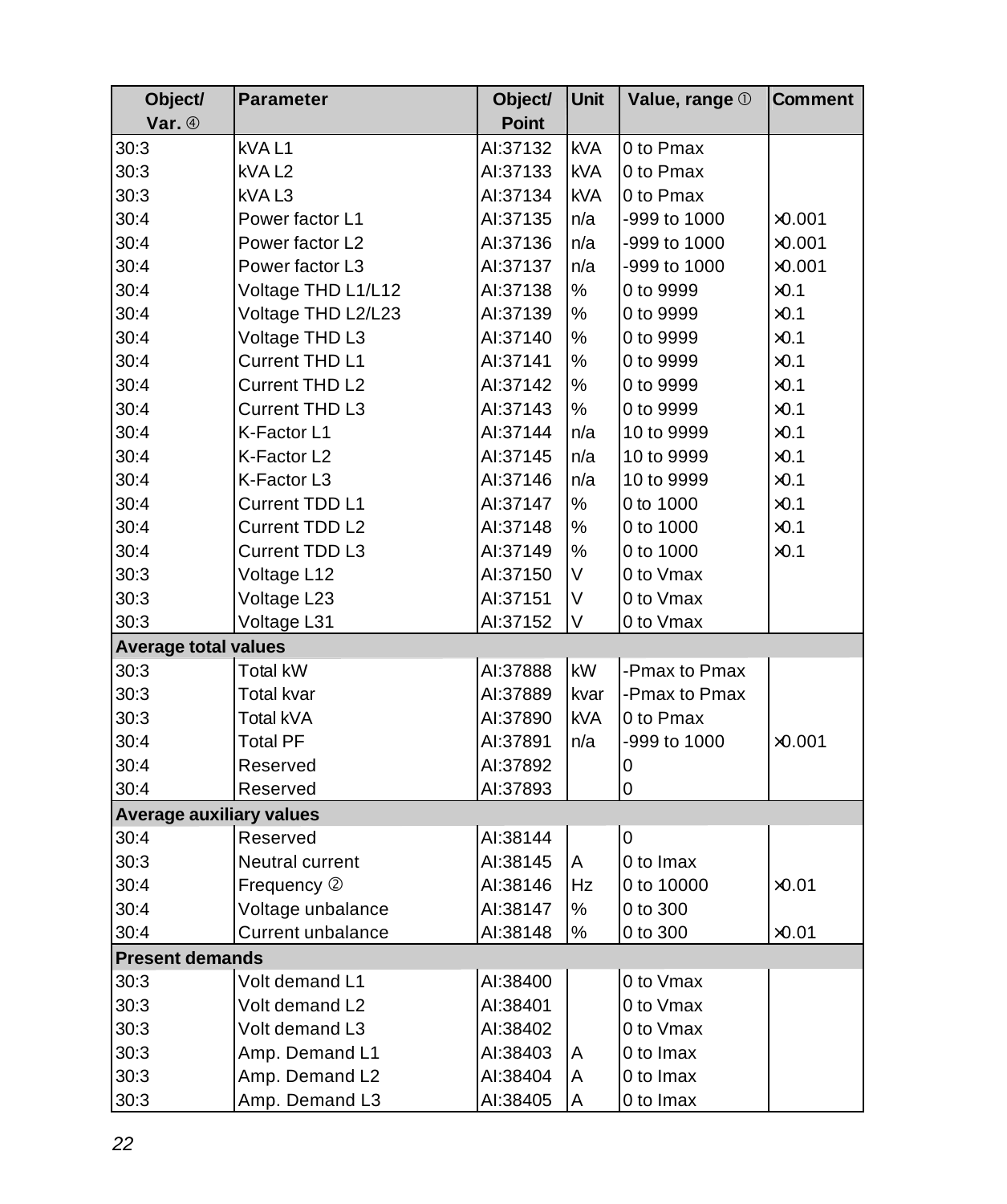| Object/ Var. ④ | Parameter | Object/ Point | Unit | Value, range ① | Comment |
|---|---|---|---|---|---|
| 30:3 | kVA L1 | AI:37132 | kVA | 0 to Pmax | |
| 30:3 | kVA L2 | AI:37133 | kVA | 0 to Pmax | |
| 30:3 | kVA L3 | AI:37134 | kVA | 0 to Pmax | |
| 30:4 | Power factor L1 | AI:37135 | n/a | -999 to 1000 | ×0.001 |
| 30:4 | Power factor L2 | AI:37136 | n/a | -999 to 1000 | ×0.001 |
| 30:4 | Power factor L3 | AI:37137 | n/a | -999 to 1000 | ×0.001 |
| 30:4 | Voltage THD L1/L12 | AI:37138 | % | 0 to 9999 | ×0.1 |
| 30:4 | Voltage THD L2/L23 | AI:37139 | % | 0 to 9999 | ×0.1 |
| 30:4 | Voltage THD L3 | AI:37140 | % | 0 to 9999 | ×0.1 |
| 30:4 | Current THD L1 | AI:37141 | % | 0 to 9999 | ×0.1 |
| 30:4 | Current THD L2 | AI:37142 | % | 0 to 9999 | ×0.1 |
| 30:4 | Current THD L3 | AI:37143 | % | 0 to 9999 | ×0.1 |
| 30:4 | K-Factor L1 | AI:37144 | n/a | 10 to 9999 | ×0.1 |
| 30:4 | K-Factor L2 | AI:37145 | n/a | 10 to 9999 | ×0.1 |
| 30:4 | K-Factor L3 | AI:37146 | n/a | 10 to 9999 | ×0.1 |
| 30:4 | Current TDD L1 | AI:37147 | % | 0 to 1000 | ×0.1 |
| 30:4 | Current TDD L2 | AI:37148 | % | 0 to 1000 | ×0.1 |
| 30:4 | Current TDD L3 | AI:37149 | % | 0 to 1000 | ×0.1 |
| 30:3 | Voltage L12 | AI:37150 | V | 0 to Vmax | |
| 30:3 | Voltage L23 | AI:37151 | V | 0 to Vmax | |
| 30:3 | Voltage L31 | AI:37152 | V | 0 to Vmax | |
| **Average total values** | | | | | |
| 30:3 | Total kW | AI:37888 | kW | -Pmax to Pmax | |
| 30:3 | Total kvar | AI:37889 | kvar | -Pmax to Pmax | |
| 30:3 | Total kVA | AI:37890 | kVA | 0 to Pmax | |
| 30:4 | Total PF | AI:37891 | n/a | -999 to 1000 | ×0.001 |
| 30:4 | Reserved | AI:37892 | | 0 | |
| 30:4 | Reserved | AI:37893 | | 0 | |
| **Average auxiliary values** | | | | | |
| 30:4 | Reserved | AI:38144 | | 0 | |
| 30:3 | Neutral current | AI:38145 | A | 0 to Imax | |
| 30:4 | Frequency ② | AI:38146 | Hz | 0 to 10000 | ×0.01 |
| 30:4 | Voltage unbalance | AI:38147 | % | 0 to 300 | |
| 30:4 | Current unbalance | AI:38148 | % | 0 to 300 | ×0.01 |
| **Present demands** | | | | | |
| 30:3 | Volt demand L1 | AI:38400 | | 0 to Vmax | |
| 30:3 | Volt demand L2 | AI:38401 | | 0 to Vmax | |
| 30:3 | Volt demand L3 | AI:38402 | | 0 to Vmax | |
| 30:3 | Amp. Demand L1 | AI:38403 | A | 0 to Imax | |
| 30:3 | Amp. Demand L2 | AI:38404 | A | 0 to Imax | |
| 30:3 | Amp. Demand L3 | AI:38405 | A | 0 to Imax | |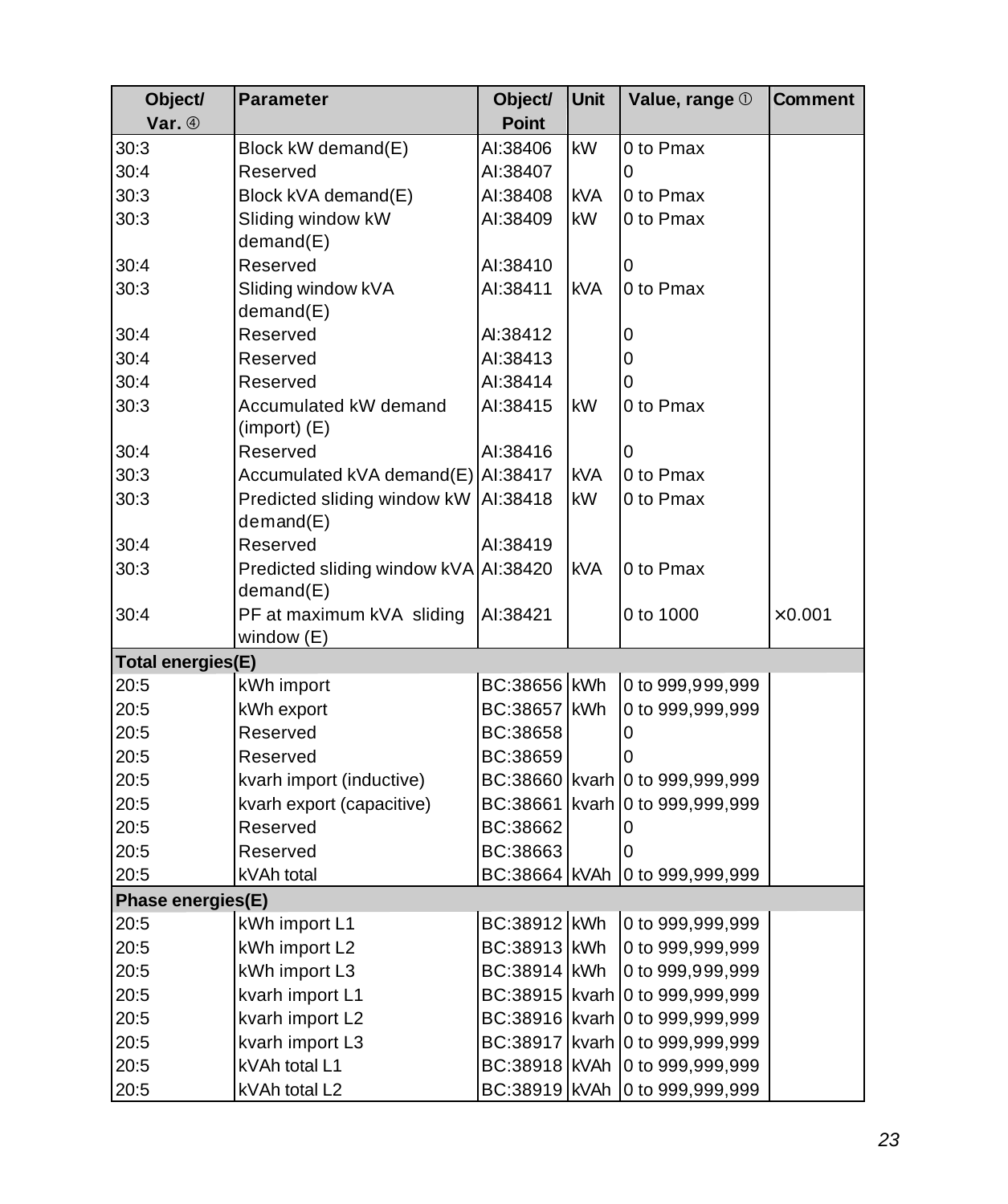| Object/ Var. ④ | Parameter | Object/ Point | Unit | Value, range ① | Comment |
|---|---|---|---|---|---|
| 30:3 | Block kW demand(E) | AI:38406 | kW | 0 to Pmax | |
| 30:4 | Reserved | AI:38407 | | 0 | |
| 30:3 | Block kVA demand(E) | AI:38408 | kVA | 0 to Pmax | |
| 30:3 | Sliding window kW demand(E) | AI:38409 | kW | 0 to Pmax | |
| 30:4 | Reserved | AI:38410 | | 0 | |
| 30:3 | Sliding window kVA demand(E) | AI:38411 | kVA | 0 to Pmax | |
| 30:4 | Reserved | AI:38412 | | 0 | |
| 30:4 | Reserved | AI:38413 | | 0 | |
| 30:4 | Reserved | AI:38414 | | 0 | |
| 30:3 | Accumulated kW demand (import) (E) | AI:38415 | kW | 0 to Pmax | |
| 30:4 | Reserved | AI:38416 | | 0 | |
| 30:3 | Accumulated kVA demand(E) | AI:38417 | kVA | 0 to Pmax | |
| 30:3 | Predicted sliding window kW demand(E) | AI:38418 | kW | 0 to Pmax | |
| 30:4 | Reserved | AI:38419 | | | |
| 30:3 | Predicted sliding window kVA demand(E) | AI:38420 | kVA | 0 to Pmax | |
| 30:4 | PF at maximum kVA sliding window (E) | AI:38421 | | 0 to 1000 | ×0.001 |
| **Total energies(E)** | | | | | |
| 20:5 | kWh import | BC:38656 | kWh | 0 to 999,999,999 | |
| 20:5 | kWh export | BC:38657 | kWh | 0 to 999,999,999 | |
| 20:5 | Reserved | BC:38658 | | 0 | |
| 20:5 | Reserved | BC:38659 | | 0 | |
| 20:5 | kvarh import (inductive) | BC:38660 | kvarh | 0 to 999,999,999 | |
| 20:5 | kvarh export (capacitive) | BC:38661 | kvarh | 0 to 999,999,999 | |
| 20:5 | Reserved | BC:38662 | | 0 | |
| 20:5 | Reserved | BC:38663 | | 0 | |
| 20:5 | kVAh total | BC:38664 | kVAh | 0 to 999,999,999 | |
| **Phase energies(E)** | | | | | |
| 20:5 | kWh import L1 | BC:38912 | kWh | 0 to 999,999,999 | |
| 20:5 | kWh import L2 | BC:38913 | kWh | 0 to 999,999,999 | |
| 20:5 | kWh import L3 | BC:38914 | kWh | 0 to 999,999,999 | |
| 20:5 | kvarh import L1 | BC:38915 | kvarh | 0 to 999,999,999 | |
| 20:5 | kvarh import L2 | BC:38916 | kvarh | 0 to 999,999,999 | |
| 20:5 | kvarh import L3 | BC:38917 | kvarh | 0 to 999,999,999 | |
| 20:5 | kVAh total L1 | BC:38918 | kVAh | 0 to 999,999,999 | |
| 20:5 | kVAh total L2 | BC:38919 | kVAh | 0 to 999,999,999 | |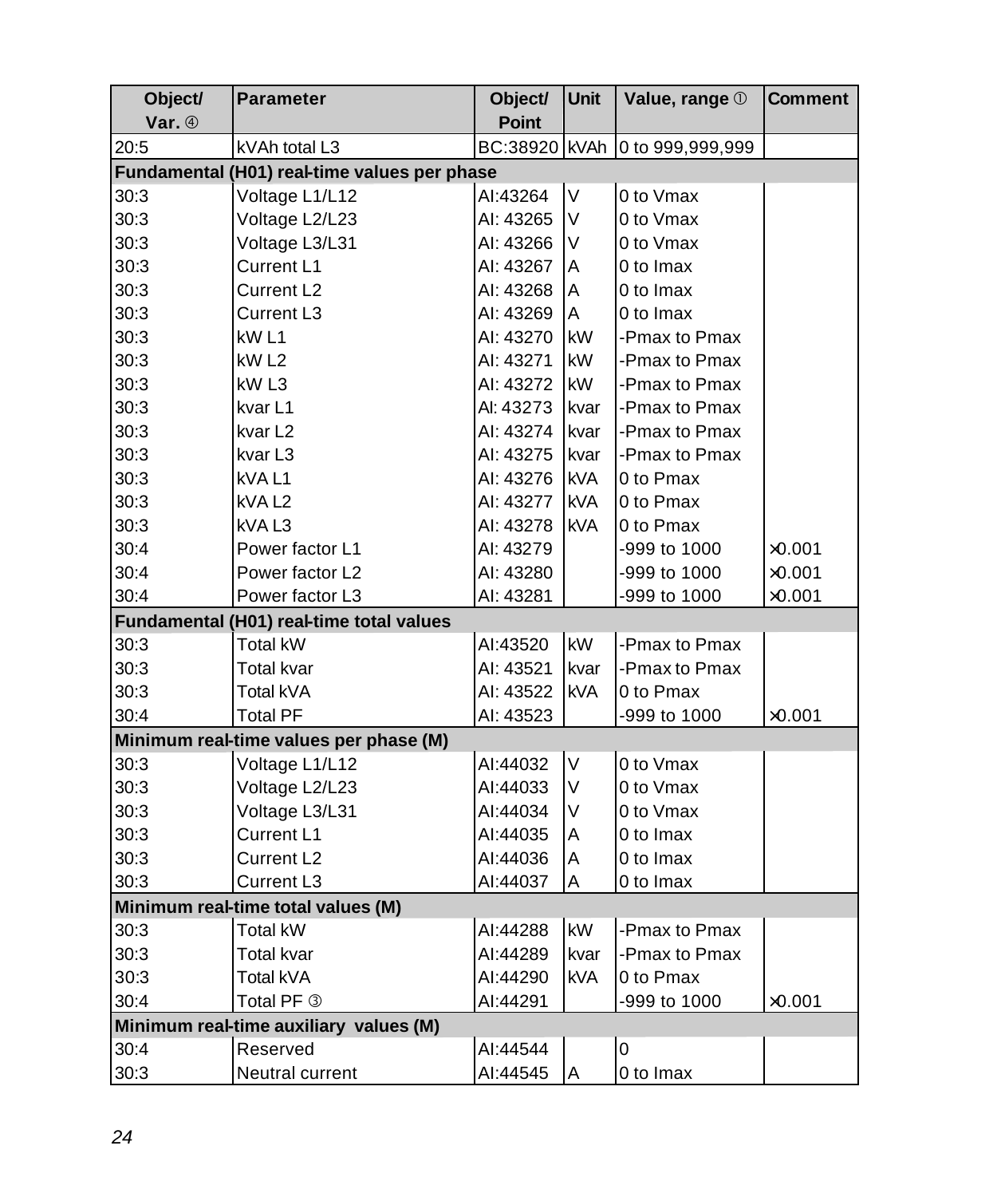| Object/ Var. ④ | Parameter | Object/ Point | Unit | Value, range ① | Comment |
|---|---|---|---|---|---|
| 20:5 | kVAh total L3 | BC:38920 | kVAh | 0 to 999,999,999 | |
| **Fundamental (H01) real-time values per phase** | | | | | |
| 30:3 | Voltage L1/L12 | AI:43264 | V | 0 to Vmax | |
| 30:3 | Voltage L2/L23 | AI: 43265 | V | 0 to Vmax | |
| 30:3 | Voltage L3/L31 | AI: 43266 | V | 0 to Vmax | |
| 30:3 | Current L1 | AI: 43267 | A | 0 to Imax | |
| 30:3 | Current L2 | AI: 43268 | A | 0 to Imax | |
| 30:3 | Current L3 | AI: 43269 | A | 0 to Imax | |
| 30:3 | kW L1 | AI: 43270 | kW | -Pmax to Pmax | |
| 30:3 | kW L2 | AI: 43271 | kW | -Pmax to Pmax | |
| 30:3 | kW L3 | AI: 43272 | kW | -Pmax to Pmax | |
| 30:3 | kvar L1 | AI: 43273 | kvar | -Pmax to Pmax | |
| 30:3 | kvar L2 | AI: 43274 | kvar | -Pmax to Pmax | |
| 30:3 | kvar L3 | AI: 43275 | kvar | -Pmax to Pmax | |
| 30:3 | kVA L1 | AI: 43276 | kVA | 0 to Pmax | |
| 30:3 | kVA L2 | AI: 43277 | kVA | 0 to Pmax | |
| 30:3 | kVA L3 | AI: 43278 | kVA | 0 to Pmax | |
| 30:4 | Power factor L1 | AI: 43279 | | -999 to 1000 | ×0.001 |
| 30:4 | Power factor L2 | AI: 43280 | | -999 to 1000 | ×0.001 |
| 30:4 | Power factor L3 | AI: 43281 | | -999 to 1000 | ×0.001 |
| **Fundamental (H01) real-time total values** | | | | | |
| 30:3 | Total kW | AI:43520 | kW | -Pmax to Pmax | |
| 30:3 | Total kvar | AI: 43521 | kvar | -Pmax to Pmax | |
| 30:3 | Total kVA | AI: 43522 | kVA | 0 to Pmax | |
| 30:4 | Total PF | AI: 43523 | | -999 to 1000 | ×0.001 |
| **Minimum real-time values per phase (M)** | | | | | |
| 30:3 | Voltage L1/L12 | AI:44032 | V | 0 to Vmax | |
| 30:3 | Voltage L2/L23 | AI:44033 | V | 0 to Vmax | |
| 30:3 | Voltage L3/L31 | AI:44034 | V | 0 to Vmax | |
| 30:3 | Current L1 | AI:44035 | A | 0 to Imax | |
| 30:3 | Current L2 | AI:44036 | A | 0 to Imax | |
| 30:3 | Current L3 | AI:44037 | A | 0 to Imax | |
| **Minimum real-time total values (M)** | | | | | |
| 30:3 | Total kW | AI:44288 | kW | -Pmax to Pmax | |
| 30:3 | Total kvar | AI:44289 | kvar | -Pmax to Pmax | |
| 30:3 | Total kVA | AI:44290 | kVA | 0 to Pmax | |
| 30:4 | Total PF ③ | AI:44291 | | -999 to 1000 | ×0.001 |
| **Minimum real-time auxiliary values (M)** | | | | | |
| 30:4 | Reserved | AI:44544 | | 0 | |
| 30:3 | Neutral current | AI:44545 | A | 0 to Imax | |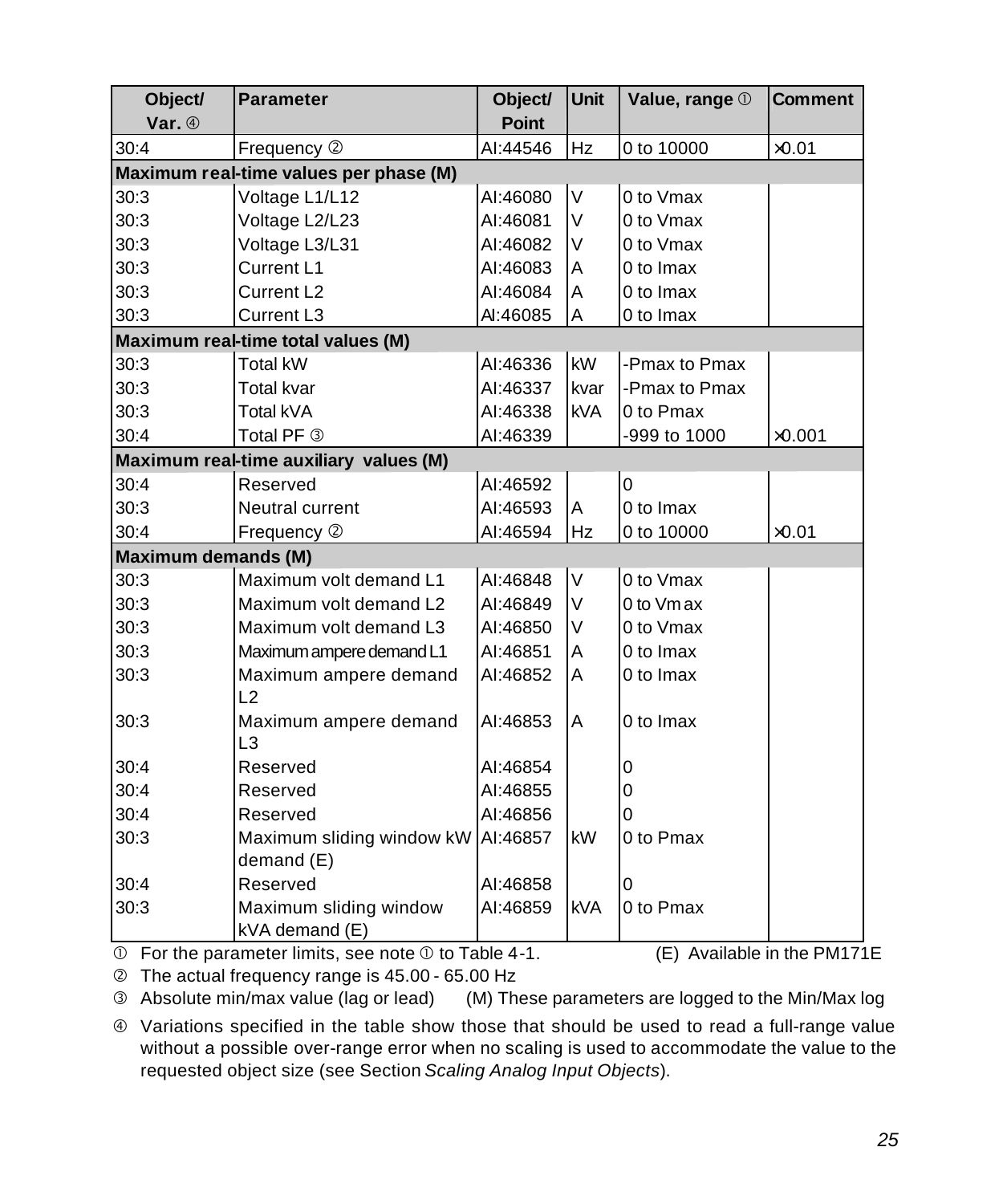| Object/ Var. ④ | Parameter | Object/ Point | Unit | Value, range ① | Comment |
|---|---|---|---|---|---|
| 30:4 | Frequency ② | AI:44546 | Hz | 0 to 10000 | ×0.01 |
| **Maximum real-time values per phase (M)** | | | | | |
| 30:3 | Voltage L1/L12 | AI:46080 | V | 0 to Vmax | |
| 30:3 | Voltage L2/L23 | AI:46081 | V | 0 to Vmax | |
| 30:3 | Voltage L3/L31 | AI:46082 | V | 0 to Vmax | |
| 30:3 | Current L1 | AI:46083 | A | 0 to Imax | |
| 30:3 | Current L2 | AI:46084 | A | 0 to Imax | |
| 30:3 | Current L3 | AI:46085 | A | 0 to Imax | |
| **Maximum real-time total values (M)** | | | | | |
| 30:3 | Total kW | AI:46336 | kW | -Pmax to Pmax | |
| 30:3 | Total kvar | AI:46337 | kvar | -Pmax to Pmax | |
| 30:3 | Total kVA | AI:46338 | kVA | 0 to Pmax | |
| 30:4 | Total PF ③ | AI:46339 | | -999 to 1000 | ×0.001 |
| **Maximum real-time auxiliary values (M)** | | | | | |
| 30:4 | Reserved | AI:46592 | | 0 | |
| 30:3 | Neutral current | AI:46593 | A | 0 to Imax | |
| 30:4 | Frequency ② | AI:46594 | Hz | 0 to 10000 | ×0.01 |
| **Maximum demands (M)** | | | | | |
| 30:3 | Maximum volt demand L1 | AI:46848 | V | 0 to Vmax | |
| 30:3 | Maximum volt demand L2 | AI:46849 | V | 0 to Vmax | |
| 30:3 | Maximum volt demand L3 | AI:46850 | V | 0 to Vmax | |
| 30:3 | Maximum ampere demand L1 | AI:46851 | A | 0 to Imax | |
| 30:3 | Maximum ampere demand L2 | AI:46852 | A | 0 to Imax | |
| 30:3 | Maximum ampere demand L3 | AI:46853 | A | 0 to Imax | |
| 30:4 | Reserved | AI:46854 | | 0 | |
| 30:4 | Reserved | AI:46855 | | 0 | |
| 30:4 | Reserved | AI:46856 | | 0 | |
| 30:3 | Maximum sliding window kW demand (E) | AI:46857 | kW | 0 to Pmax | |
| 30:4 | Reserved | AI:46858 | | 0 | |
| 30:3 | Maximum sliding window kVA demand (E) | AI:46859 | kVA | 0 to Pmax | |

① For the parameter limits, see note ① to Table 4-1. (E) Available in the PM171E

② The actual frequency range is 45.00 - 65.00 Hz

③ Absolute min/max value (lag or lead) (M) These parameters are logged to the Min/Max log

④ Variations specified in the table show those that should be used to read a full-range value without a possible over-range error when no scaling is used to accommodate the value to the requested object size (see Section *Scaling Analog Input Objects*).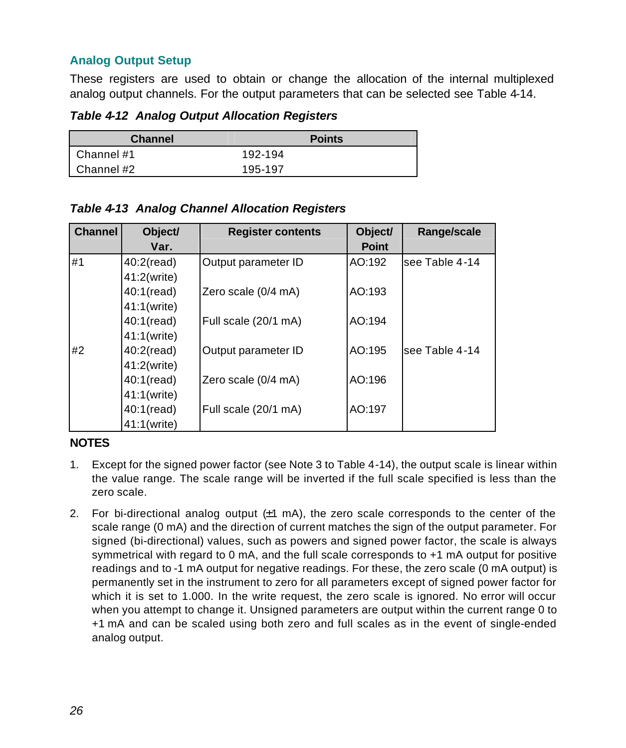### Analog Output Setup

These registers are used to obtain or change the allocation of the internal multiplexed analog output channels. For the output parameters that can be selected see Table 4-14.

***Table 4-12  Analog Output Allocation Registers***

| Channel | Points |
|---|---|
| Channel #1 | 192-194 |
| Channel #2 | 195-197 |

***Table 4-13  Analog Channel Allocation Registers***

| Channel | Object/ Var. | Register contents | Object/ Point | Range/scale |
|---|---|---|---|---|
| #1 | 40:2(read) 41:2(write) | Output parameter ID | AO:192 | see Table 4-14 |
| | 40:1(read) 41:1(write) | Zero scale (0/4 mA) | AO:193 | |
| | 40:1(read) 41:1(write) | Full scale (20/1 mA) | AO:194 | |
| #2 | 40:2(read) 41:2(write) | Output parameter ID | AO:195 | see Table 4-14 |
| | 40:1(read) 41:1(write) | Zero scale (0/4 mA) | AO:196 | |
| | 40:1(read) 41:1(write) | Full scale (20/1 mA) | AO:197 | |

**NOTES**

1. Except for the signed power factor (see Note 3 to Table 4-14), the output scale is linear within the value range. The scale range will be inverted if the full scale specified is less than the zero scale.
2. For bi-directional analog output (±1 mA), the zero scale corresponds to the center of the scale range (0 mA) and the direction of current matches the sign of the output parameter. For signed (bi-directional) values, such as powers and signed power factor, the scale is always symmetrical with regard to 0 mA, and the full scale corresponds to +1 mA output for positive readings and to -1 mA output for negative readings. For these, the zero scale (0 mA output) is permanently set in the instrument to zero for all parameters except of signed power factor for which it is set to 1.000. In the write request, the zero scale is ignored. No error will occur when you attempt to change it. Unsigned parameters are output within the current range 0 to +1 mA and can be scaled using both zero and full scales as in the event of single-ended analog output.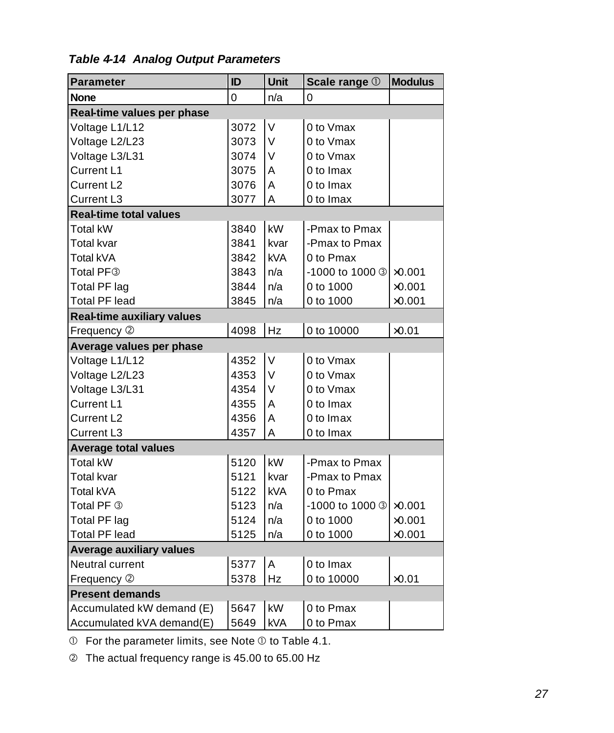***Table 4-14 Analog Output Parameters***

| Parameter | ID | Unit | Scale range ① | Modulus |
|---|---|---|---|---|
| **None** | 0 | n/a | 0 | |
| **Real-time values per phase** | | | | |
| Voltage L1/L12 | 3072 | V | 0 to Vmax | |
| Voltage L2/L23 | 3073 | V | 0 to Vmax | |
| Voltage L3/L31 | 3074 | V | 0 to Vmax | |
| Current L1 | 3075 | A | 0 to Imax | |
| Current L2 | 3076 | A | 0 to Imax | |
| Current L3 | 3077 | A | 0 to Imax | |
| **Real-time total values** | | | | |
| Total kW | 3840 | kW | -Pmax to Pmax | |
| Total kvar | 3841 | kvar | -Pmax to Pmax | |
| Total kVA | 3842 | kVA | 0 to Pmax | |
| Total PF③ | 3843 | n/a | -1000 to 1000 ③ | ×0.001 |
| Total PF lag | 3844 | n/a | 0 to 1000 | ×0.001 |
| Total PF lead | 3845 | n/a | 0 to 1000 | ×0.001 |
| **Real-time auxiliary values** | | | | |
| Frequency ② | 4098 | Hz | 0 to 10000 | ×0.01 |
| **Average values per phase** | | | | |
| Voltage L1/L12 | 4352 | V | 0 to Vmax | |
| Voltage L2/L23 | 4353 | V | 0 to Vmax | |
| Voltage L3/L31 | 4354 | V | 0 to Vmax | |
| Current L1 | 4355 | A | 0 to Imax | |
| Current L2 | 4356 | A | 0 to Imax | |
| Current L3 | 4357 | A | 0 to Imax | |
| **Average total values** | | | | |
| Total kW | 5120 | kW | -Pmax to Pmax | |
| Total kvar | 5121 | kvar | -Pmax to Pmax | |
| Total kVA | 5122 | kVA | 0 to Pmax | |
| Total PF ③ | 5123 | n/a | -1000 to 1000 ③ | ×0.001 |
| Total PF lag | 5124 | n/a | 0 to 1000 | ×0.001 |
| Total PF lead | 5125 | n/a | 0 to 1000 | ×0.001 |
| **Average auxiliary values** | | | | |
| Neutral current | 5377 | A | 0 to Imax | |
| Frequency ② | 5378 | Hz | 0 to 10000 | ×0.01 |
| **Present demands** | | | | |
| Accumulated kW demand (E) | 5647 | kW | 0 to Pmax | |
| Accumulated kVA demand(E) | 5649 | kVA | 0 to Pmax | |

① For the parameter limits, see Note ① to Table 4.1.

② The actual frequency range is 45.00 to 65.00 Hz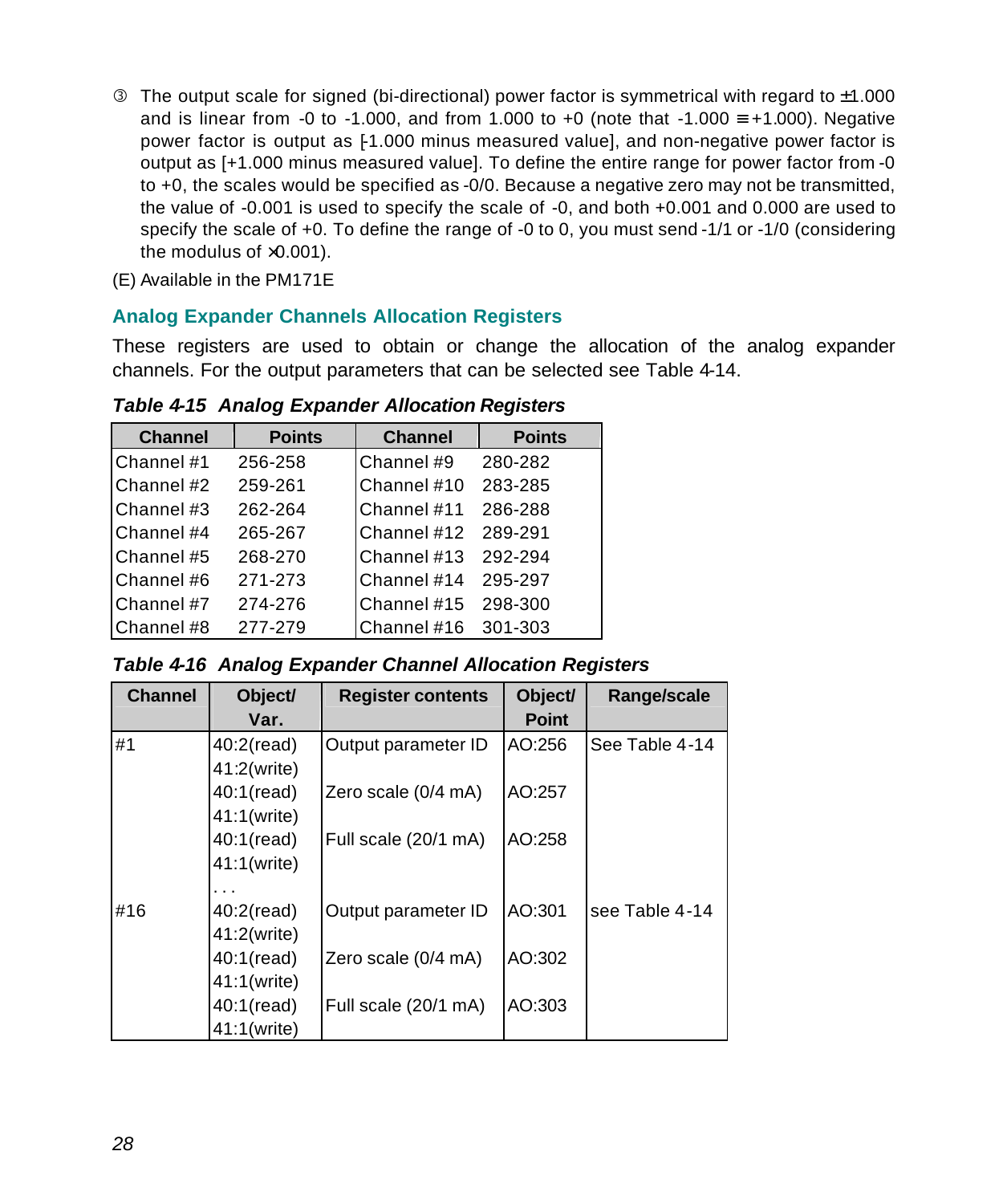③ The output scale for signed (bi-directional) power factor is symmetrical with regard to ±1.000 and is linear from -0 to -1.000, and from 1.000 to +0 (note that -1.000 ≡ +1.000). Negative power factor is output as [-1.000 minus measured value], and non-negative power factor is output as [+1.000 minus measured value]. To define the entire range for power factor from -0 to +0, the scales would be specified as -0/0. Because a negative zero may not be transmitted, the value of -0.001 is used to specify the scale of -0, and both +0.001 and 0.000 are used to specify the scale of +0. To define the range of -0 to 0, you must send -1/1 or -1/0 (considering the modulus of ×0.001).

(E) Available in the PM171E

## Analog Expander Channels Allocation Registers

These registers are used to obtain or change the allocation of the analog expander channels. For the output parameters that can be selected see Table 4-14.

***Table 4-15 Analog Expander Allocation Registers***

| Channel | Points | Channel | Points |
|---|---|---|---|
| Channel #1 | 256-258 | Channel #9 | 280-282 |
| Channel #2 | 259-261 | Channel #10 | 283-285 |
| Channel #3 | 262-264 | Channel #11 | 286-288 |
| Channel #4 | 265-267 | Channel #12 | 289-291 |
| Channel #5 | 268-270 | Channel #13 | 292-294 |
| Channel #6 | 271-273 | Channel #14 | 295-297 |
| Channel #7 | 274-276 | Channel #15 | 298-300 |
| Channel #8 | 277-279 | Channel #16 | 301-303 |

***Table 4-16 Analog Expander Channel Allocation Registers***

| Channel | Object/ Var. | Register contents | Object/ Point | Range/scale |
|---|---|---|---|---|
| #1 | 40:2(read) 41:2(write) | Output parameter ID | AO:256 | See Table 4-14 |
| | 40:1(read) 41:1(write) | Zero scale (0/4 mA) | AO:257 | |
| | 40:1(read) 41:1(write) | Full scale (20/1 mA) | AO:258 | |
| | . . . | | | |
| #16 | 40:2(read) 41:2(write) | Output parameter ID | AO:301 | see Table 4-14 |
| | 40:1(read) 41:1(write) | Zero scale (0/4 mA) | AO:302 | |
| | 40:1(read) 41:1(write) | Full scale (20/1 mA) | AO:303 | |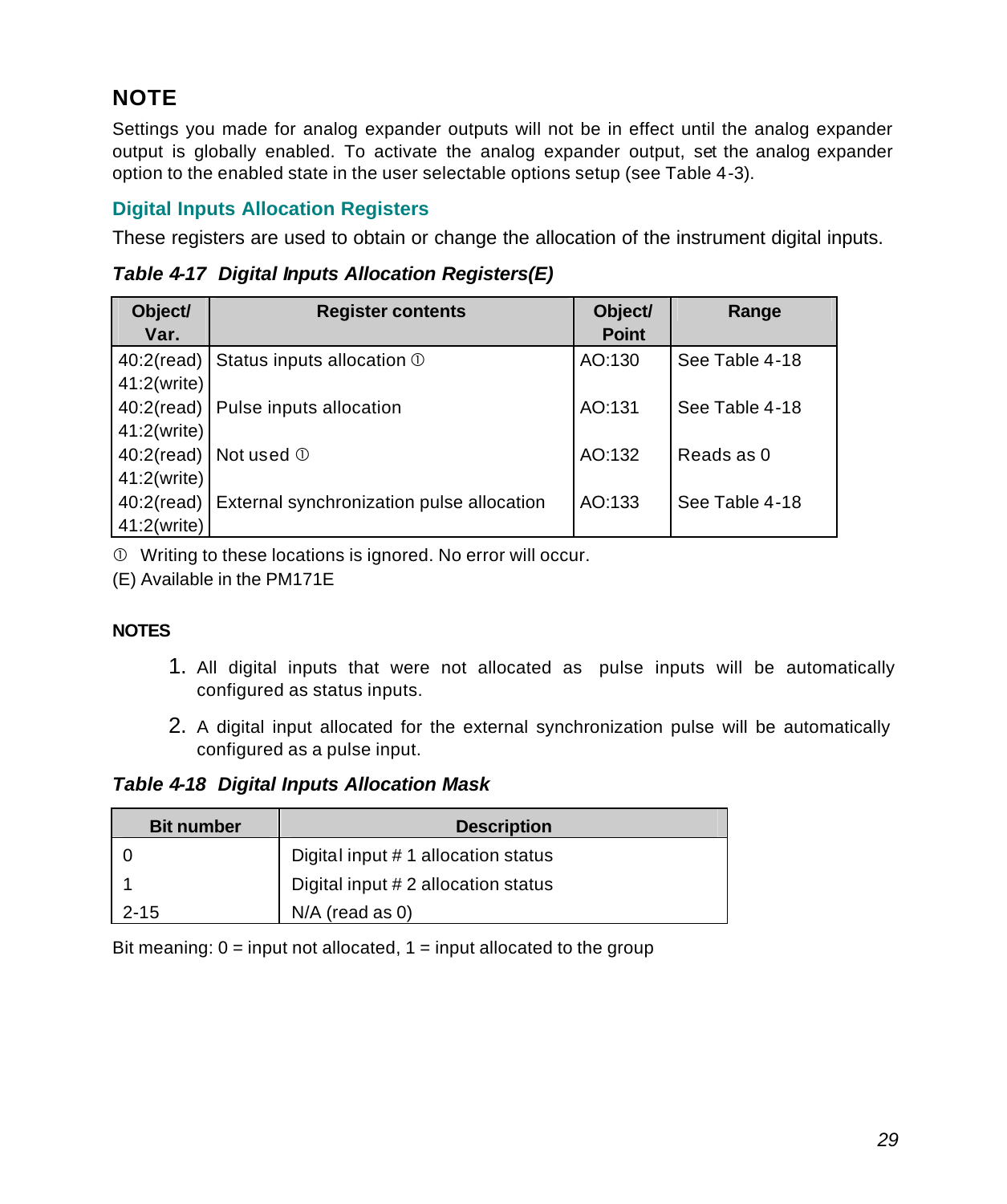## NOTE

Settings you made for analog expander outputs will not be in effect until the analog expander output is globally enabled. To activate the analog expander output, set the analog expander option to the enabled state in the user selectable options setup (see Table 4-3).

### Digital Inputs Allocation Registers

These registers are used to obtain or change the allocation of the instrument digital inputs.

***Table 4-17 Digital Inputs Allocation Registers(E)***

| Object/ Var. | Register contents | Object/ Point | Range |
|---|---|---|---|
| 40:2(read) 41:2(write) | Status inputs allocation ① | AO:130 | See Table 4-18 |
| 40:2(read) 41:2(write) | Pulse inputs allocation | AO:131 | See Table 4-18 |
| 40:2(read) 41:2(write) | Not used ① | AO:132 | Reads as 0 |
| 40:2(read) 41:2(write) | External synchronization pulse allocation | AO:133 | See Table 4-18 |

① Writing to these locations is ignored. No error will occur.

(E) Available in the PM171E

**NOTES**

1. All digital inputs that were not allocated as pulse inputs will be automatically configured as status inputs.
2. A digital input allocated for the external synchronization pulse will be automatically configured as a pulse input.

***Table 4-18 Digital Inputs Allocation Mask***

| Bit number | Description |
|---|---|
| 0 | Digital input # 1 allocation status |
| 1 | Digital input # 2 allocation status |
| 2-15 | N/A (read as 0) |

Bit meaning: 0 = input not allocated, 1 = input allocated to the group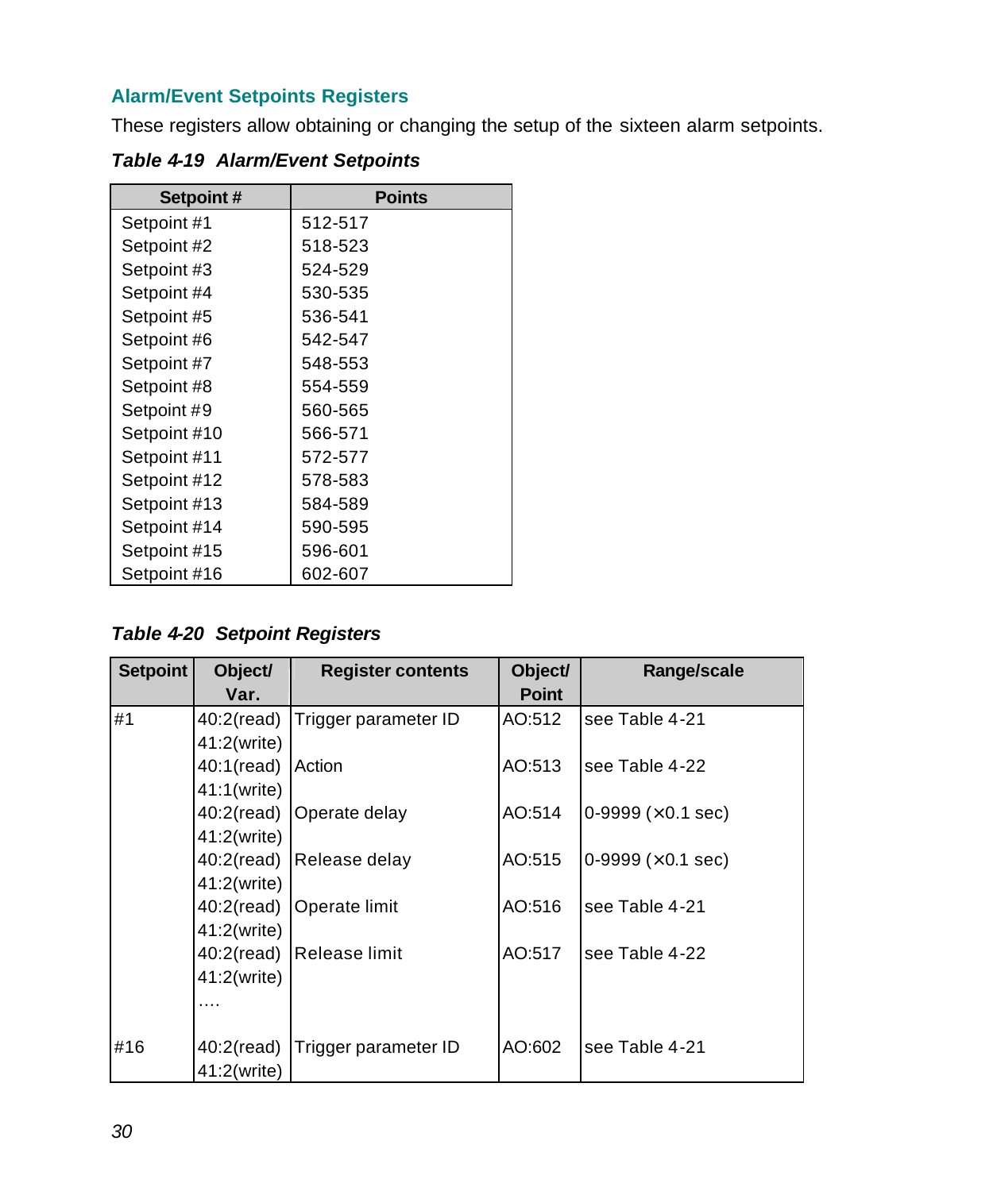### Alarm/Event Setpoints Registers

These registers allow obtaining or changing the setup of the sixteen alarm setpoints.

***Table 4-19 Alarm/Event Setpoints***

| Setpoint # | Points |
|---|---|
| Setpoint #1 | 512-517 |
| Setpoint #2 | 518-523 |
| Setpoint #3 | 524-529 |
| Setpoint #4 | 530-535 |
| Setpoint #5 | 536-541 |
| Setpoint #6 | 542-547 |
| Setpoint #7 | 548-553 |
| Setpoint #8 | 554-559 |
| Setpoint #9 | 560-565 |
| Setpoint #10 | 566-571 |
| Setpoint #11 | 572-577 |
| Setpoint #12 | 578-583 |
| Setpoint #13 | 584-589 |
| Setpoint #14 | 590-595 |
| Setpoint #15 | 596-601 |
| Setpoint #16 | 602-607 |

***Table 4-20 Setpoint Registers***

| Setpoint | Object/ Var. | Register contents | Object/ Point | Range/scale |
|---|---|---|---|---|
| #1 | 40:2(read) 41:2(write) | Trigger parameter ID | AO:512 | see Table 4-21 |
| | 40:1(read) 41:1(write) | Action | AO:513 | see Table 4-22 |
| | 40:2(read) 41:2(write) | Operate delay | AO:514 | 0-9999 (×0.1 sec) |
| | 40:2(read) 41:2(write) | Release delay | AO:515 | 0-9999 (×0.1 sec) |
| | 40:2(read) 41:2(write) | Operate limit | AO:516 | see Table 4-21 |
| | 40:2(read) 41:2(write) | Release limit | AO:517 | see Table 4-22 |
| | …. | | | |
| #16 | 40:2(read) 41:2(write) | Trigger parameter ID | AO:602 | see Table 4-21 |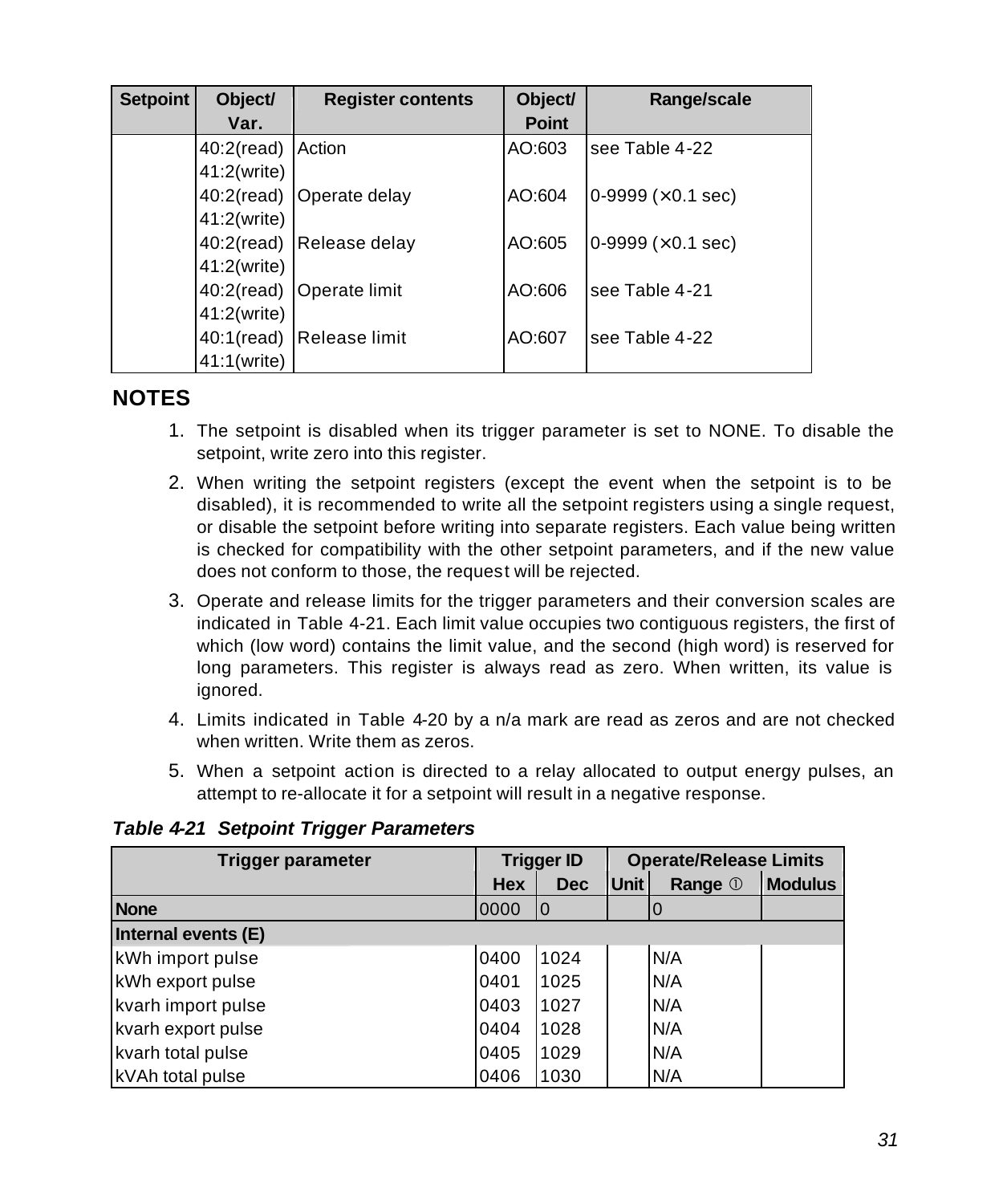| Setpoint | Object/ Var. | Register contents | Object/ Point | Range/scale |
|---|---|---|---|---|
| | 40:2(read) 41:2(write) | Action | AO:603 | see Table 4-22 |
| | 40:2(read) 41:2(write) | Operate delay | AO:604 | 0-9999 (×0.1 sec) |
| | 40:2(read) 41:2(write) | Release delay | AO:605 | 0-9999 (×0.1 sec) |
| | 40:2(read) 41:2(write) | Operate limit | AO:606 | see Table 4-21 |
| | 40:1(read) 41:1(write) | Release limit | AO:607 | see Table 4-22 |

## NOTES

1. The setpoint is disabled when its trigger parameter is set to NONE. To disable the setpoint, write zero into this register.
2. When writing the setpoint registers (except the event when the setpoint is to be disabled), it is recommended to write all the setpoint registers using a single request, or disable the setpoint before writing into separate registers. Each value being written is checked for compatibility with the other setpoint parameters, and if the new value does not conform to those, the request will be rejected.
3. Operate and release limits for the trigger parameters and their conversion scales are indicated in Table 4-21. Each limit value occupies two contiguous registers, the first of which (low word) contains the limit value, and the second (high word) is reserved for long parameters. This register is always read as zero. When written, its value is ignored.
4. Limits indicated in Table 4-20 by a n/a mark are read as zeros and are not checked when written. Write them as zeros.
5. When a setpoint action is directed to a relay allocated to output energy pulses, an attempt to re-allocate it for a setpoint will result in a negative response.

***Table 4-21 Setpoint Trigger Parameters***

| Trigger parameter | Trigger ID | | Operate/Release Limits | | |
|---|---|---|---|---|---|
| | Hex | Dec | Unit | Range ① | Modulus |
| **None** | 0000 | 0 | | 0 | |
| **Internal events (E)** | | | | | |
| kWh import pulse | 0400 | 1024 | | N/A | |
| kWh export pulse | 0401 | 1025 | | N/A | |
| kvarh import pulse | 0403 | 1027 | | N/A | |
| kvarh export pulse | 0404 | 1028 | | N/A | |
| kvarh total pulse | 0405 | 1029 | | N/A | |
| kVAh total pulse | 0406 | 1030 | | N/A | |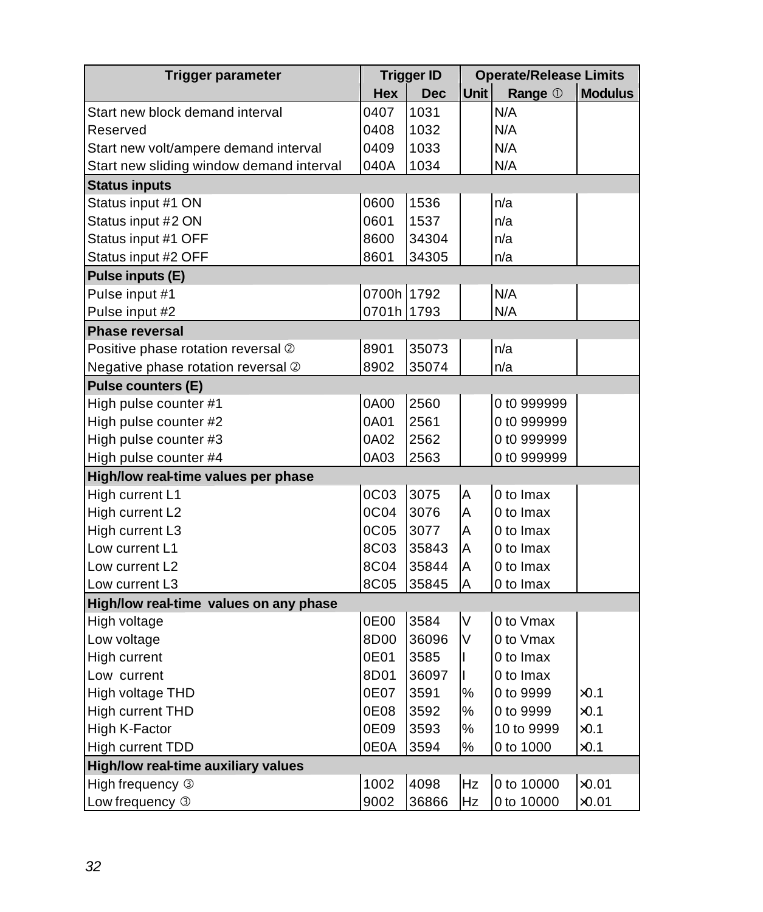| Trigger parameter | Trigger ID | | Operate/Release Limits | | |
|---|---|---|---|---|---|
| | Hex | Dec | Unit | Range ① | Modulus |
| Start new block demand interval | 0407 | 1031 | | N/A | |
| Reserved | 0408 | 1032 | | N/A | |
| Start new volt/ampere demand interval | 0409 | 1033 | | N/A | |
| Start new sliding window demand interval | 040A | 1034 | | N/A | |
| **Status inputs** | | | | | |
| Status input #1 ON | 0600 | 1536 | | n/a | |
| Status input #2 ON | 0601 | 1537 | | n/a | |
| Status input #1 OFF | 8600 | 34304 | | n/a | |
| Status input #2 OFF | 8601 | 34305 | | n/a | |
| **Pulse inputs (E)** | | | | | |
| Pulse input #1 | 0700h | 1792 | | N/A | |
| Pulse input #2 | 0701h | 1793 | | N/A | |
| **Phase reversal** | | | | | |
| Positive phase rotation reversal ② | 8901 | 35073 | | n/a | |
| Negative phase rotation reversal ② | 8902 | 35074 | | n/a | |
| **Pulse counters (E)** | | | | | |
| High pulse counter #1 | 0A00 | 2560 | | 0 t0 999999 | |
| High pulse counter #2 | 0A01 | 2561 | | 0 t0 999999 | |
| High pulse counter #3 | 0A02 | 2562 | | 0 t0 999999 | |
| High pulse counter #4 | 0A03 | 2563 | | 0 t0 999999 | |
| **High/low real-time values per phase** | | | | | |
| High current L1 | 0C03 | 3075 | A | 0 to Imax | |
| High current L2 | 0C04 | 3076 | A | 0 to Imax | |
| High current L3 | 0C05 | 3077 | A | 0 to Imax | |
| Low current L1 | 8C03 | 35843 | A | 0 to Imax | |
| Low current L2 | 8C04 | 35844 | A | 0 to Imax | |
| Low current L3 | 8C05 | 35845 | A | 0 to Imax | |
| **High/low real-time values on any phase** | | | | | |
| High voltage | 0E00 | 3584 | V | 0 to Vmax | |
| Low voltage | 8D00 | 36096 | V | 0 to Vmax | |
| High current | 0E01 | 3585 | I | 0 to Imax | |
| Low current | 8D01 | 36097 | I | 0 to Imax | |
| High voltage THD | 0E07 | 3591 | % | 0 to 9999 | ×0.1 |
| High current THD | 0E08 | 3592 | % | 0 to 9999 | ×0.1 |
| High K-Factor | 0E09 | 3593 | % | 10 to 9999 | ×0.1 |
| High current TDD | 0E0A | 3594 | % | 0 to 1000 | ×0.1 |
| **High/low real-time auxiliary values** | | | | | |
| High frequency ③ | 1002 | 4098 | Hz | 0 to 10000 | ×0.01 |
| Low frequency ③ | 9002 | 36866 | Hz | 0 to 10000 | ×0.01 |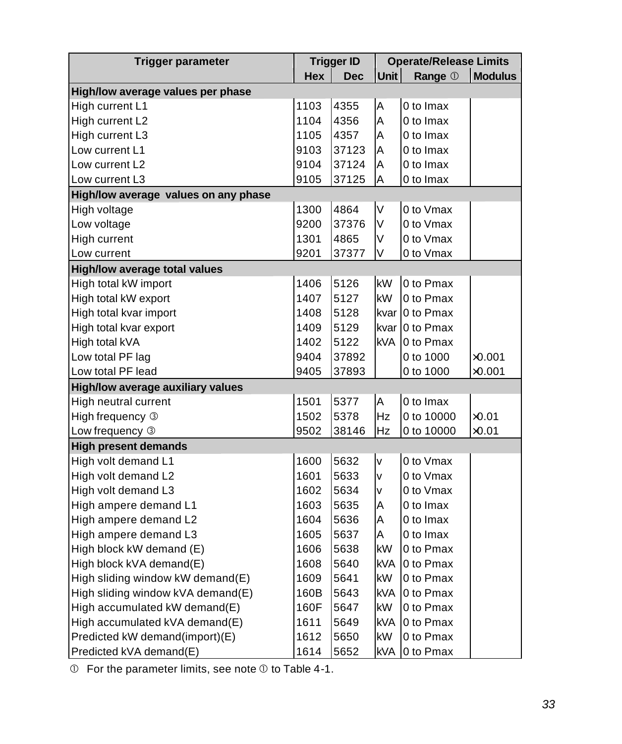| Trigger parameter | Trigger ID | | Operate/Release Limits | | |
|---|---|---|---|---|---|
| | Hex | Dec | Unit | Range ① | Modulus |
| **High/low average values per phase** | | | | | |
| High current L1 | 1103 | 4355 | A | 0 to Imax | |
| High current L2 | 1104 | 4356 | A | 0 to Imax | |
| High current L3 | 1105 | 4357 | A | 0 to Imax | |
| Low current L1 | 9103 | 37123 | A | 0 to Imax | |
| Low current L2 | 9104 | 37124 | A | 0 to Imax | |
| Low current L3 | 9105 | 37125 | A | 0 to Imax | |
| **High/low average values on any phase** | | | | | |
| High voltage | 1300 | 4864 | V | 0 to Vmax | |
| Low voltage | 9200 | 37376 | V | 0 to Vmax | |
| High current | 1301 | 4865 | V | 0 to Vmax | |
| Low current | 9201 | 37377 | V | 0 to Vmax | |
| **High/low average total values** | | | | | |
| High total kW import | 1406 | 5126 | kW | 0 to Pmax | |
| High total kW export | 1407 | 5127 | kW | 0 to Pmax | |
| High total kvar import | 1408 | 5128 | kvar | 0 to Pmax | |
| High total kvar export | 1409 | 5129 | kvar | 0 to Pmax | |
| High total kVA | 1402 | 5122 | kVA | 0 to Pmax | |
| Low total PF lag | 9404 | 37892 | | 0 to 1000 | ×0.001 |
| Low total PF lead | 9405 | 37893 | | 0 to 1000 | ×0.001 |
| **High/low average auxiliary values** | | | | | |
| High neutral current | 1501 | 5377 | A | 0 to Imax | |
| High frequency ③ | 1502 | 5378 | Hz | 0 to 10000 | ×0.01 |
| Low frequency ③ | 9502 | 38146 | Hz | 0 to 10000 | ×0.01 |
| **High present demands** | | | | | |
| High volt demand L1 | 1600 | 5632 | v | 0 to Vmax | |
| High volt demand L2 | 1601 | 5633 | v | 0 to Vmax | |
| High volt demand L3 | 1602 | 5634 | v | 0 to Vmax | |
| High ampere demand L1 | 1603 | 5635 | A | 0 to Imax | |
| High ampere demand L2 | 1604 | 5636 | A | 0 to Imax | |
| High ampere demand L3 | 1605 | 5637 | A | 0 to Imax | |
| High block kW demand (E) | 1606 | 5638 | kW | 0 to Pmax | |
| High block kVA demand(E) | 1608 | 5640 | kVA | 0 to Pmax | |
| High sliding window kW demand(E) | 1609 | 5641 | kW | 0 to Pmax | |
| High sliding window kVA demand(E) | 160B | 5643 | kVA | 0 to Pmax | |
| High accumulated kW demand(E) | 160F | 5647 | kW | 0 to Pmax | |
| High accumulated kVA demand(E) | 1611 | 5649 | kVA | 0 to Pmax | |
| Predicted kW demand(import)(E) | 1612 | 5650 | kW | 0 to Pmax | |
| Predicted kVA demand(E) | 1614 | 5652 | kVA | 0 to Pmax | |

① For the parameter limits, see note ① to Table 4-1.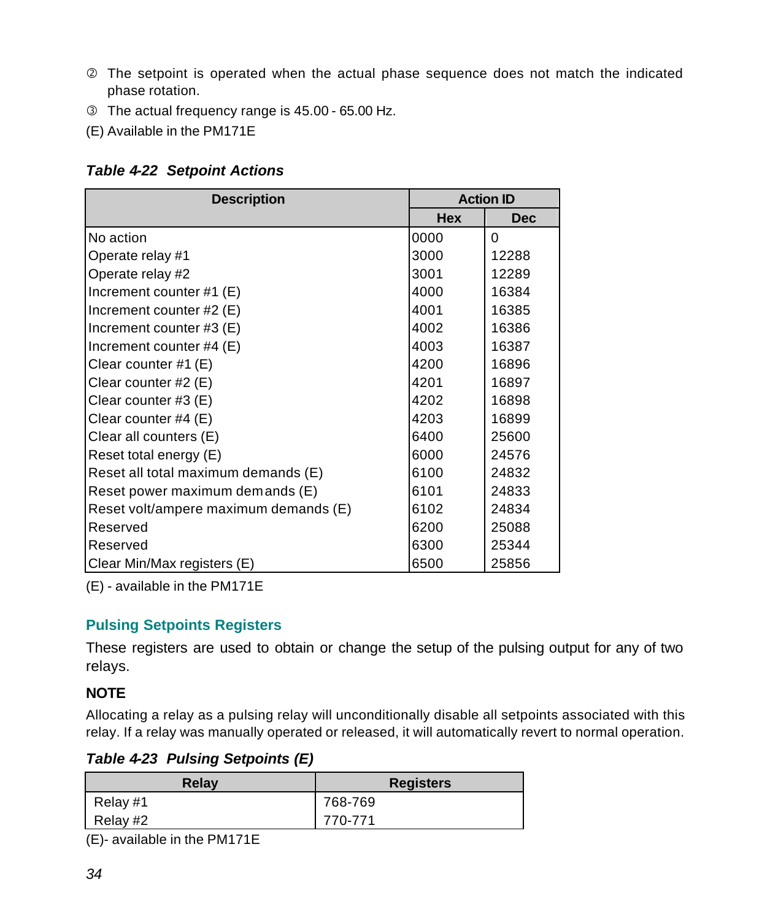② The setpoint is operated when the actual phase sequence does not match the indicated phase rotation.

③ The actual frequency range is 45.00 - 65.00 Hz.

(E) Available in the PM171E

***Table 4-22 Setpoint Actions***

| Description | Action ID | |
|---|---|---|
| | Hex | Dec |
| No action | 0000 | 0 |
| Operate relay #1 | 3000 | 12288 |
| Operate relay #2 | 3001 | 12289 |
| Increment counter #1 (E) | 4000 | 16384 |
| Increment counter #2 (E) | 4001 | 16385 |
| Increment counter #3 (E) | 4002 | 16386 |
| Increment counter #4 (E) | 4003 | 16387 |
| Clear counter #1 (E) | 4200 | 16896 |
| Clear counter #2 (E) | 4201 | 16897 |
| Clear counter #3 (E) | 4202 | 16898 |
| Clear counter #4 (E) | 4203 | 16899 |
| Clear all counters (E) | 6400 | 25600 |
| Reset total energy (E) | 6000 | 24576 |
| Reset all total maximum demands (E) | 6100 | 24832 |
| Reset power maximum demands (E) | 6101 | 24833 |
| Reset volt/ampere maximum demands (E) | 6102 | 24834 |
| Reserved | 6200 | 25088 |
| Reserved | 6300 | 25344 |
| Clear Min/Max registers (E) | 6500 | 25856 |

(E) - available in the PM171E

## Pulsing Setpoints Registers

These registers are used to obtain or change the setup of the pulsing output for any of two relays.

**NOTE**

Allocating a relay as a pulsing relay will unconditionally disable all setpoints associated with this relay. If a relay was manually operated or released, it will automatically revert to normal operation.

***Table 4-23 Pulsing Setpoints (E)***

| Relay | Registers |
|---|---|
| Relay #1 | 768-769 |
| Relay #2 | 770-771 |

(E)- available in the PM171E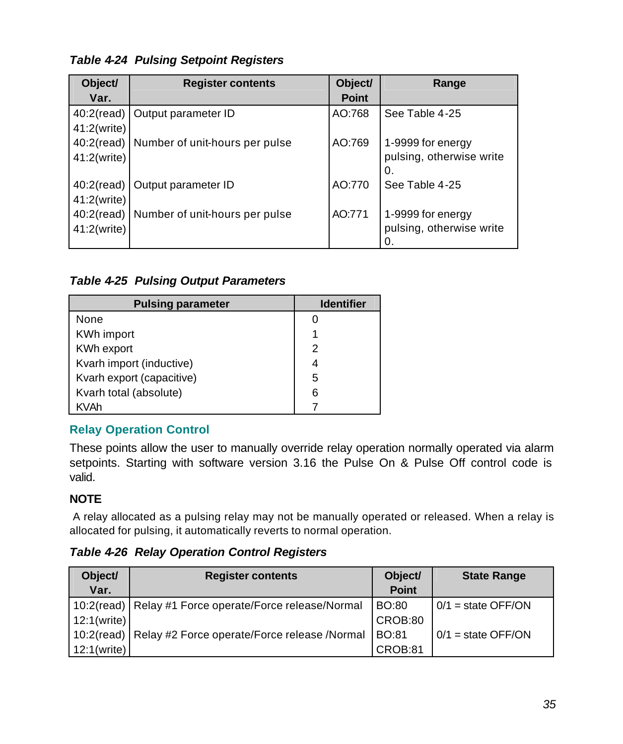***Table 4-24  Pulsing Setpoint Registers***

| Object/ Var. | Register contents | Object/ Point | Range |
|---|---|---|---|
| 40:2(read) 41:2(write) | Output parameter ID | AO:768 | See Table 4-25 |
| 40:2(read) 41:2(write) | Number of unit-hours per pulse | AO:769 | 1-9999 for energy pulsing, otherwise write 0. |
| 40:2(read) 41:2(write) | Output parameter ID | AO:770 | See Table 4-25 |
| 40:2(read) 41:2(write) | Number of unit-hours per pulse | AO:771 | 1-9999 for energy pulsing, otherwise write 0. |

***Table 4-25  Pulsing Output Parameters***

| Pulsing parameter | Identifier |
|---|---|
| None | 0 |
| KWh import | 1 |
| KWh export | 2 |
| Kvarh import (inductive) | 4 |
| Kvarh export (capacitive) | 5 |
| Kvarh total (absolute) | 6 |
| KVAh | 7 |

## Relay Operation Control

These points allow the user to manually override relay operation normally operated via alarm setpoints. Starting with software version 3.16 the Pulse On & Pulse Off control code is valid.

**NOTE**

A relay allocated as a pulsing relay may not be manually operated or released. When a relay is allocated for pulsing, it automatically reverts to normal operation.

***Table 4-26  Relay Operation Control Registers***

| Object/ Var. | Register contents | Object/ Point | State Range |
|---|---|---|---|
| 10:2(read) 12:1(write) | Relay #1 Force operate/Force release/Normal | BO:80 CROB:80 | 0/1 = state OFF/ON |
| 10:2(read) 12:1(write) | Relay #2 Force operate/Force release /Normal | BO:81 CROB:81 | 0/1 = state OFF/ON |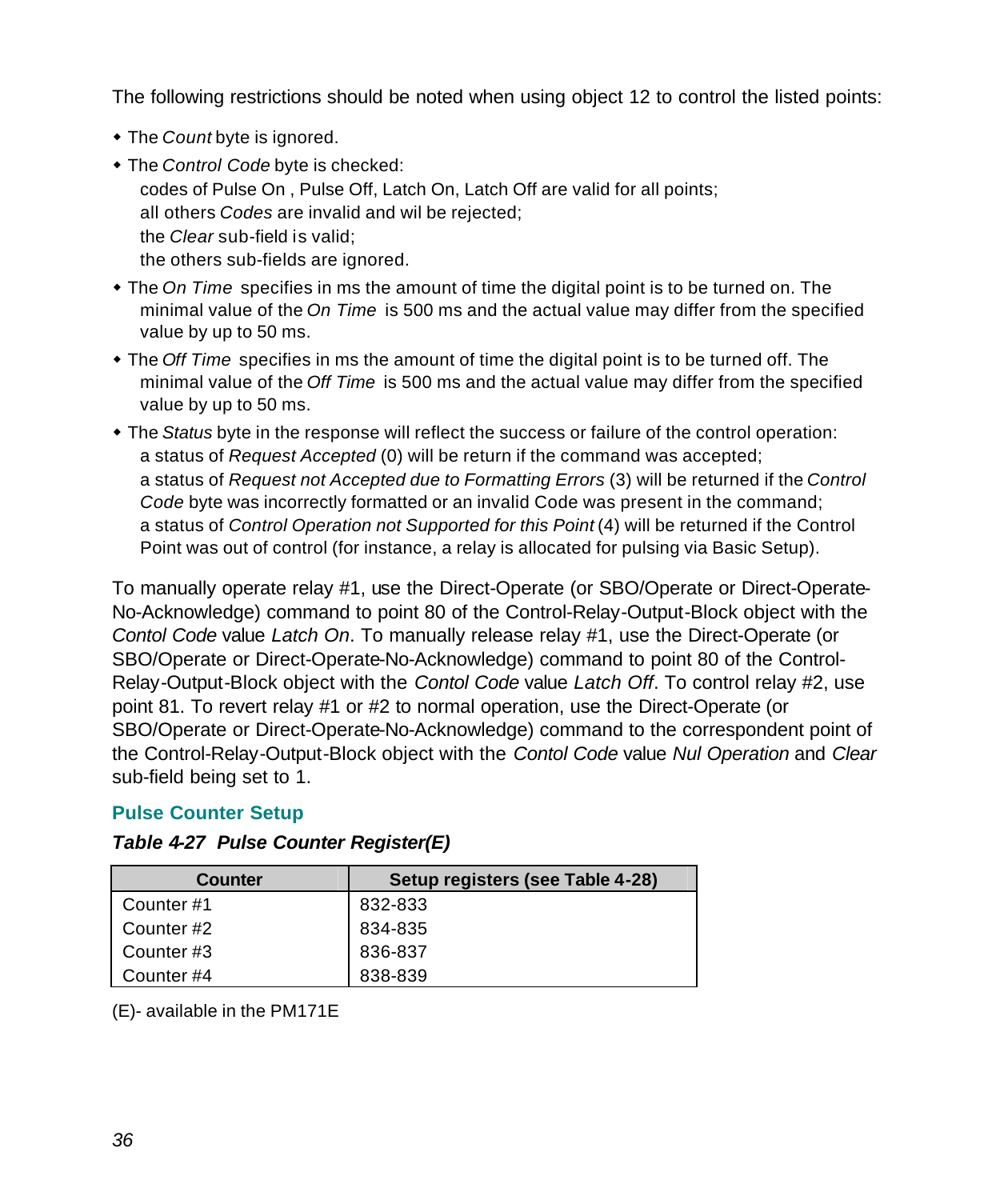The following restrictions should be noted when using object 12 to control the listed points:

- The *Count* byte is ignored.
- The *Control Code* byte is checked:
  codes of Pulse On , Pulse Off, Latch On, Latch Off are valid for all points;
  all others *Codes* are invalid and wil be rejected;
  the *Clear* sub-field is valid;
  the others sub-fields are ignored.
- The *On Time* specifies in ms the amount of time the digital point is to be turned on. The minimal value of the *On Time* is 500 ms and the actual value may differ from the specified value by up to 50 ms.
- The *Off Time* specifies in ms the amount of time the digital point is to be turned off. The minimal value of the *Off Time* is 500 ms and the actual value may differ from the specified value by up to 50 ms.
- The *Status* byte in the response will reflect the success or failure of the control operation:
  a status of *Request Accepted* (0) will be return if the command was accepted;
  a status of *Request not Accepted due to Formatting Errors* (3) will be returned if the *Control Code* byte was incorrectly formatted or an invalid Code was present in the command;
  a status of *Control Operation not Supported for this Point* (4) will be returned if the Control Point was out of control (for instance, a relay is allocated for pulsing via Basic Setup).

To manually operate relay #1, use the Direct-Operate (or SBO/Operate or Direct-Operate-No-Acknowledge) command to point 80 of the Control-Relay-Output-Block object with the *Contol Code* value *Latch On*. To manually release relay #1, use the Direct-Operate (or SBO/Operate or Direct-Operate-No-Acknowledge) command to point 80 of the Control-Relay-Output-Block object with the *Contol Code* value *Latch Off*. To control relay #2, use point 81. To revert relay #1 or #2 to normal operation, use the Direct-Operate (or SBO/Operate or Direct-Operate-No-Acknowledge) command to the correspondent point of the Control-Relay-Output-Block object with the *Contol Code* value *Nul Operation* and *Clear* sub-field being set to 1.

### Pulse Counter Setup

***Table 4-27 Pulse Counter Register(E)***

| Counter | Setup registers (see Table 4-28) |
|---|---|
| Counter #1 | 832-833 |
| Counter #2 | 834-835 |
| Counter #3 | 836-837 |
| Counter #4 | 838-839 |

(E)- available in the PM171E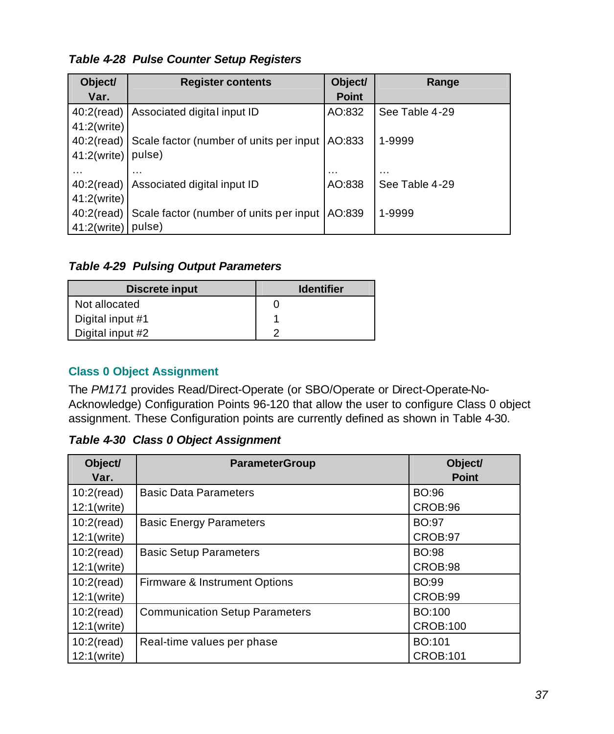***Table 4-28  Pulse Counter Setup Registers***

| Object/ Var. | Register contents | Object/ Point | Range |
|---|---|---|---|
| 40:2(read) 41:2(write) | Associated digital input ID | AO:832 | See Table 4-29 |
| 40:2(read) 41:2(write) | Scale factor (number of units per input pulse) | AO:833 | 1-9999 |
| … | … | … | … |
| 40:2(read) 41:2(write) | Associated digital input ID | AO:838 | See Table 4-29 |
| 40:2(read) 41:2(write) | Scale factor (number of units per input pulse) | AO:839 | 1-9999 |

***Table 4-29  Pulsing Output Parameters***

| Discrete input | Identifier |
|---|---|
| Not allocated | 0 |
| Digital input #1 | 1 |
| Digital input #2 | 2 |

## Class 0 Object Assignment

The *PM171* provides Read/Direct-Operate (or SBO/Operate or Direct-Operate-No-Acknowledge) Configuration Points 96-120 that allow the user to configure Class 0 object assignment. These Configuration points are currently defined as shown in Table 4-30.

***Table 4-30  Class 0 Object Assignment***

| Object/ Var. | ParameterGroup | Object/ Point |
|---|---|---|
| 10:2(read) 12:1(write) | Basic Data Parameters | BO:96 CROB:96 |
| 10:2(read) 12:1(write) | Basic Energy Parameters | BO:97 CROB:97 |
| 10:2(read) 12:1(write) | Basic Setup Parameters | BO:98 CROB:98 |
| 10:2(read) 12:1(write) | Firmware & Instrument Options | BO:99 CROB:99 |
| 10:2(read) 12:1(write) | Communication Setup Parameters | BO:100 CROB:100 |
| 10:2(read) 12:1(write) | Real-time values per phase | BO:101 CROB:101 |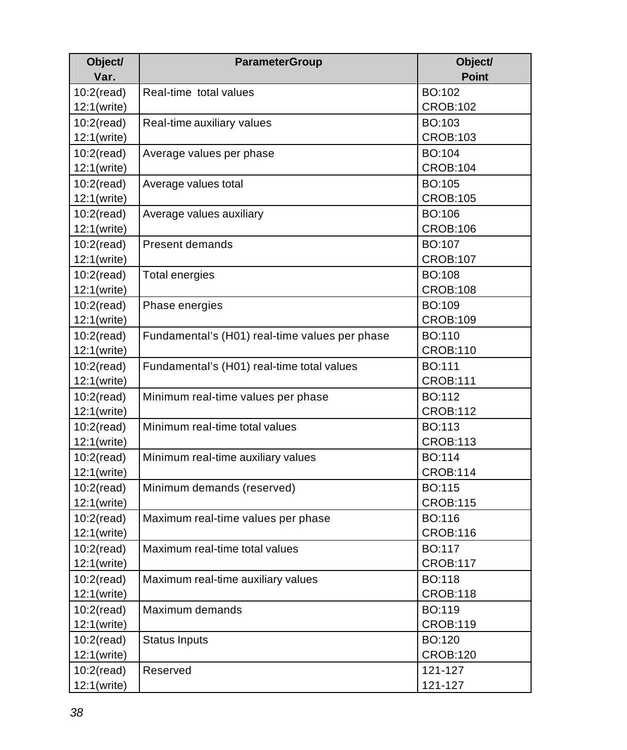| Object/ Var. | ParameterGroup | Object/ Point |
|---|---|---|
| 10:2(read) 12:1(write) | Real-time total values | BO:102 CROB:102 |
| 10:2(read) 12:1(write) | Real-time auxiliary values | BO:103 CROB:103 |
| 10:2(read) 12:1(write) | Average values per phase | BO:104 CROB:104 |
| 10:2(read) 12:1(write) | Average values total | BO:105 CROB:105 |
| 10:2(read) 12:1(write) | Average values auxiliary | BO:106 CROB:106 |
| 10:2(read) 12:1(write) | Present demands | BO:107 CROB:107 |
| 10:2(read) 12:1(write) | Total energies | BO:108 CROB:108 |
| 10:2(read) 12:1(write) | Phase energies | BO:109 CROB:109 |
| 10:2(read) 12:1(write) | Fundamental's (H01) real-time values per phase | BO:110 CROB:110 |
| 10:2(read) 12:1(write) | Fundamental's (H01) real-time total values | BO:111 CROB:111 |
| 10:2(read) 12:1(write) | Minimum real-time values per phase | BO:112 CROB:112 |
| 10:2(read) 12:1(write) | Minimum real-time total values | BO:113 CROB:113 |
| 10:2(read) 12:1(write) | Minimum real-time auxiliary values | BO:114 CROB:114 |
| 10:2(read) 12:1(write) | Minimum demands (reserved) | BO:115 CROB:115 |
| 10:2(read) 12:1(write) | Maximum real-time values per phase | BO:116 CROB:116 |
| 10:2(read) 12:1(write) | Maximum real-time total values | BO:117 CROB:117 |
| 10:2(read) 12:1(write) | Maximum real-time auxiliary values | BO:118 CROB:118 |
| 10:2(read) 12:1(write) | Maximum demands | BO:119 CROB:119 |
| 10:2(read) 12:1(write) | Status Inputs | BO:120 CROB:120 |
| 10:2(read) 12:1(write) | Reserved | 121-127 121-127 |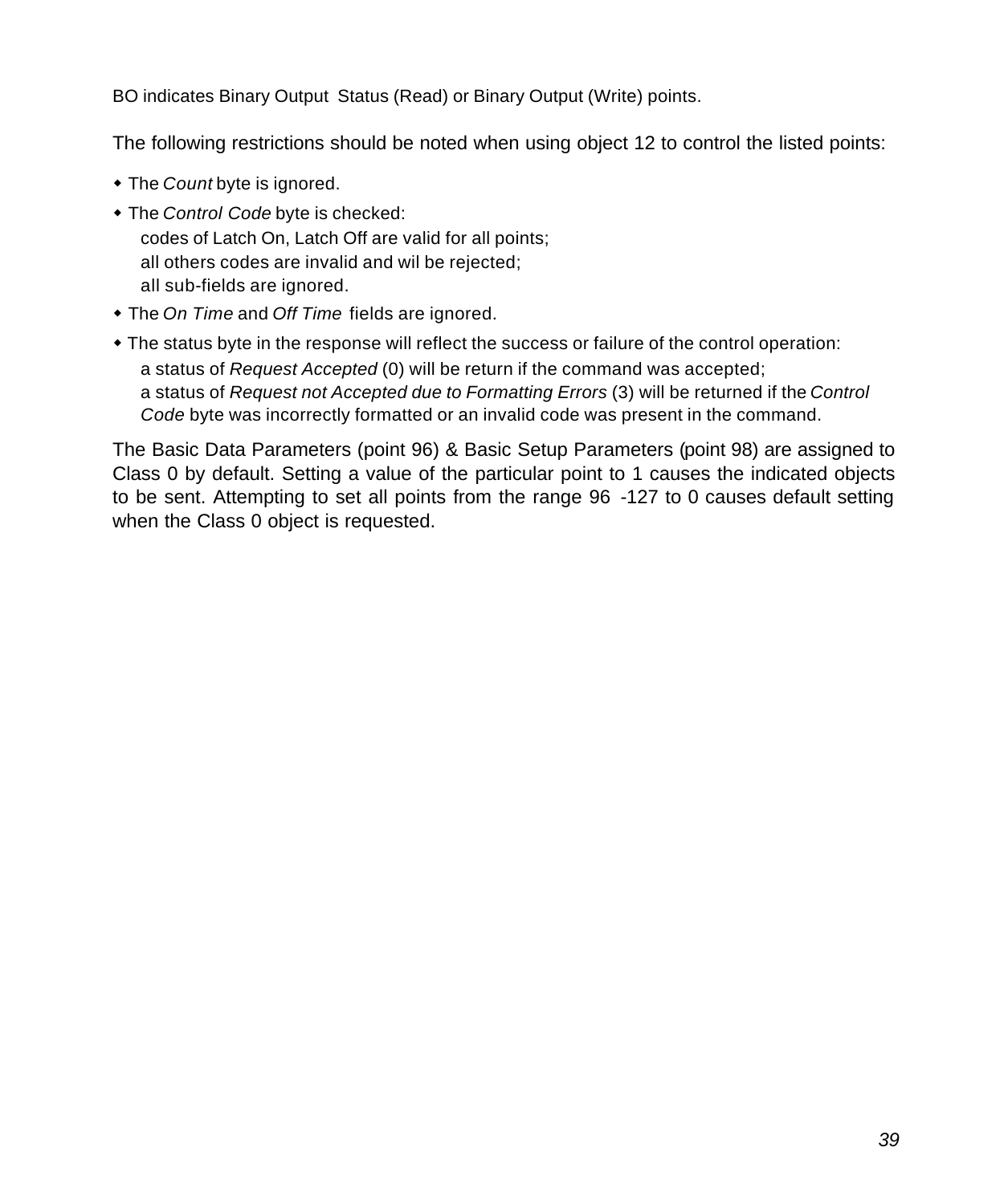BO indicates Binary Output Status (Read) or Binary Output (Write) points.

The following restrictions should be noted when using object 12 to control the listed points:

- The *Count* byte is ignored.
- The *Control Code* byte is checked:
  codes of Latch On, Latch Off are valid for all points;
  all others codes are invalid and wil be rejected;
  all sub-fields are ignored.
- The *On Time* and *Off Time* fields are ignored.
- The status byte in the response will reflect the success or failure of the control operation:
  a status of *Request Accepted* (0) will be return if the command was accepted;
  a status of *Request not Accepted due to Formatting Errors* (3) will be returned if the *Control Code* byte was incorrectly formatted or an invalid code was present in the command.

The Basic Data Parameters (point 96) & Basic Setup Parameters (point 98) are assigned to Class 0 by default. Setting a value of the particular point to 1 causes the indicated objects to be sent. Attempting to set all points from the range 96 -127 to 0 causes default setting when the Class 0 object is requested.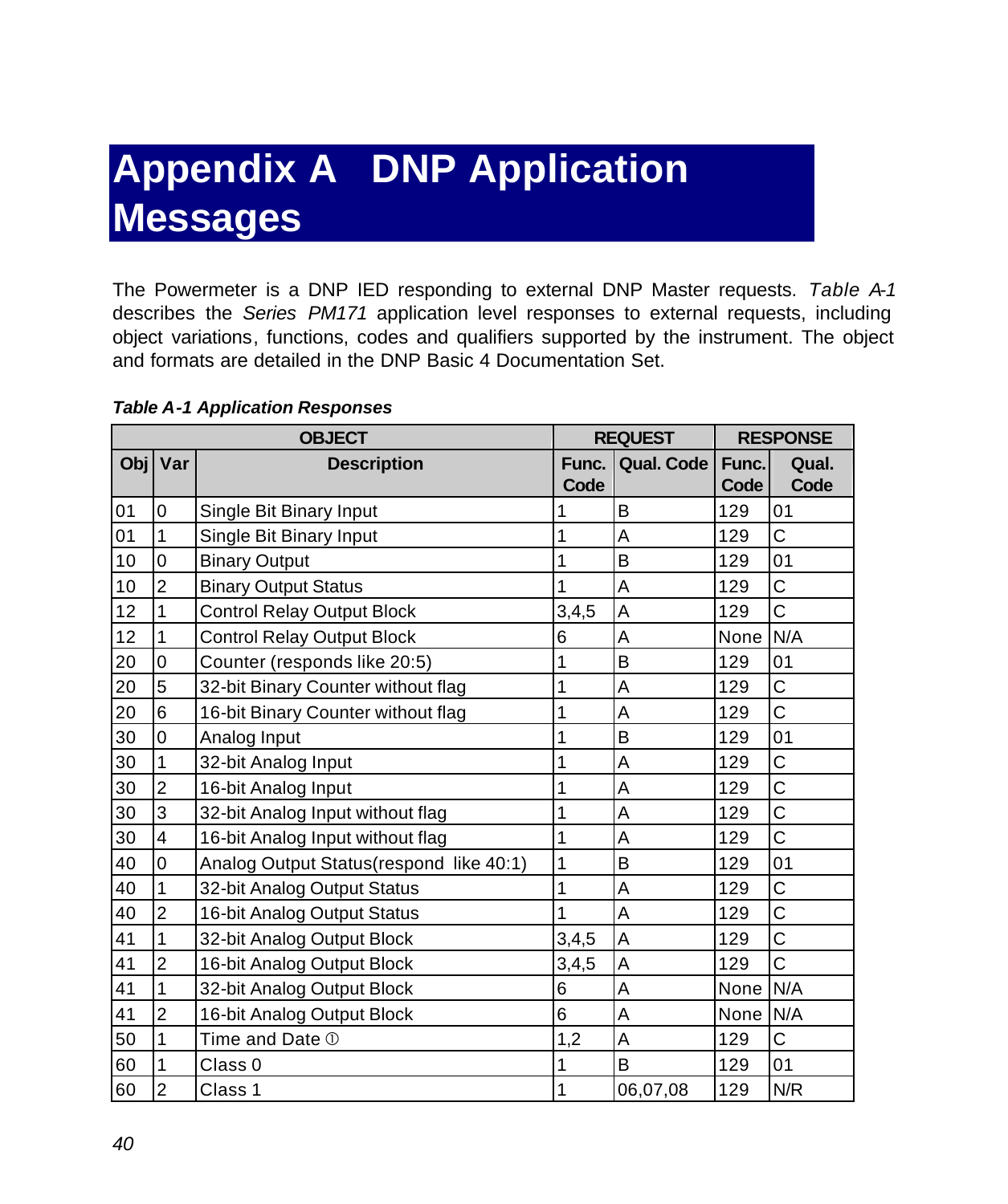# Appendix A DNP Application Messages

The Powermeter is a DNP IED responding to external DNP Master requests. *Table A-1* describes the *Series PM171* application level responses to external requests, including object variations, functions, codes and qualifiers supported by the instrument. The object and formats are detailed in the DNP Basic 4 Documentation Set.

***Table A-1 Application Responses***

| OBJECT | | | REQUEST | | RESPONSE | |
|---|---|---|---|---|---|---|
| **Obj** | **Var** | **Description** | **Func. Code** | **Qual. Code** | **Func. Code** | **Qual. Code** |
| 01 | 0 | Single Bit Binary Input | 1 | B | 129 | 01 |
| 01 | 1 | Single Bit Binary Input | 1 | A | 129 | C |
| 10 | 0 | Binary Output | 1 | B | 129 | 01 |
| 10 | 2 | Binary Output Status | 1 | A | 129 | C |
| 12 | 1 | Control Relay Output Block | 3,4,5 | A | 129 | C |
| 12 | 1 | Control Relay Output Block | 6 | A | None | N/A |
| 20 | 0 | Counter (responds like 20:5) | 1 | B | 129 | 01 |
| 20 | 5 | 32-bit Binary Counter without flag | 1 | A | 129 | C |
| 20 | 6 | 16-bit Binary Counter without flag | 1 | A | 129 | C |
| 30 | 0 | Analog Input | 1 | B | 129 | 01 |
| 30 | 1 | 32-bit Analog Input | 1 | A | 129 | C |
| 30 | 2 | 16-bit Analog Input | 1 | A | 129 | C |
| 30 | 3 | 32-bit Analog Input without flag | 1 | A | 129 | C |
| 30 | 4 | 16-bit Analog Input without flag | 1 | A | 129 | C |
| 40 | 0 | Analog Output Status(respond like 40:1) | 1 | B | 129 | 01 |
| 40 | 1 | 32-bit Analog Output Status | 1 | A | 129 | C |
| 40 | 2 | 16-bit Analog Output Status | 1 | A | 129 | C |
| 41 | 1 | 32-bit Analog Output Block | 3,4,5 | A | 129 | C |
| 41 | 2 | 16-bit Analog Output Block | 3,4,5 | A | 129 | C |
| 41 | 1 | 32-bit Analog Output Block | 6 | A | None | N/A |
| 41 | 2 | 16-bit Analog Output Block | 6 | A | None | N/A |
| 50 | 1 | Time and Date ① | 1,2 | A | 129 | C |
| 60 | 1 | Class 0 | 1 | B | 129 | 01 |
| 60 | 2 | Class 1 | 1 | 06,07,08 | 129 | N/R |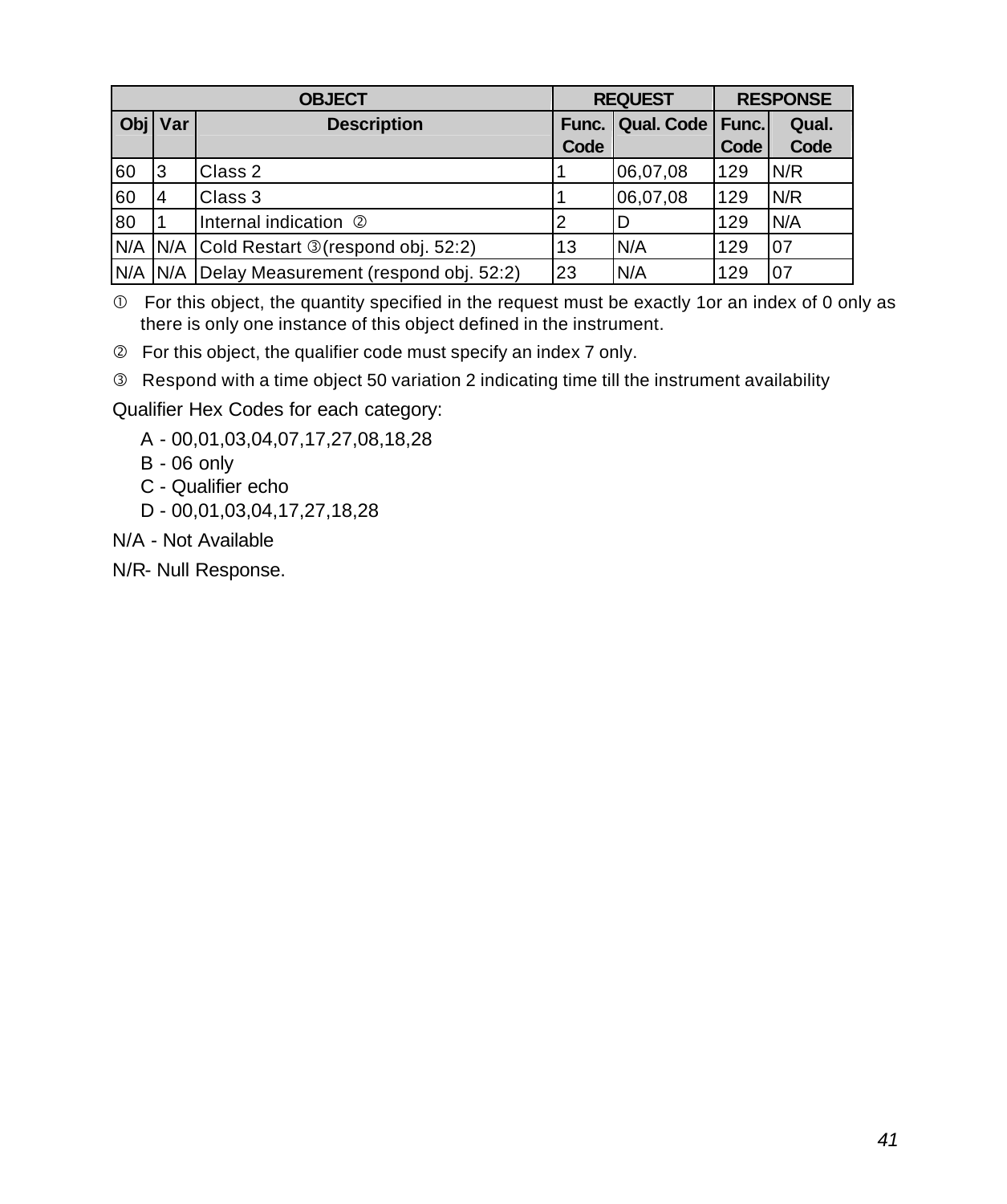| OBJECT | | | REQUEST | | RESPONSE | |
|---|---|---|---|---|---|---|
| Obj | Var | Description | Func. Code | Qual. Code | Func. Code | Qual. Code |
| 60 | 3 | Class 2 | 1 | 06,07,08 | 129 | N/R |
| 60 | 4 | Class 3 | 1 | 06,07,08 | 129 | N/R |
| 80 | 1 | Internal indication ② | 2 | D | 129 | N/A |
| N/A | N/A | Cold Restart ③(respond obj. 52:2) | 13 | N/A | 129 | 07 |
| N/A | N/A | Delay Measurement (respond obj. 52:2) | 23 | N/A | 129 | 07 |

① For this object, the quantity specified in the request must be exactly 1or an index of 0 only as there is only one instance of this object defined in the instrument.

② For this object, the qualifier code must specify an index 7 only.

③ Respond with a time object 50 variation 2 indicating time till the instrument availability

Qualifier Hex Codes for each category:

A - 00,01,03,04,07,17,27,08,18,28
B - 06 only
C - Qualifier echo
D - 00,01,03,04,17,27,18,28

N/A - Not Available

N/R- Null Response.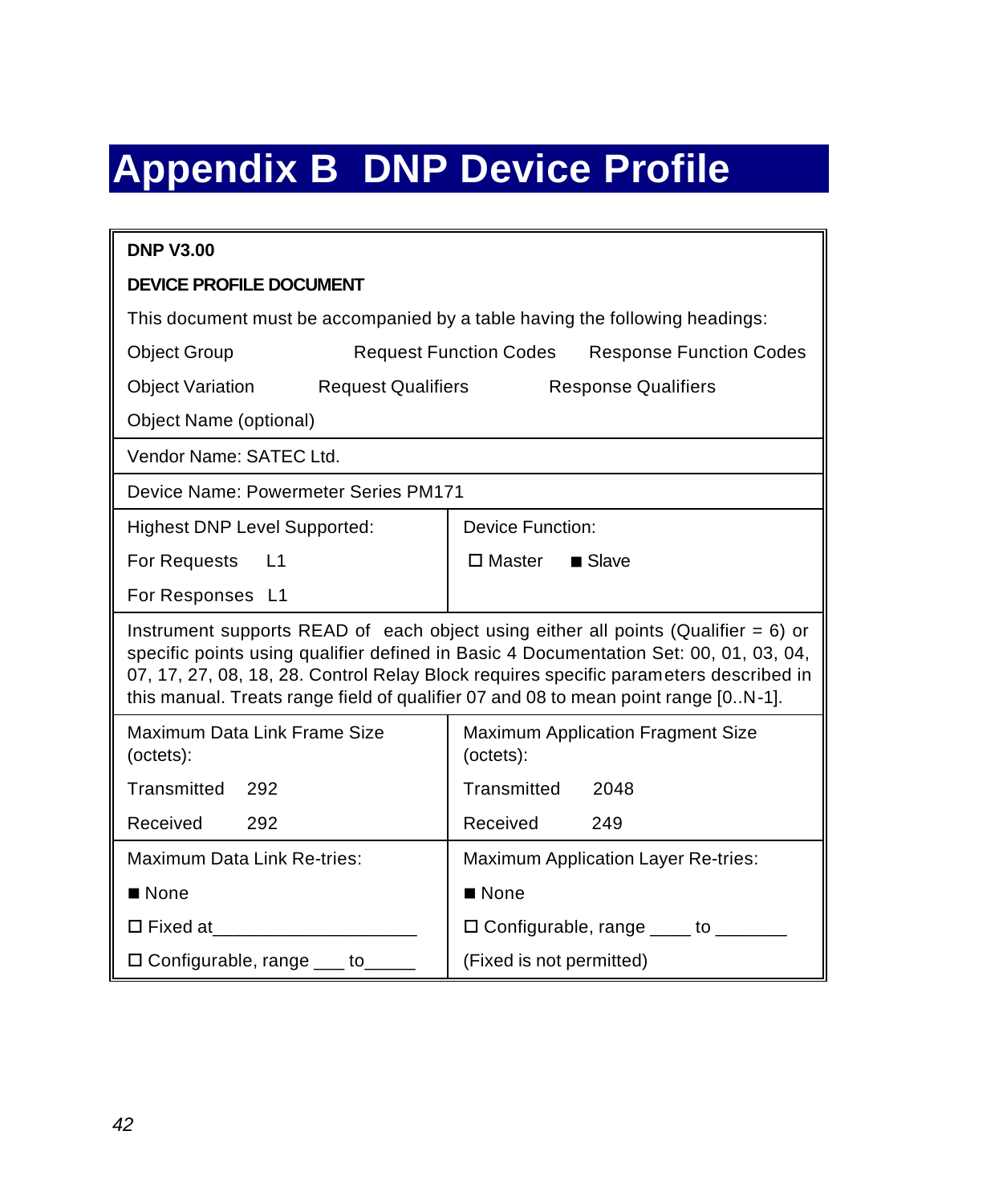# Appendix B DNP Device Profile

| | |
|---|---|
| **DNP V3.00**<br>**DEVICE PROFILE DOCUMENT**<br>This document must be accompanied by a table having the following headings:<br>Object Group Request Function Codes Response Function Codes<br>Object Variation Request Qualifiers Response Qualifiers<br>Object Name (optional) | |
| Vendor Name: SATEC Ltd. | |
| Device Name: Powermeter Series PM171 | |
| Highest DNP Level Supported:<br>For Requests L1<br>For Responses L1 | Device Function:<br>☐ Master ■ Slave |
| Instrument supports READ of each object using either all points (Qualifier = 6) or specific points using qualifier defined in Basic 4 Documentation Set: 00, 01, 03, 04, 07, 17, 27, 08, 18, 28. Control Relay Block requires specific parameters described in this manual. Treats range field of qualifier 07 and 08 to mean point range [0..N-1]. | |
| Maximum Data Link Frame Size (octets):<br>Transmitted 292<br>Received 292 | Maximum Application Fragment Size (octets):<br>Transmitted 2048<br>Received 249 |
| Maximum Data Link Re-tries:<br>■ None<br>☐ Fixed at____________________<br>☐ Configurable, range ___ to_____ | Maximum Application Layer Re-tries:<br>■ None<br>☐ Configurable, range ____ to _______<br>(Fixed is not permitted) |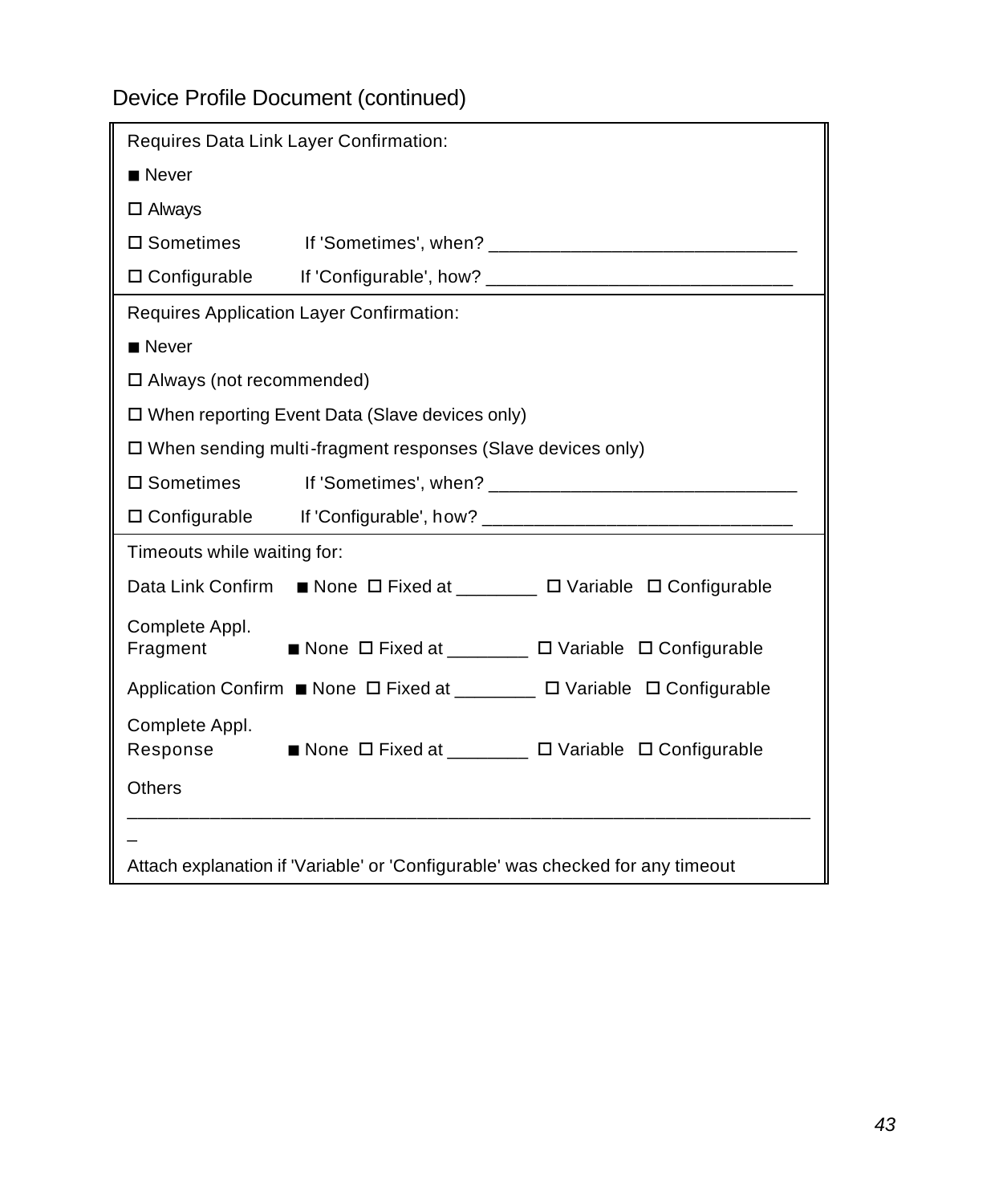Device Profile Document (continued)

Requires Data Link Layer Confirmation:

■ Never

☐ Always

☐ Sometimes    If 'Sometimes', when? ______________________________

☐ Configurable    If 'Configurable', how? ______________________________

Requires Application Layer Confirmation:

■ Never

☐ Always (not recommended)

☐ When reporting Event Data (Slave devices only)

☐ When sending multi-fragment responses (Slave devices only)

☐ Sometimes    If 'Sometimes', when? ______________________________

☐ Configurable    If 'Configurable', how? ______________________________

Timeouts while waiting for:

Data Link Confirm    ■ None  ☐ Fixed at ________  ☐ Variable  ☐ Configurable

Complete Appl. Fragment    ■ None  ☐ Fixed at ________  ☐ Variable  ☐ Configurable

Application Confirm  ■ None  ☐ Fixed at ________  ☐ Variable  ☐ Configurable

Complete Appl. Response    ■ None  ☐ Fixed at ________  ☐ Variable  ☐ Configurable

Others _______________________________________________________________

Attach explanation if 'Variable' or 'Configurable' was checked for any timeout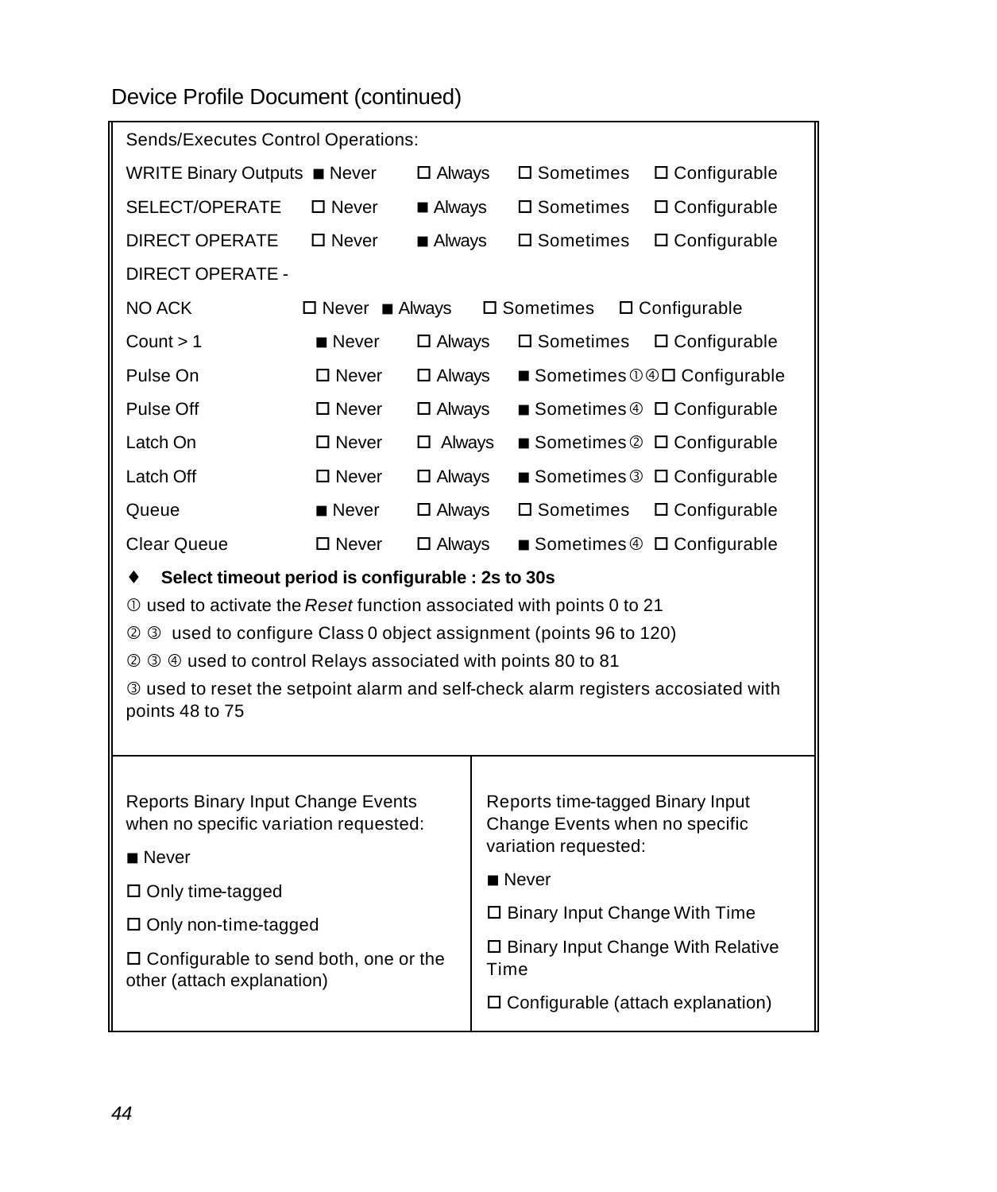Device Profile Document (continued)

Sends/Executes Control Operations:

| | | | | |
|---|---|---|---|---|
| WRITE Binary Outputs | ■ Never | ☐ Always | ☐ Sometimes | ☐ Configurable |
| SELECT/OPERATE | ☐ Never | ■ Always | ☐ Sometimes | ☐ Configurable |
| DIRECT OPERATE | ☐ Never | ■ Always | ☐ Sometimes | ☐ Configurable |
| DIRECT OPERATE - NO ACK | ☐ Never | ■ Always | ☐ Sometimes | ☐ Configurable |
| Count > 1 | ■ Never | ☐ Always | ☐ Sometimes | ☐ Configurable |
| Pulse On | ☐ Never | ☐ Always | ■ Sometimes ①④ | ☐ Configurable |
| Pulse Off | ☐ Never | ☐ Always | ■ Sometimes ④ | ☐ Configurable |
| Latch On | ☐ Never | ☐ Always | ■ Sometimes ② | ☐ Configurable |
| Latch Off | ☐ Never | ☐ Always | ■ Sometimes ③ | ☐ Configurable |
| Queue | ■ Never | ☐ Always | ☐ Sometimes | ☐ Configurable |
| Clear Queue | ☐ Never | ☐ Always | ■ Sometimes ④ | ☐ Configurable |

♦ **Select timeout period is configurable : 2s to 30s**

① used to activate the *Reset* function associated with points 0 to 21

② ③ used to configure Class 0 object assignment (points 96 to 120)

② ③ ④ used to control Relays associated with points 80 to 81

③ used to reset the setpoint alarm and self-check alarm registers accosiated with points 48 to 75

Reports Binary Input Change Events when no specific variation requested:

■ Never

☐ Only time-tagged

☐ Only non-time-tagged

☐ Configurable to send both, one or the other (attach explanation)

Reports time-tagged Binary Input Change Events when no specific variation requested:

■ Never

☐ Binary Input Change With Time

☐ Binary Input Change With Relative Time

☐ Configurable (attach explanation)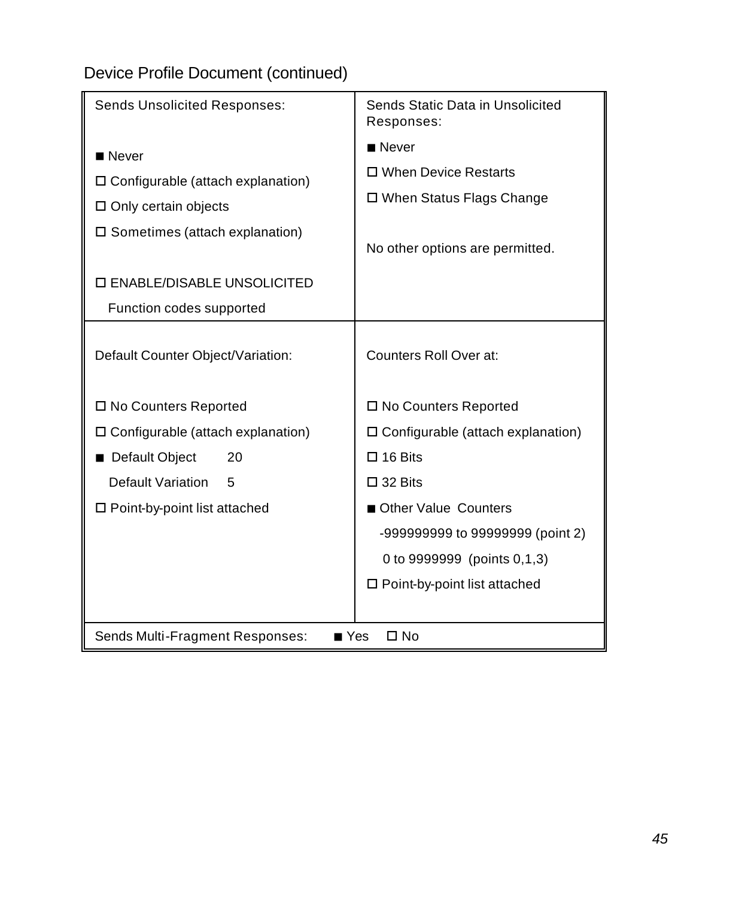Device Profile Document (continued)

| | |
|---|---|
| Sends Unsolicited Responses:<br><br>■ Never<br>☐ Configurable (attach explanation)<br>☐ Only certain objects<br>☐ Sometimes (attach explanation)<br><br>☐ ENABLE/DISABLE UNSOLICITED<br>Function codes supported | Sends Static Data in Unsolicited Responses:<br><br>■ Never<br>☐ When Device Restarts<br>☐ When Status Flags Change<br><br>No other options are permitted. |
| Default Counter Object/Variation:<br><br>☐ No Counters Reported<br>☐ Configurable (attach explanation)<br>■ Default Object 20<br>Default Variation 5<br>☐ Point-by-point list attached | Counters Roll Over at:<br><br>☐ No Counters Reported<br>☐ Configurable (attach explanation)<br>☐ 16 Bits<br>☐ 32 Bits<br>■ Other Value Counters<br>-999999999 to 99999999 (point 2)<br>0 to 9999999 (points 0,1,3)<br>☐ Point-by-point list attached |
| Sends Multi-Fragment Responses: ■ Yes ☐ No | |